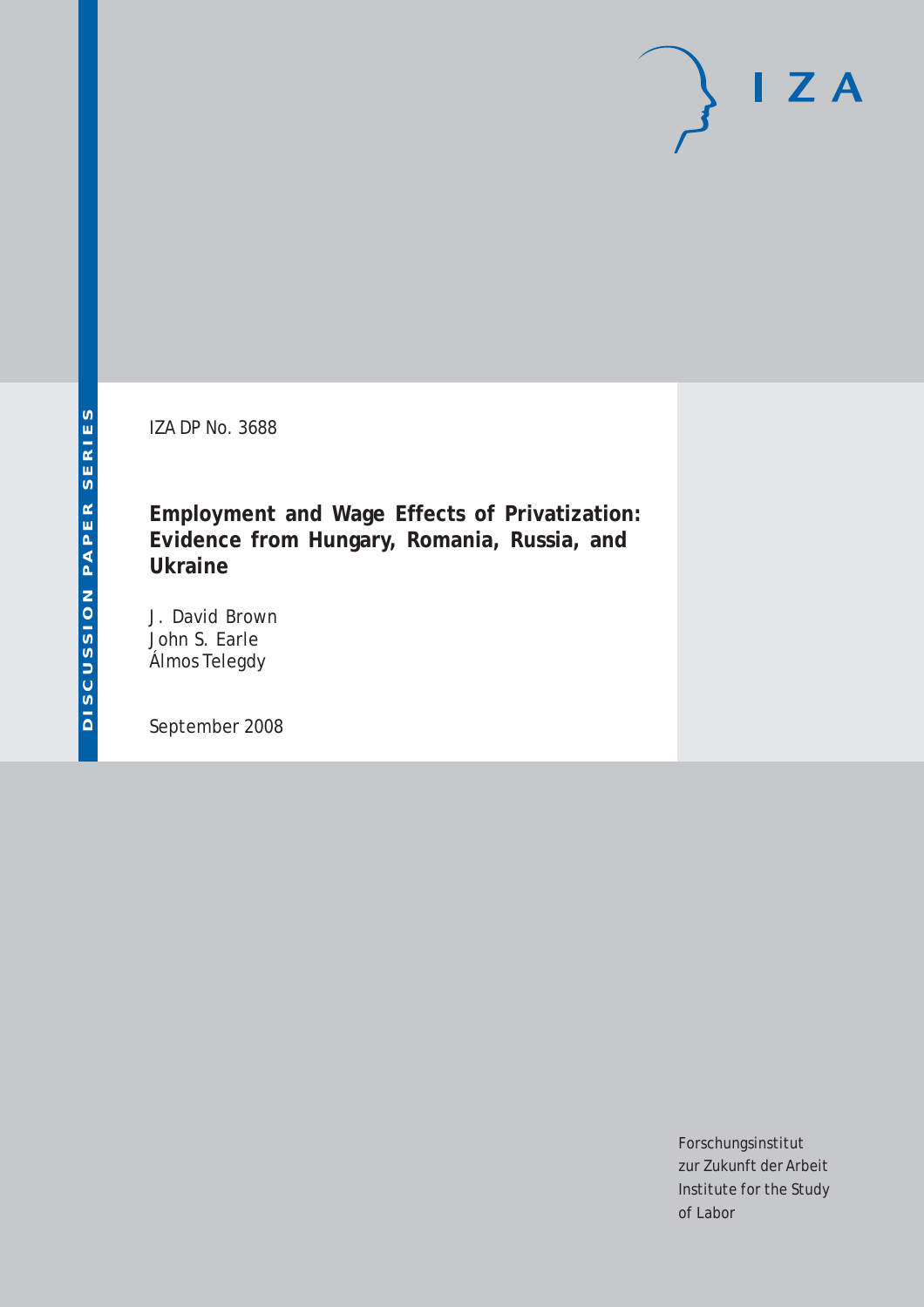DISCUSSION PAPER SERIES

IZA DP No. 3688

# Employment and Wage Effects of Privatization: Evidence from Hungary, Romania, Russia, and Ukraine

J. David Brown
John S. Earle
Álmos Telegdy

September 2008

Forschungsinstitut
zur Zukunft der Arbeit
Institute for the Study
of Labor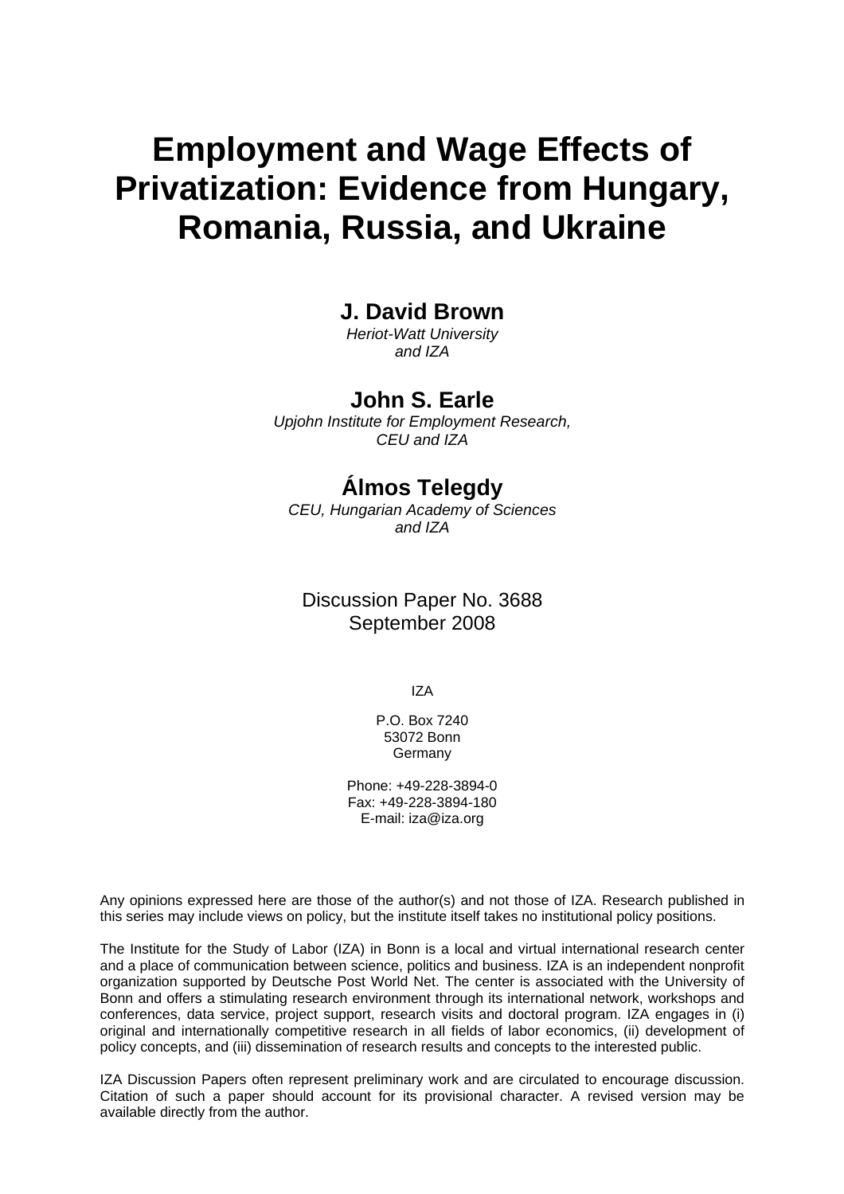# Employment and Wage Effects of Privatization: Evidence from Hungary, Romania, Russia, and Ukraine

**J. David Brown**
*Heriot-Watt University and IZA*

**John S. Earle**
*Upjohn Institute for Employment Research, CEU and IZA*

**Álmos Telegdy**
*CEU, Hungarian Academy of Sciences and IZA*

Discussion Paper No. 3688
September 2008

IZA

P.O. Box 7240
53072 Bonn
Germany

Phone: +49-228-3894-0
Fax: +49-228-3894-180
E-mail: iza@iza.org

Any opinions expressed here are those of the author(s) and not those of IZA. Research published in this series may include views on policy, but the institute itself takes no institutional policy positions.

The Institute for the Study of Labor (IZA) in Bonn is a local and virtual international research center and a place of communication between science, politics and business. IZA is an independent nonprofit organization supported by Deutsche Post World Net. The center is associated with the University of Bonn and offers a stimulating research environment through its international network, workshops and conferences, data service, project support, research visits and doctoral program. IZA engages in (i) original and internationally competitive research in all fields of labor economics, (ii) development of policy concepts, and (iii) dissemination of research results and concepts to the interested public.

IZA Discussion Papers often represent preliminary work and are circulated to encourage discussion. Citation of such a paper should account for its provisional character. A revised version may be available directly from the author.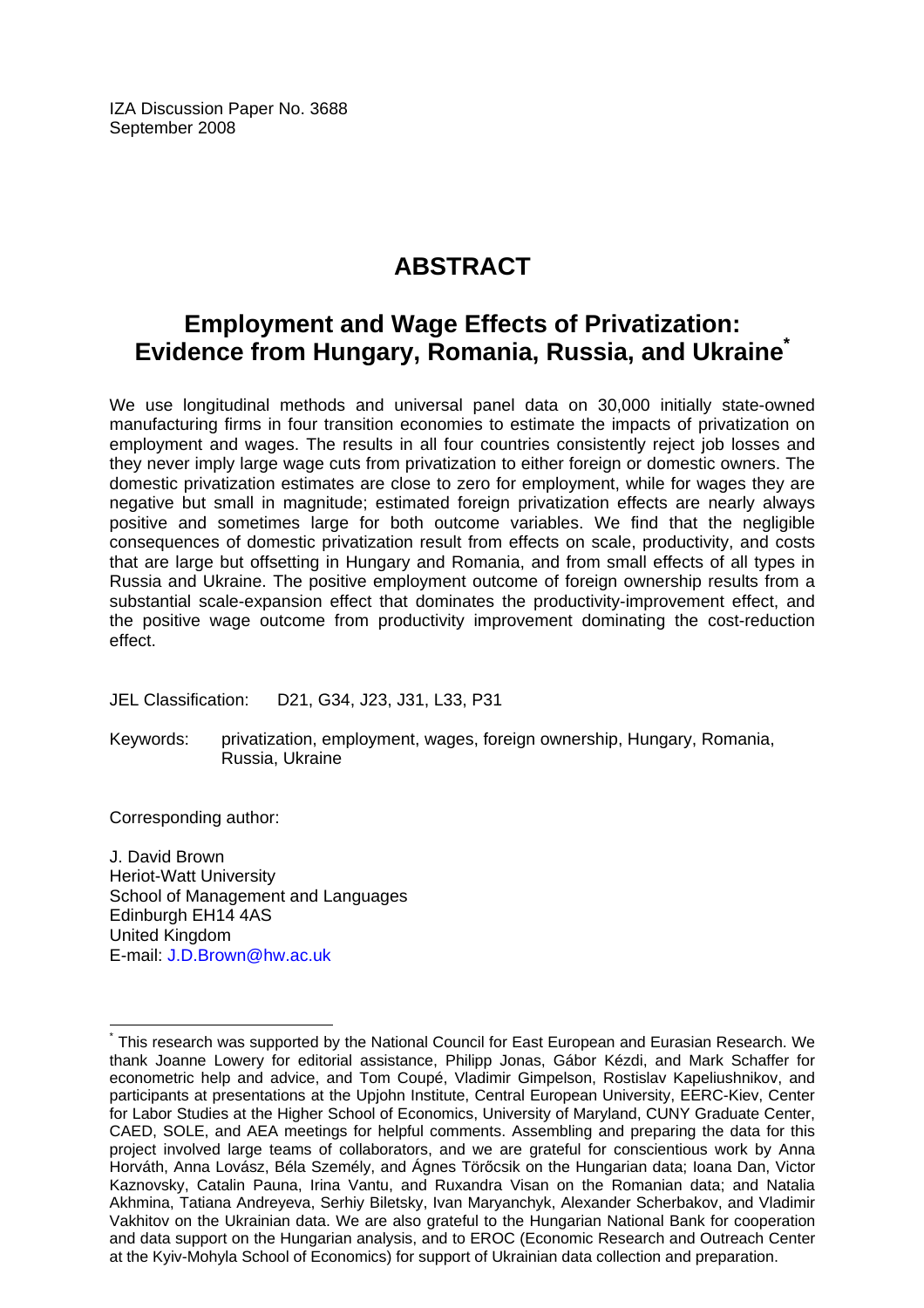IZA Discussion Paper No. 3688
September 2008

# ABSTRACT

## Employment and Wage Effects of Privatization: Evidence from Hungary, Romania, Russia, and Ukraine[*]

We use longitudinal methods and universal panel data on 30,000 initially state-owned manufacturing firms in four transition economies to estimate the impacts of privatization on employment and wages. The results in all four countries consistently reject job losses and they never imply large wage cuts from privatization to either foreign or domestic owners. The domestic privatization estimates are close to zero for employment, while for wages they are negative but small in magnitude; estimated foreign privatization effects are nearly always positive and sometimes large for both outcome variables. We find that the negligible consequences of domestic privatization result from effects on scale, productivity, and costs that are large but offsetting in Hungary and Romania, and from small effects of all types in Russia and Ukraine. The positive employment outcome of foreign ownership results from a substantial scale-expansion effect that dominates the productivity-improvement effect, and the positive wage outcome from productivity improvement dominating the cost-reduction effect.

JEL Classification: D21, G34, J23, J31, L33, P31

Keywords: privatization, employment, wages, foreign ownership, Hungary, Romania, Russia, Ukraine

Corresponding author:

J. David Brown
Heriot-Watt University
School of Management and Languages
Edinburgh EH14 4AS
United Kingdom
E-mail: J.D.Brown@hw.ac.uk

---

[*] This research was supported by the National Council for East European and Eurasian Research. We thank Joanne Lowery for editorial assistance, Philipp Jonas, Gábor Kézdi, and Mark Schaffer for econometric help and advice, and Tom Coupé, Vladimir Gimpelson, Rostislav Kapeliushnikov, and participants at presentations at the Upjohn Institute, Central European University, EERC-Kiev, Center for Labor Studies at the Higher School of Economics, University of Maryland, CUNY Graduate Center, CAED, SOLE, and AEA meetings for helpful comments. Assembling and preparing the data for this project involved large teams of collaborators, and we are grateful for conscientious work by Anna Horváth, Anna Lovász, Béla Személy, and Ágnes Törőcsik on the Hungarian data; Ioana Dan, Victor Kaznovsky, Catalin Pauna, Irina Vantu, and Ruxandra Visan on the Romanian data; and Natalia Akhmina, Tatiana Andreyeva, Serhiy Biletsky, Ivan Maryanchyk, Alexander Scherbakov, and Vladimir Vakhitov on the Ukrainian data. We are also grateful to the Hungarian National Bank for cooperation and data support on the Hungarian analysis, and to EROC (Economic Research and Outreach Center at the Kyiv-Mohyla School of Economics) for support of Ukrainian data collection and preparation.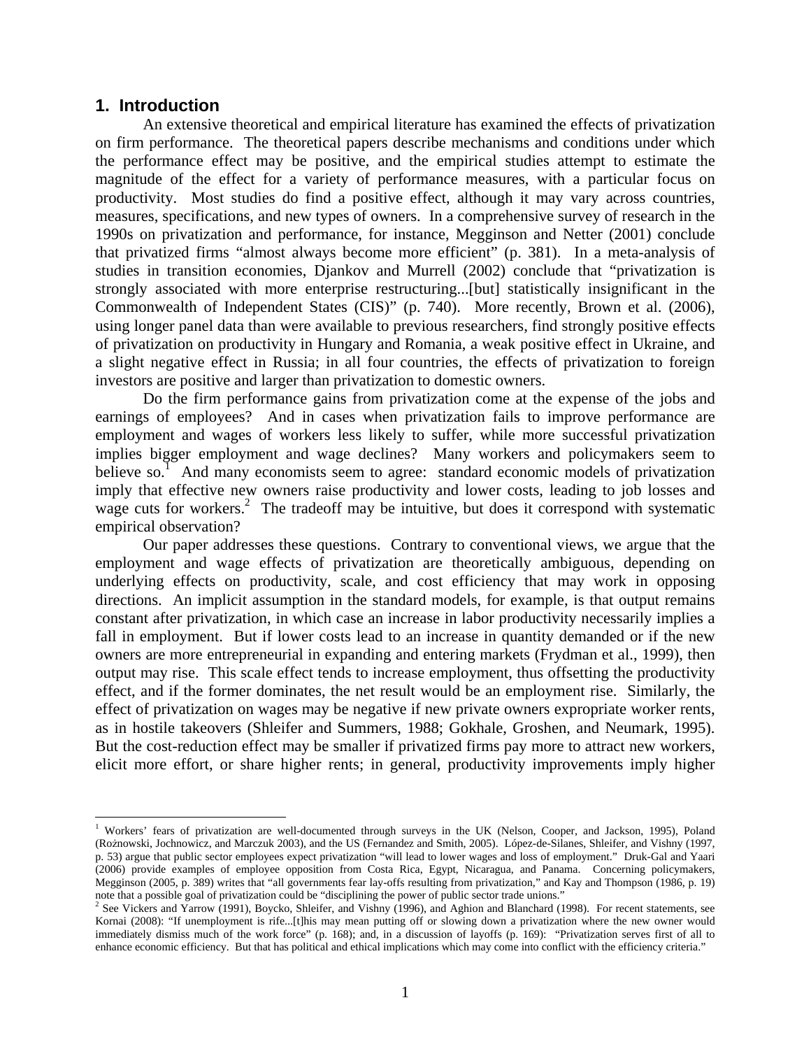## 1. Introduction

An extensive theoretical and empirical literature has examined the effects of privatization on firm performance. The theoretical papers describe mechanisms and conditions under which the performance effect may be positive, and the empirical studies attempt to estimate the magnitude of the effect for a variety of performance measures, with a particular focus on productivity. Most studies do find a positive effect, although it may vary across countries, measures, specifications, and new types of owners. In a comprehensive survey of research in the 1990s on privatization and performance, for instance, Megginson and Netter (2001) conclude that privatized firms "almost always become more efficient" (p. 381). In a meta-analysis of studies in transition economies, Djankov and Murrell (2002) conclude that "privatization is strongly associated with more enterprise restructuring...[but] statistically insignificant in the Commonwealth of Independent States (CIS)" (p. 740). More recently, Brown et al. (2006), using longer panel data than were available to previous researchers, find strongly positive effects of privatization on productivity in Hungary and Romania, a weak positive effect in Ukraine, and a slight negative effect in Russia; in all four countries, the effects of privatization to foreign investors are positive and larger than privatization to domestic owners.

Do the firm performance gains from privatization come at the expense of the jobs and earnings of employees? And in cases when privatization fails to improve performance are employment and wages of workers less likely to suffer, while more successful privatization implies bigger employment and wage declines? Many workers and policymakers seem to believe so.[1] And many economists seem to agree: standard economic models of privatization imply that effective new owners raise productivity and lower costs, leading to job losses and wage cuts for workers.[2] The tradeoff may be intuitive, but does it correspond with systematic empirical observation?

Our paper addresses these questions. Contrary to conventional views, we argue that the employment and wage effects of privatization are theoretically ambiguous, depending on underlying effects on productivity, scale, and cost efficiency that may work in opposing directions. An implicit assumption in the standard models, for example, is that output remains constant after privatization, in which case an increase in labor productivity necessarily implies a fall in employment. But if lower costs lead to an increase in quantity demanded or if the new owners are more entrepreneurial in expanding and entering markets (Frydman et al., 1999), then output may rise. This scale effect tends to increase employment, thus offsetting the productivity effect, and if the former dominates, the net result would be an employment rise. Similarly, the effect of privatization on wages may be negative if new private owners expropriate worker rents, as in hostile takeovers (Shleifer and Summers, 1988; Gokhale, Groshen, and Neumark, 1995). But the cost-reduction effect may be smaller if privatized firms pay more to attract new workers, elicit more effort, or share higher rents; in general, productivity improvements imply higher

---

[1] Workers' fears of privatization are well-documented through surveys in the UK (Nelson, Cooper, and Jackson, 1995), Poland (Rożnowski, Jochnowicz, and Marczuk 2003), and the US (Fernandez and Smith, 2005). López-de-Silanes, Shleifer, and Vishny (1997, p. 53) argue that public sector employees expect privatization "will lead to lower wages and loss of employment." Druk-Gal and Yaari (2006) provide examples of employee opposition from Costa Rica, Egypt, Nicaragua, and Panama. Concerning policymakers, Megginson (2005, p. 389) writes that "all governments fear lay-offs resulting from privatization," and Kay and Thompson (1986, p. 19) note that a possible goal of privatization could be "disciplining the power of public sector trade unions."

[2] See Vickers and Yarrow (1991), Boycko, Shleifer, and Vishny (1996), and Aghion and Blanchard (1998). For recent statements, see Kornai (2008): "If unemployment is rife...[t]his may mean putting off or slowing down a privatization where the new owner would immediately dismiss much of the work force" (p. 168); and, in a discussion of layoffs (p. 169): "Privatization serves first of all to enhance economic efficiency. But that has political and ethical implications which may come into conflict with the efficiency criteria."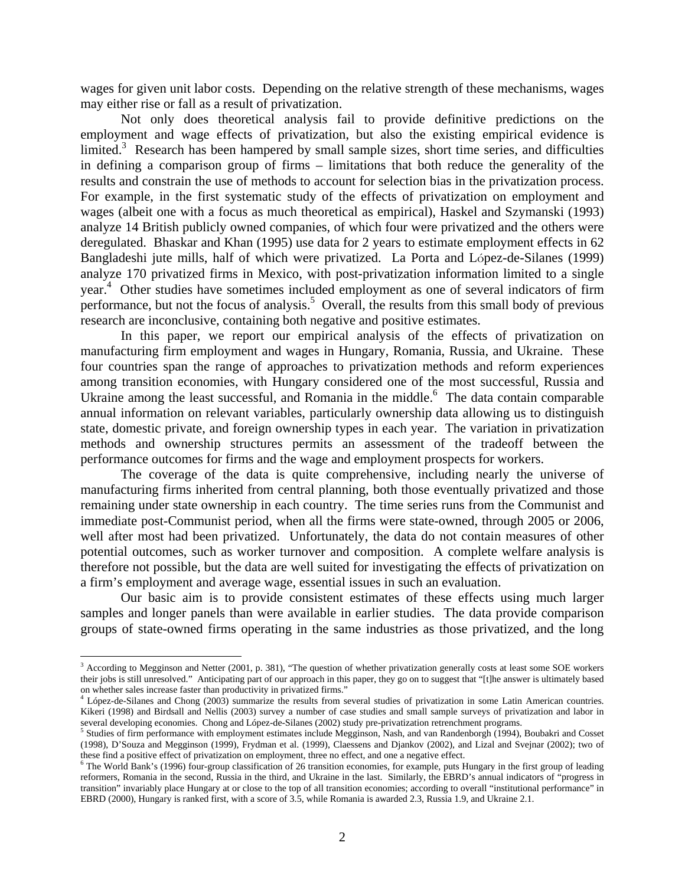wages for given unit labor costs. Depending on the relative strength of these mechanisms, wages may either rise or fall as a result of privatization.

Not only does theoretical analysis fail to provide definitive predictions on the employment and wage effects of privatization, but also the existing empirical evidence is limited.[3] Research has been hampered by small sample sizes, short time series, and difficulties in defining a comparison group of firms – limitations that both reduce the generality of the results and constrain the use of methods to account for selection bias in the privatization process. For example, in the first systematic study of the effects of privatization on employment and wages (albeit one with a focus as much theoretical as empirical), Haskel and Szymanski (1993) analyze 14 British publicly owned companies, of which four were privatized and the others were deregulated. Bhaskar and Khan (1995) use data for 2 years to estimate employment effects in 62 Bangladeshi jute mills, half of which were privatized. La Porta and López-de-Silanes (1999) analyze 170 privatized firms in Mexico, with post-privatization information limited to a single year.[4] Other studies have sometimes included employment as one of several indicators of firm performance, but not the focus of analysis.[5] Overall, the results from this small body of previous research are inconclusive, containing both negative and positive estimates.

In this paper, we report our empirical analysis of the effects of privatization on manufacturing firm employment and wages in Hungary, Romania, Russia, and Ukraine. These four countries span the range of approaches to privatization methods and reform experiences among transition economies, with Hungary considered one of the most successful, Russia and Ukraine among the least successful, and Romania in the middle.[6] The data contain comparable annual information on relevant variables, particularly ownership data allowing us to distinguish state, domestic private, and foreign ownership types in each year. The variation in privatization methods and ownership structures permits an assessment of the tradeoff between the performance outcomes for firms and the wage and employment prospects for workers.

The coverage of the data is quite comprehensive, including nearly the universe of manufacturing firms inherited from central planning, both those eventually privatized and those remaining under state ownership in each country. The time series runs from the Communist and immediate post-Communist period, when all the firms were state-owned, through 2005 or 2006, well after most had been privatized. Unfortunately, the data do not contain measures of other potential outcomes, such as worker turnover and composition. A complete welfare analysis is therefore not possible, but the data are well suited for investigating the effects of privatization on a firm's employment and average wage, essential issues in such an evaluation.

Our basic aim is to provide consistent estimates of these effects using much larger samples and longer panels than were available in earlier studies. The data provide comparison groups of state-owned firms operating in the same industries as those privatized, and the long

---

[3] According to Megginson and Netter (2001, p. 381), "The question of whether privatization generally costs at least some SOE workers their jobs is still unresolved." Anticipating part of our approach in this paper, they go on to suggest that "[t]he answer is ultimately based on whether sales increase faster than productivity in privatized firms."

[4] López-de-Silanes and Chong (2003) summarize the results from several studies of privatization in some Latin American countries. Kikeri (1998) and Birdsall and Nellis (2003) survey a number of case studies and small sample surveys of privatization and labor in several developing economies. Chong and López-de-Silanes (2002) study pre-privatization retrenchment programs.

[5] Studies of firm performance with employment estimates include Megginson, Nash, and van Randenborgh (1994), Boubakri and Cosset (1998), D'Souza and Megginson (1999), Frydman et al. (1999), Claessens and Djankov (2002), and Lizal and Svejnar (2002); two of these find a positive effect of privatization on employment, three no effect, and one a negative effect.

[6] The World Bank's (1996) four-group classification of 26 transition economies, for example, puts Hungary in the first group of leading reformers, Romania in the second, Russia in the third, and Ukraine in the last. Similarly, the EBRD's annual indicators of "progress in transition" invariably place Hungary at or close to the top of all transition economies; according to overall "institutional performance" in EBRD (2000), Hungary is ranked first, with a score of 3.5, while Romania is awarded 2.3, Russia 1.9, and Ukraine 2.1.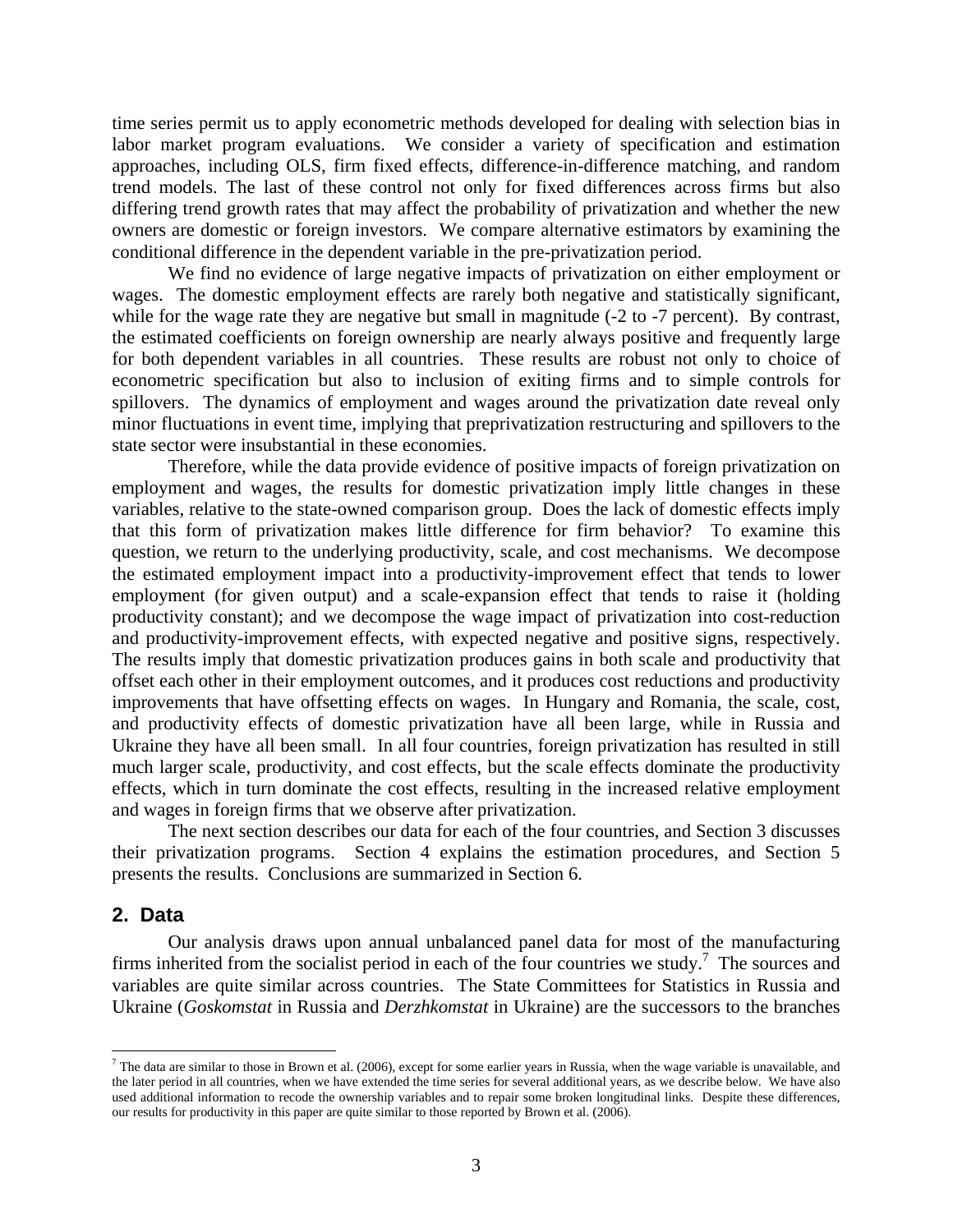time series permit us to apply econometric methods developed for dealing with selection bias in labor market program evaluations. We consider a variety of specification and estimation approaches, including OLS, firm fixed effects, difference-in-difference matching, and random trend models. The last of these control not only for fixed differences across firms but also differing trend growth rates that may affect the probability of privatization and whether the new owners are domestic or foreign investors. We compare alternative estimators by examining the conditional difference in the dependent variable in the pre-privatization period.

We find no evidence of large negative impacts of privatization on either employment or wages. The domestic employment effects are rarely both negative and statistically significant, while for the wage rate they are negative but small in magnitude (-2 to -7 percent). By contrast, the estimated coefficients on foreign ownership are nearly always positive and frequently large for both dependent variables in all countries. These results are robust not only to choice of econometric specification but also to inclusion of exiting firms and to simple controls for spillovers. The dynamics of employment and wages around the privatization date reveal only minor fluctuations in event time, implying that preprivatization restructuring and spillovers to the state sector were insubstantial in these economies.

Therefore, while the data provide evidence of positive impacts of foreign privatization on employment and wages, the results for domestic privatization imply little changes in these variables, relative to the state-owned comparison group. Does the lack of domestic effects imply that this form of privatization makes little difference for firm behavior? To examine this question, we return to the underlying productivity, scale, and cost mechanisms. We decompose the estimated employment impact into a productivity-improvement effect that tends to lower employment (for given output) and a scale-expansion effect that tends to raise it (holding productivity constant); and we decompose the wage impact of privatization into cost-reduction and productivity-improvement effects, with expected negative and positive signs, respectively. The results imply that domestic privatization produces gains in both scale and productivity that offset each other in their employment outcomes, and it produces cost reductions and productivity improvements that have offsetting effects on wages. In Hungary and Romania, the scale, cost, and productivity effects of domestic privatization have all been large, while in Russia and Ukraine they have all been small. In all four countries, foreign privatization has resulted in still much larger scale, productivity, and cost effects, but the scale effects dominate the productivity effects, which in turn dominate the cost effects, resulting in the increased relative employment and wages in foreign firms that we observe after privatization.

The next section describes our data for each of the four countries, and Section 3 discusses their privatization programs. Section 4 explains the estimation procedures, and Section 5 presents the results. Conclusions are summarized in Section 6.

## 2. Data

Our analysis draws upon annual unbalanced panel data for most of the manufacturing firms inherited from the socialist period in each of the four countries we study.[7] The sources and variables are quite similar across countries. The State Committees for Statistics in Russia and Ukraine (*Goskomstat* in Russia and *Derzhkomstat* in Ukraine) are the successors to the branches

[7] The data are similar to those in Brown et al. (2006), except for some earlier years in Russia, when the wage variable is unavailable, and the later period in all countries, when we have extended the time series for several additional years, as we describe below. We have also used additional information to recode the ownership variables and to repair some broken longitudinal links. Despite these differences, our results for productivity in this paper are quite similar to those reported by Brown et al. (2006).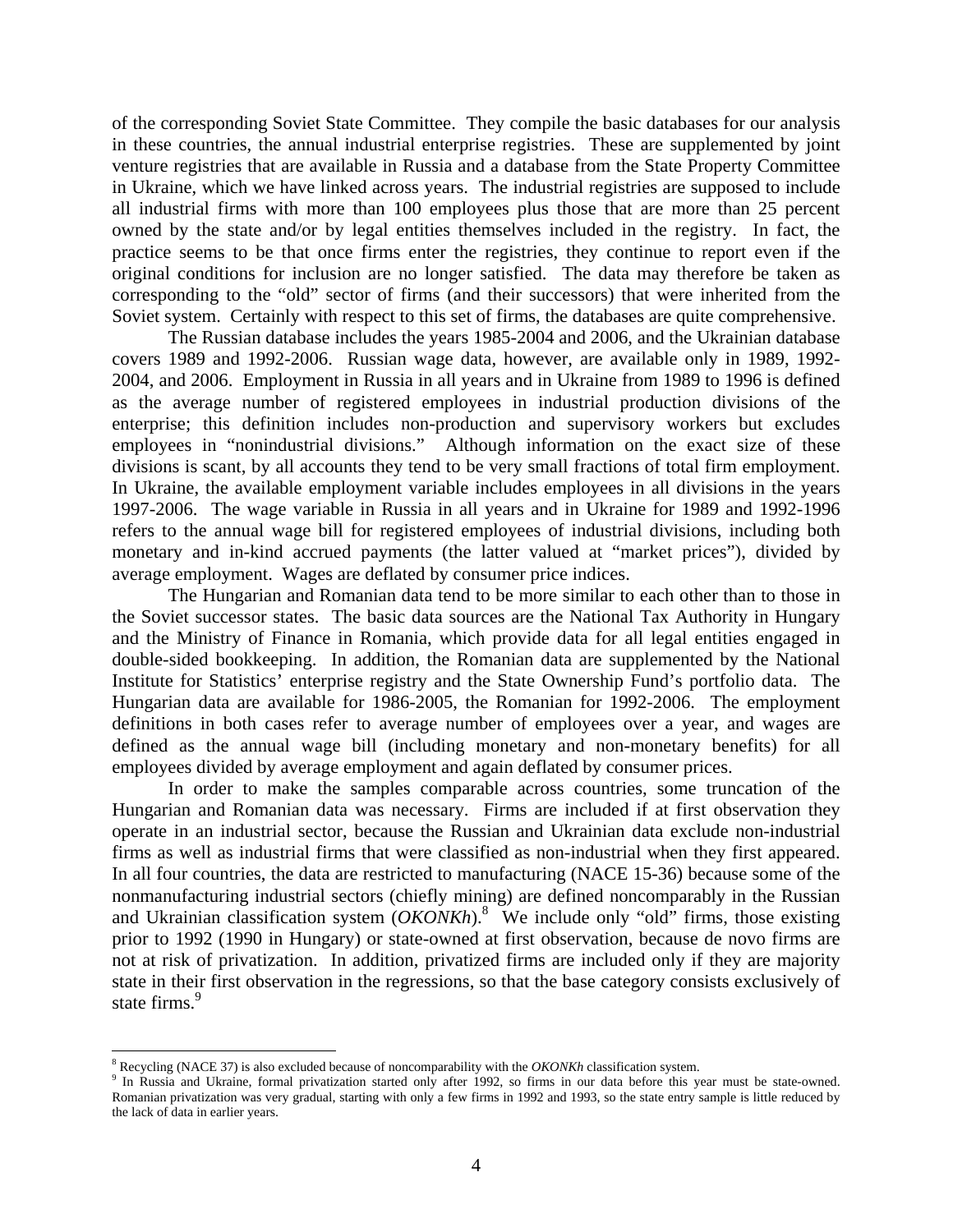of the corresponding Soviet State Committee. They compile the basic databases for our analysis in these countries, the annual industrial enterprise registries. These are supplemented by joint venture registries that are available in Russia and a database from the State Property Committee in Ukraine, which we have linked across years. The industrial registries are supposed to include all industrial firms with more than 100 employees plus those that are more than 25 percent owned by the state and/or by legal entities themselves included in the registry. In fact, the practice seems to be that once firms enter the registries, they continue to report even if the original conditions for inclusion are no longer satisfied. The data may therefore be taken as corresponding to the "old" sector of firms (and their successors) that were inherited from the Soviet system. Certainly with respect to this set of firms, the databases are quite comprehensive.

The Russian database includes the years 1985-2004 and 2006, and the Ukrainian database covers 1989 and 1992-2006. Russian wage data, however, are available only in 1989, 1992-2004, and 2006. Employment in Russia in all years and in Ukraine from 1989 to 1996 is defined as the average number of registered employees in industrial production divisions of the enterprise; this definition includes non-production and supervisory workers but excludes employees in "nonindustrial divisions." Although information on the exact size of these divisions is scant, by all accounts they tend to be very small fractions of total firm employment. In Ukraine, the available employment variable includes employees in all divisions in the years 1997-2006. The wage variable in Russia in all years and in Ukraine for 1989 and 1992-1996 refers to the annual wage bill for registered employees of industrial divisions, including both monetary and in-kind accrued payments (the latter valued at "market prices"), divided by average employment. Wages are deflated by consumer price indices.

The Hungarian and Romanian data tend to be more similar to each other than to those in the Soviet successor states. The basic data sources are the National Tax Authority in Hungary and the Ministry of Finance in Romania, which provide data for all legal entities engaged in double-sided bookkeeping. In addition, the Romanian data are supplemented by the National Institute for Statistics' enterprise registry and the State Ownership Fund's portfolio data. The Hungarian data are available for 1986-2005, the Romanian for 1992-2006. The employment definitions in both cases refer to average number of employees over a year, and wages are defined as the annual wage bill (including monetary and non-monetary benefits) for all employees divided by average employment and again deflated by consumer prices.

In order to make the samples comparable across countries, some truncation of the Hungarian and Romanian data was necessary. Firms are included if at first observation they operate in an industrial sector, because the Russian and Ukrainian data exclude non-industrial firms as well as industrial firms that were classified as non-industrial when they first appeared. In all four countries, the data are restricted to manufacturing (NACE 15-36) because some of the nonmanufacturing industrial sectors (chiefly mining) are defined noncomparably in the Russian and Ukrainian classification system (*OKONKh*).[8] We include only "old" firms, those existing prior to 1992 (1990 in Hungary) or state-owned at first observation, because de novo firms are not at risk of privatization. In addition, privatized firms are included only if they are majority state in their first observation in the regressions, so that the base category consists exclusively of state firms.[9]

---

[8] Recycling (NACE 37) is also excluded because of noncomparability with the *OKONKh* classification system.

[9] In Russia and Ukraine, formal privatization started only after 1992, so firms in our data before this year must be state-owned. Romanian privatization was very gradual, starting with only a few firms in 1992 and 1993, so the state entry sample is little reduced by the lack of data in earlier years.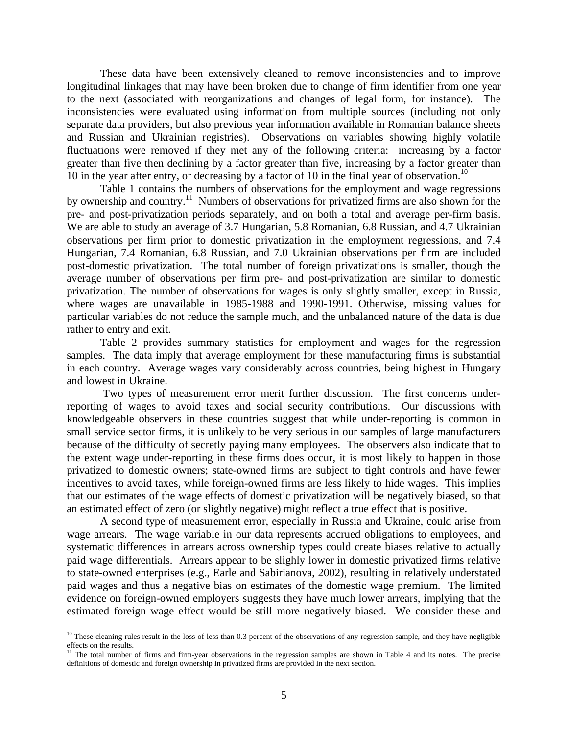These data have been extensively cleaned to remove inconsistencies and to improve longitudinal linkages that may have been broken due to change of firm identifier from one year to the next (associated with reorganizations and changes of legal form, for instance). The inconsistencies were evaluated using information from multiple sources (including not only separate data providers, but also previous year information available in Romanian balance sheets and Russian and Ukrainian registries). Observations on variables showing highly volatile fluctuations were removed if they met any of the following criteria: increasing by a factor greater than five then declining by a factor greater than five, increasing by a factor greater than 10 in the year after entry, or decreasing by a factor of 10 in the final year of observation.[10]

Table 1 contains the numbers of observations for the employment and wage regressions by ownership and country.[11] Numbers of observations for privatized firms are also shown for the pre- and post-privatization periods separately, and on both a total and average per-firm basis. We are able to study an average of 3.7 Hungarian, 5.8 Romanian, 6.8 Russian, and 4.7 Ukrainian observations per firm prior to domestic privatization in the employment regressions, and 7.4 Hungarian, 7.4 Romanian, 6.8 Russian, and 7.0 Ukrainian observations per firm are included post-domestic privatization. The total number of foreign privatizations is smaller, though the average number of observations per firm pre- and post-privatization are similar to domestic privatization. The number of observations for wages is only slightly smaller, except in Russia, where wages are unavailable in 1985-1988 and 1990-1991. Otherwise, missing values for particular variables do not reduce the sample much, and the unbalanced nature of the data is due rather to entry and exit.

Table 2 provides summary statistics for employment and wages for the regression samples. The data imply that average employment for these manufacturing firms is substantial in each country. Average wages vary considerably across countries, being highest in Hungary and lowest in Ukraine.

Two types of measurement error merit further discussion. The first concerns under-reporting of wages to avoid taxes and social security contributions. Our discussions with knowledgeable observers in these countries suggest that while under-reporting is common in small service sector firms, it is unlikely to be very serious in our samples of large manufacturers because of the difficulty of secretly paying many employees. The observers also indicate that to the extent wage under-reporting in these firms does occur, it is most likely to happen in those privatized to domestic owners; state-owned firms are subject to tight controls and have fewer incentives to avoid taxes, while foreign-owned firms are less likely to hide wages. This implies that our estimates of the wage effects of domestic privatization will be negatively biased, so that an estimated effect of zero (or slightly negative) might reflect a true effect that is positive.

A second type of measurement error, especially in Russia and Ukraine, could arise from wage arrears. The wage variable in our data represents accrued obligations to employees, and systematic differences in arrears across ownership types could create biases relative to actually paid wage differentials. Arrears appear to be slighly lower in domestic privatized firms relative to state-owned enterprises (e.g., Earle and Sabirianova, 2002), resulting in relatively understated paid wages and thus a negative bias on estimates of the domestic wage premium. The limited evidence on foreign-owned employers suggests they have much lower arrears, implying that the estimated foreign wage effect would be still more negatively biased. We consider these and

[10] These cleaning rules result in the loss of less than 0.3 percent of the observations of any regression sample, and they have negligible effects on the results.

[11] The total number of firms and firm-year observations in the regression samples are shown in Table 4 and its notes. The precise definitions of domestic and foreign ownership in privatized firms are provided in the next section.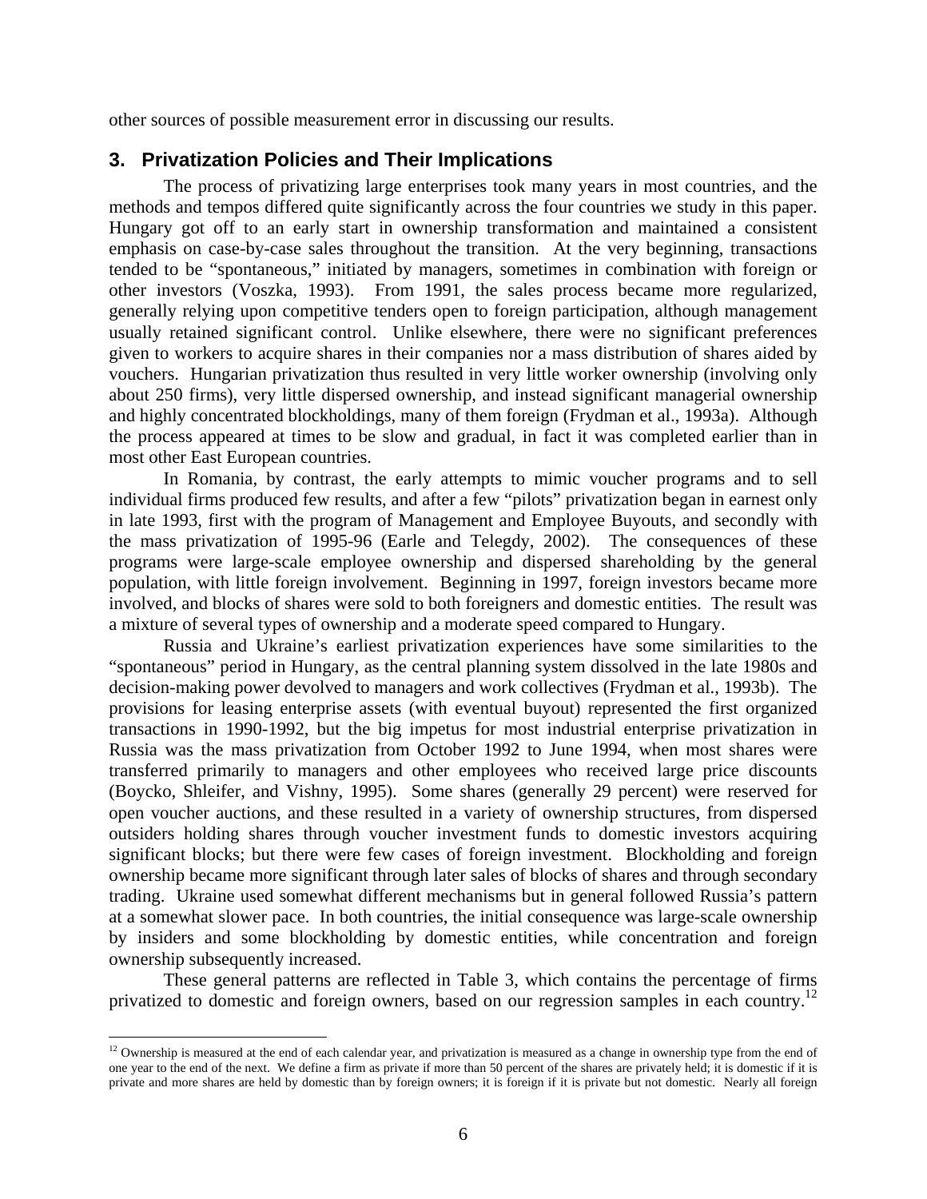other sources of possible measurement error in discussing our results.

## 3. Privatization Policies and Their Implications

The process of privatizing large enterprises took many years in most countries, and the methods and tempos differed quite significantly across the four countries we study in this paper. Hungary got off to an early start in ownership transformation and maintained a consistent emphasis on case-by-case sales throughout the transition. At the very beginning, transactions tended to be "spontaneous," initiated by managers, sometimes in combination with foreign or other investors (Voszka, 1993). From 1991, the sales process became more regularized, generally relying upon competitive tenders open to foreign participation, although management usually retained significant control. Unlike elsewhere, there were no significant preferences given to workers to acquire shares in their companies nor a mass distribution of shares aided by vouchers. Hungarian privatization thus resulted in very little worker ownership (involving only about 250 firms), very little dispersed ownership, and instead significant managerial ownership and highly concentrated blockholdings, many of them foreign (Frydman et al., 1993a). Although the process appeared at times to be slow and gradual, in fact it was completed earlier than in most other East European countries.

In Romania, by contrast, the early attempts to mimic voucher programs and to sell individual firms produced few results, and after a few "pilots" privatization began in earnest only in late 1993, first with the program of Management and Employee Buyouts, and secondly with the mass privatization of 1995-96 (Earle and Telegdy, 2002). The consequences of these programs were large-scale employee ownership and dispersed shareholding by the general population, with little foreign involvement. Beginning in 1997, foreign investors became more involved, and blocks of shares were sold to both foreigners and domestic entities. The result was a mixture of several types of ownership and a moderate speed compared to Hungary.

Russia and Ukraine's earliest privatization experiences have some similarities to the "spontaneous" period in Hungary, as the central planning system dissolved in the late 1980s and decision-making power devolved to managers and work collectives (Frydman et al., 1993b). The provisions for leasing enterprise assets (with eventual buyout) represented the first organized transactions in 1990-1992, but the big impetus for most industrial enterprise privatization in Russia was the mass privatization from October 1992 to June 1994, when most shares were transferred primarily to managers and other employees who received large price discounts (Boycko, Shleifer, and Vishny, 1995). Some shares (generally 29 percent) were reserved for open voucher auctions, and these resulted in a variety of ownership structures, from dispersed outsiders holding shares through voucher investment funds to domestic investors acquiring significant blocks; but there were few cases of foreign investment. Blockholding and foreign ownership became more significant through later sales of blocks of shares and through secondary trading. Ukraine used somewhat different mechanisms but in general followed Russia's pattern at a somewhat slower pace. In both countries, the initial consequence was large-scale ownership by insiders and some blockholding by domestic entities, while concentration and foreign ownership subsequently increased.

These general patterns are reflected in Table 3, which contains the percentage of firms privatized to domestic and foreign owners, based on our regression samples in each country.[12]

[12] Ownership is measured at the end of each calendar year, and privatization is measured as a change in ownership type from the end of one year to the end of the next. We define a firm as private if more than 50 percent of the shares are privately held; it is domestic if it is private and more shares are held by domestic than by foreign owners; it is foreign if it is private but not domestic. Nearly all foreign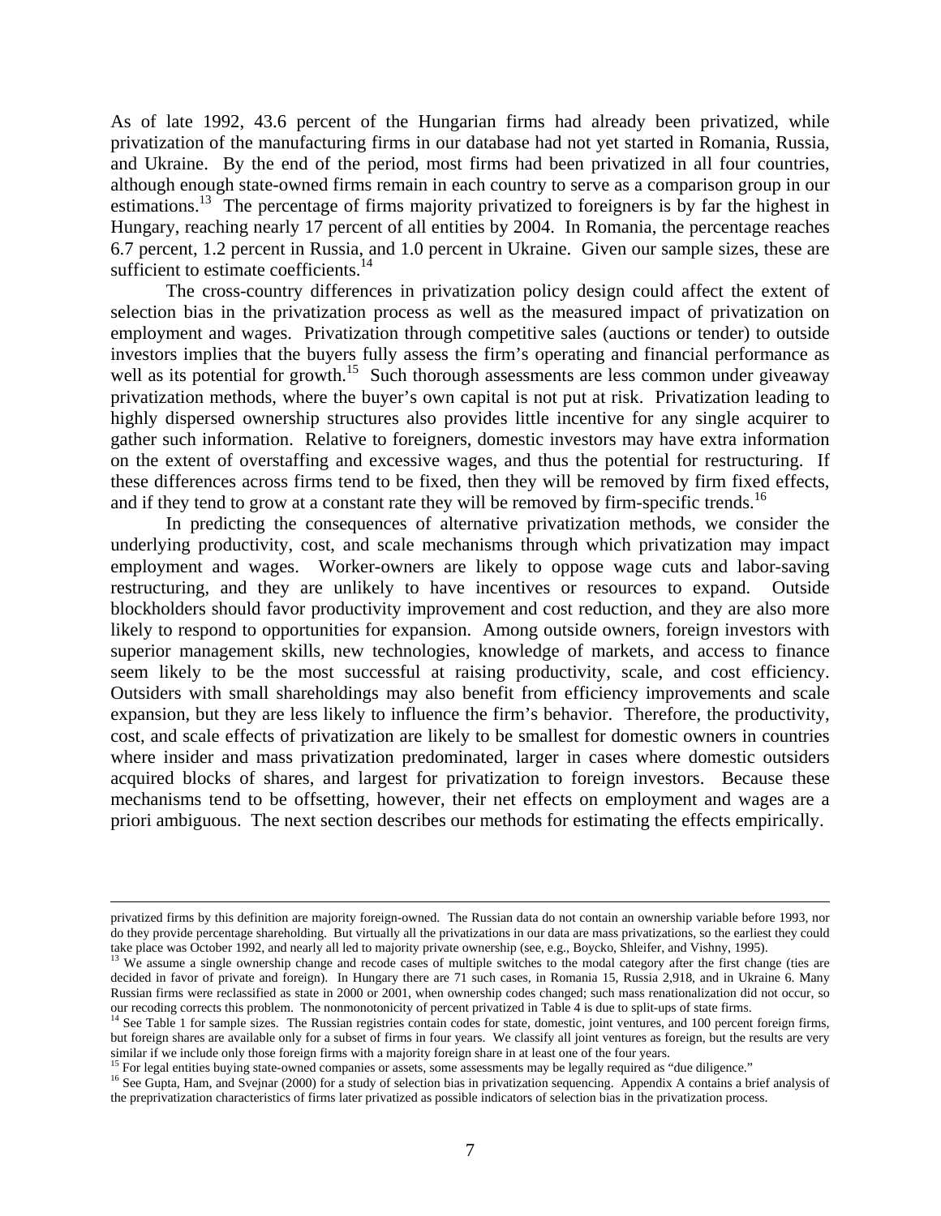As of late 1992, 43.6 percent of the Hungarian firms had already been privatized, while privatization of the manufacturing firms in our database had not yet started in Romania, Russia, and Ukraine. By the end of the period, most firms had been privatized in all four countries, although enough state-owned firms remain in each country to serve as a comparison group in our estimations.[13] The percentage of firms majority privatized to foreigners is by far the highest in Hungary, reaching nearly 17 percent of all entities by 2004. In Romania, the percentage reaches 6.7 percent, 1.2 percent in Russia, and 1.0 percent in Ukraine. Given our sample sizes, these are sufficient to estimate coefficients.[14]

The cross-country differences in privatization policy design could affect the extent of selection bias in the privatization process as well as the measured impact of privatization on employment and wages. Privatization through competitive sales (auctions or tender) to outside investors implies that the buyers fully assess the firm's operating and financial performance as well as its potential for growth.[15] Such thorough assessments are less common under giveaway privatization methods, where the buyer's own capital is not put at risk. Privatization leading to highly dispersed ownership structures also provides little incentive for any single acquirer to gather such information. Relative to foreigners, domestic investors may have extra information on the extent of overstaffing and excessive wages, and thus the potential for restructuring. If these differences across firms tend to be fixed, then they will be removed by firm fixed effects, and if they tend to grow at a constant rate they will be removed by firm-specific trends.[16]

In predicting the consequences of alternative privatization methods, we consider the underlying productivity, cost, and scale mechanisms through which privatization may impact employment and wages. Worker-owners are likely to oppose wage cuts and labor-saving restructuring, and they are unlikely to have incentives or resources to expand. Outside blockholders should favor productivity improvement and cost reduction, and they are also more likely to respond to opportunities for expansion. Among outside owners, foreign investors with superior management skills, new technologies, knowledge of markets, and access to finance seem likely to be the most successful at raising productivity, scale, and cost efficiency. Outsiders with small shareholdings may also benefit from efficiency improvements and scale expansion, but they are less likely to influence the firm's behavior. Therefore, the productivity, cost, and scale effects of privatization are likely to be smallest for domestic owners in countries where insider and mass privatization predominated, larger in cases where domestic outsiders acquired blocks of shares, and largest for privatization to foreign investors. Because these mechanisms tend to be offsetting, however, their net effects on employment and wages are a priori ambiguous. The next section describes our methods for estimating the effects empirically.

---

privatized firms by this definition are majority foreign-owned. The Russian data do not contain an ownership variable before 1993, nor do they provide percentage shareholding. But virtually all the privatizations in our data are mass privatizations, so the earliest they could take place was October 1992, and nearly all led to majority private ownership (see, e.g., Boycko, Shleifer, and Vishny, 1995).

[13] We assume a single ownership change and recode cases of multiple switches to the modal category after the first change (ties are decided in favor of private and foreign). In Hungary there are 71 such cases, in Romania 15, Russia 2,918, and in Ukraine 6. Many Russian firms were reclassified as state in 2000 or 2001, when ownership codes changed; such mass renationalization did not occur, so our recoding corrects this problem. The nonmonotonicity of percent privatized in Table 4 is due to split-ups of state firms.

[14] See Table 1 for sample sizes. The Russian registries contain codes for state, domestic, joint ventures, and 100 percent foreign firms, but foreign shares are available only for a subset of firms in four years. We classify all joint ventures as foreign, but the results are very similar if we include only those foreign firms with a majority foreign share in at least one of the four years.

[15] For legal entities buying state-owned companies or assets, some assessments may be legally required as "due diligence."

[16] See Gupta, Ham, and Svejnar (2000) for a study of selection bias in privatization sequencing. Appendix A contains a brief analysis of the preprivatization characteristics of firms later privatized as possible indicators of selection bias in the privatization process.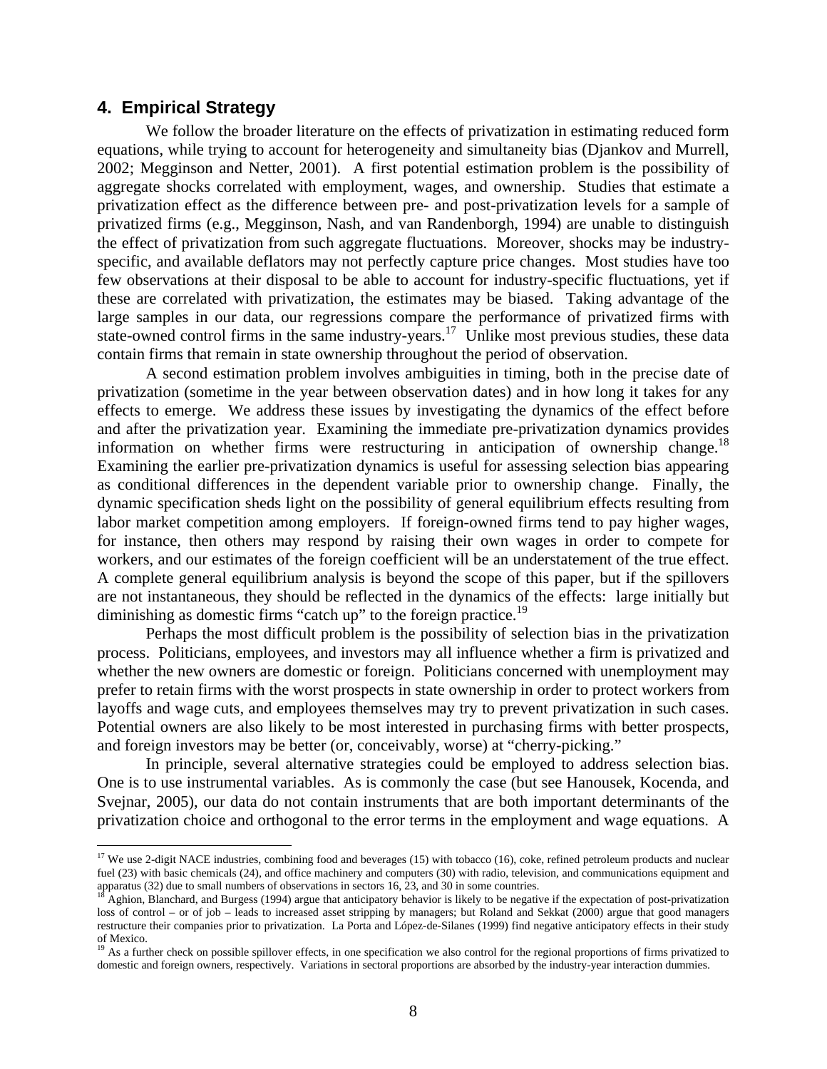## 4. Empirical Strategy

We follow the broader literature on the effects of privatization in estimating reduced form equations, while trying to account for heterogeneity and simultaneity bias (Djankov and Murrell, 2002; Megginson and Netter, 2001). A first potential estimation problem is the possibility of aggregate shocks correlated with employment, wages, and ownership. Studies that estimate a privatization effect as the difference between pre- and post-privatization levels for a sample of privatized firms (e.g., Megginson, Nash, and van Randenborgh, 1994) are unable to distinguish the effect of privatization from such aggregate fluctuations. Moreover, shocks may be industry-specific, and available deflators may not perfectly capture price changes. Most studies have too few observations at their disposal to be able to account for industry-specific fluctuations, yet if these are correlated with privatization, the estimates may be biased. Taking advantage of the large samples in our data, our regressions compare the performance of privatized firms with state-owned control firms in the same industry-years.[17] Unlike most previous studies, these data contain firms that remain in state ownership throughout the period of observation.

A second estimation problem involves ambiguities in timing, both in the precise date of privatization (sometime in the year between observation dates) and in how long it takes for any effects to emerge. We address these issues by investigating the dynamics of the effect before and after the privatization year. Examining the immediate pre-privatization dynamics provides information on whether firms were restructuring in anticipation of ownership change.[18] Examining the earlier pre-privatization dynamics is useful for assessing selection bias appearing as conditional differences in the dependent variable prior to ownership change. Finally, the dynamic specification sheds light on the possibility of general equilibrium effects resulting from labor market competition among employers. If foreign-owned firms tend to pay higher wages, for instance, then others may respond by raising their own wages in order to compete for workers, and our estimates of the foreign coefficient will be an understatement of the true effect. A complete general equilibrium analysis is beyond the scope of this paper, but if the spillovers are not instantaneous, they should be reflected in the dynamics of the effects: large initially but diminishing as domestic firms "catch up" to the foreign practice.[19]

Perhaps the most difficult problem is the possibility of selection bias in the privatization process. Politicians, employees, and investors may all influence whether a firm is privatized and whether the new owners are domestic or foreign. Politicians concerned with unemployment may prefer to retain firms with the worst prospects in state ownership in order to protect workers from layoffs and wage cuts, and employees themselves may try to prevent privatization in such cases. Potential owners are also likely to be most interested in purchasing firms with better prospects, and foreign investors may be better (or, conceivably, worse) at "cherry-picking."

In principle, several alternative strategies could be employed to address selection bias. One is to use instrumental variables. As is commonly the case (but see Hanousek, Kocenda, and Svejnar, 2005), our data do not contain instruments that are both important determinants of the privatization choice and orthogonal to the error terms in the employment and wage equations. A

---

[17] We use 2-digit NACE industries, combining food and beverages (15) with tobacco (16), coke, refined petroleum products and nuclear fuel (23) with basic chemicals (24), and office machinery and computers (30) with radio, television, and communications equipment and apparatus (32) due to small numbers of observations in sectors 16, 23, and 30 in some countries.

[18] Aghion, Blanchard, and Burgess (1994) argue that anticipatory behavior is likely to be negative if the expectation of post-privatization loss of control – or of job – leads to increased asset stripping by managers; but Roland and Sekkat (2000) argue that good managers restructure their companies prior to privatization. La Porta and López-de-Silanes (1999) find negative anticipatory effects in their study of Mexico.

[19] As a further check on possible spillover effects, in one specification we also control for the regional proportions of firms privatized to domestic and foreign owners, respectively. Variations in sectoral proportions are absorbed by the industry-year interaction dummies.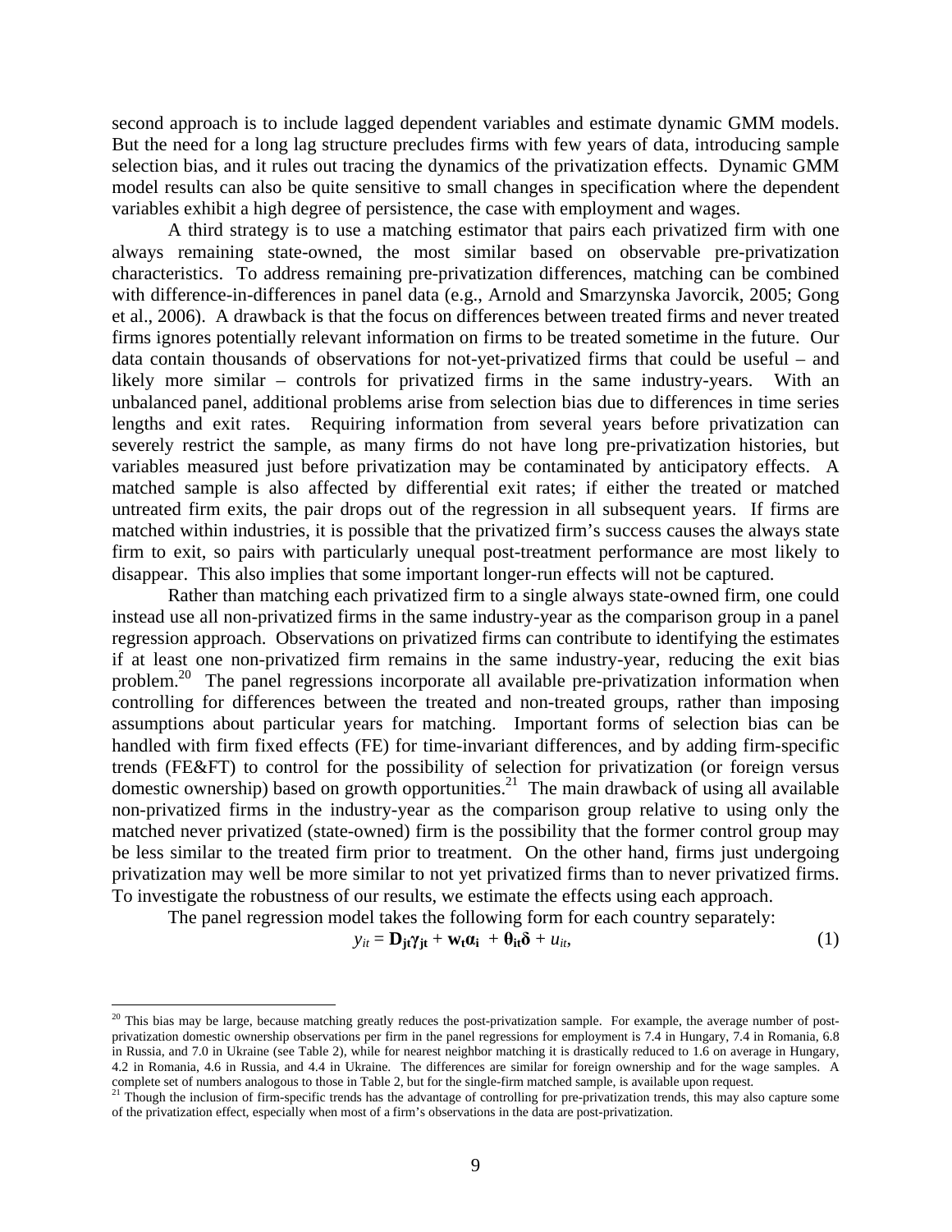second approach is to include lagged dependent variables and estimate dynamic GMM models. But the need for a long lag structure precludes firms with few years of data, introducing sample selection bias, and it rules out tracing the dynamics of the privatization effects. Dynamic GMM model results can also be quite sensitive to small changes in specification where the dependent variables exhibit a high degree of persistence, the case with employment and wages.

A third strategy is to use a matching estimator that pairs each privatized firm with one always remaining state-owned, the most similar based on observable pre-privatization characteristics. To address remaining pre-privatization differences, matching can be combined with difference-in-differences in panel data (e.g., Arnold and Smarzynska Javorcik, 2005; Gong et al., 2006). A drawback is that the focus on differences between treated firms and never treated firms ignores potentially relevant information on firms to be treated sometime in the future. Our data contain thousands of observations for not-yet-privatized firms that could be useful – and likely more similar – controls for privatized firms in the same industry-years. With an unbalanced panel, additional problems arise from selection bias due to differences in time series lengths and exit rates. Requiring information from several years before privatization can severely restrict the sample, as many firms do not have long pre-privatization histories, but variables measured just before privatization may be contaminated by anticipatory effects. A matched sample is also affected by differential exit rates; if either the treated or matched untreated firm exits, the pair drops out of the regression in all subsequent years. If firms are matched within industries, it is possible that the privatized firm's success causes the always state firm to exit, so pairs with particularly unequal post-treatment performance are most likely to disappear. This also implies that some important longer-run effects will not be captured.

Rather than matching each privatized firm to a single always state-owned firm, one could instead use all non-privatized firms in the same industry-year as the comparison group in a panel regression approach. Observations on privatized firms can contribute to identifying the estimates if at least one non-privatized firm remains in the same industry-year, reducing the exit bias problem.[20] The panel regressions incorporate all available pre-privatization information when controlling for differences between the treated and non-treated groups, rather than imposing assumptions about particular years for matching. Important forms of selection bias can be handled with firm fixed effects (FE) for time-invariant differences, and by adding firm-specific trends (FE&FT) to control for the possibility of selection for privatization (or foreign versus domestic ownership) based on growth opportunities.[21] The main drawback of using all available non-privatized firms in the industry-year as the comparison group relative to using only the matched never privatized (state-owned) firm is the possibility that the former control group may be less similar to the treated firm prior to treatment. On the other hand, firms just undergoing privatization may well be more similar to not yet privatized firms than to never privatized firms. To investigate the robustness of our results, we estimate the effects using each approach.

The panel regression model takes the following form for each country separately:

$$y_{it} = \mathbf{D_{jt}}\boldsymbol{\gamma_{jt}} + \mathbf{w_t}\boldsymbol{\alpha_i} + \boldsymbol{\theta_{it}}\boldsymbol{\delta} + u_{it}, \qquad (1)$$

[20] This bias may be large, because matching greatly reduces the post-privatization sample. For example, the average number of post-privatization domestic ownership observations per firm in the panel regressions for employment is 7.4 in Hungary, 7.4 in Romania, 6.8 in Russia, and 7.0 in Ukraine (see Table 2), while for nearest neighbor matching it is drastically reduced to 1.6 on average in Hungary, 4.2 in Romania, 4.6 in Russia, and 4.4 in Ukraine. The differences are similar for foreign ownership and for the wage samples. A complete set of numbers analogous to those in Table 2, but for the single-firm matched sample, is available upon request.

[21] Though the inclusion of firm-specific trends has the advantage of controlling for pre-privatization trends, this may also capture some of the privatization effect, especially when most of a firm's observations in the data are post-privatization.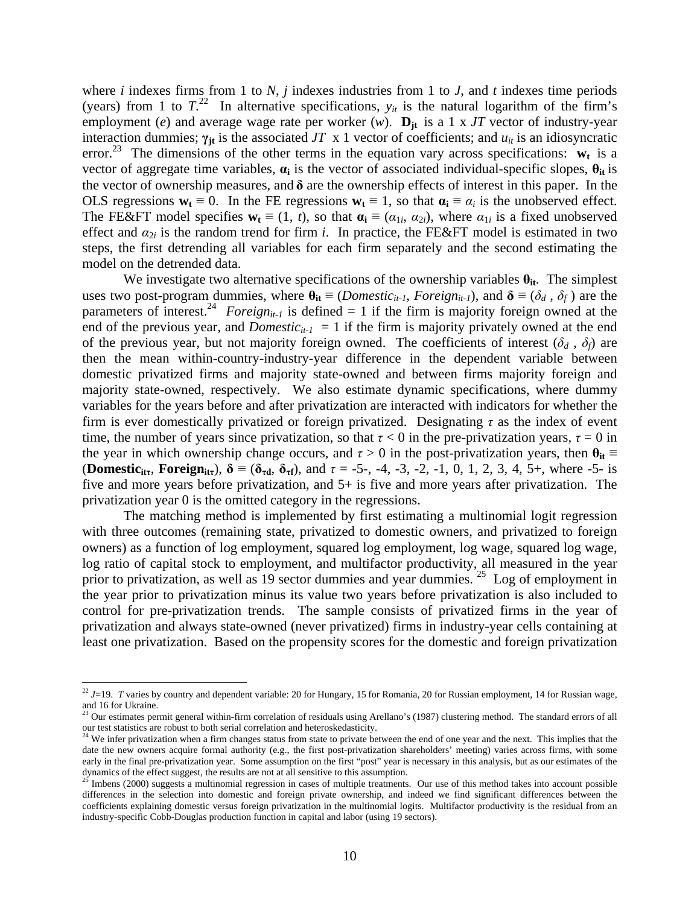where $i$ indexes firms from 1 to $N$, $j$ indexes industries from 1 to $J$, and $t$ indexes time periods (years) from 1 to $T$.[22] In alternative specifications, $y_{it}$ is the natural logarithm of the firm's employment ($e$) and average wage rate per worker ($w$). $\mathbf{D_{jt}}$ is a 1 x $JT$ vector of industry-year interaction dummies; $\boldsymbol{\gamma_{jt}}$ is the associated $JT$ x 1 vector of coefficients; and $u_{it}$ is an idiosyncratic error.[23] The dimensions of the other terms in the equation vary across specifications: $\mathbf{w_t}$ is a vector of aggregate time variables, $\boldsymbol{\alpha_i}$ is the vector of associated individual-specific slopes, $\boldsymbol{\theta_{it}}$ is the vector of ownership measures, and $\boldsymbol{\delta}$ are the ownership effects of interest in this paper. In the OLS regressions $\mathbf{w_t} \equiv 0$. In the FE regressions $\mathbf{w_t} \equiv 1$, so that $\boldsymbol{\alpha_i} \equiv \alpha_i$ is the unobserved effect. The FE&FT model specifies $\mathbf{w_t} \equiv (1, t)$, so that $\boldsymbol{\alpha_i} \equiv (\alpha_{1i}, \alpha_{2i})$, where $\alpha_{1i}$ is a fixed unobserved effect and $\alpha_{2i}$ is the random trend for firm $i$. In practice, the FE&FT model is estimated in two steps, the first detrending all variables for each firm separately and the second estimating the model on the detrended data.

We investigate two alternative specifications of the ownership variables $\boldsymbol{\theta_{it}}$. The simplest uses two post-program dummies, where $\boldsymbol{\theta_{it}} \equiv (Domestic_{it-1}, Foreign_{it-1})$, and $\boldsymbol{\delta} \equiv (\delta_d, \delta_f)$ are the parameters of interest.[24] $Foreign_{it-1}$ is defined = 1 if the firm is majority foreign owned at the end of the previous year, and $Domestic_{it-1}$ = 1 if the firm is majority privately owned at the end of the previous year, but not majority foreign owned. The coefficients of interest ($\delta_d$, $\delta_f$) are then the mean within-country-industry-year difference in the dependent variable between domestic privatized firms and majority state-owned and between firms majority foreign and majority state-owned, respectively. We also estimate dynamic specifications, where dummy variables for the years before and after privatization are interacted with indicators for whether the firm is ever domestically privatized or foreign privatized. Designating $\tau$ as the index of event time, the number of years since privatization, so that $\tau < 0$ in the pre-privatization years, $\tau = 0$ in the year in which ownership change occurs, and $\tau > 0$ in the post-privatization years, then $\boldsymbol{\theta_{it}} \equiv (\mathbf{Domestic_{it\tau}}, \mathbf{Foreign_{it\tau}})$, $\boldsymbol{\delta} \equiv (\boldsymbol{\delta_{\tau d}}, \boldsymbol{\delta_{\tau f}})$, and $\tau$ = -5-, -4, -3, -2, -1, 0, 1, 2, 3, 4, 5+, where -5- is five and more years before privatization, and 5+ is five and more years after privatization. The privatization year 0 is the omitted category in the regressions.

The matching method is implemented by first estimating a multinomial logit regression with three outcomes (remaining state, privatized to domestic owners, and privatized to foreign owners) as a function of log employment, squared log employment, log wage, squared log wage, log ratio of capital stock to employment, and multifactor productivity, all measured in the year prior to privatization, as well as 19 sector dummies and year dummies.[25] Log of employment in the year prior to privatization minus its value two years before privatization is also included to control for pre-privatization trends. The sample consists of privatized firms in the year of privatization and always state-owned (never privatized) firms in industry-year cells containing at least one privatization. Based on the propensity scores for the domestic and foreign privatization

---

[22] $J$=19. $T$ varies by country and dependent variable: 20 for Hungary, 15 for Romania, 20 for Russian employment, 14 for Russian wage, and 16 for Ukraine.

[23] Our estimates permit general within-firm correlation of residuals using Arellano's (1987) clustering method. The standard errors of all our test statistics are robust to both serial correlation and heteroskedasticity.

[24] We infer privatization when a firm changes status from state to private between the end of one year and the next. This implies that the date the new owners acquire formal authority (e.g., the first post-privatization shareholders' meeting) varies across firms, with some early in the final pre-privatization year. Some assumption on the first "post" year is necessary in this analysis, but as our estimates of the dynamics of the effect suggest, the results are not at all sensitive to this assumption.

[25] Imbens (2000) suggests a multinomial regression in cases of multiple treatments. Our use of this method takes into account possible differences in the selection into domestic and foreign private ownership, and indeed we find significant differences between the coefficients explaining domestic versus foreign privatization in the multinomial logits. Multifactor productivity is the residual from an industry-specific Cobb-Douglas production function in capital and labor (using 19 sectors).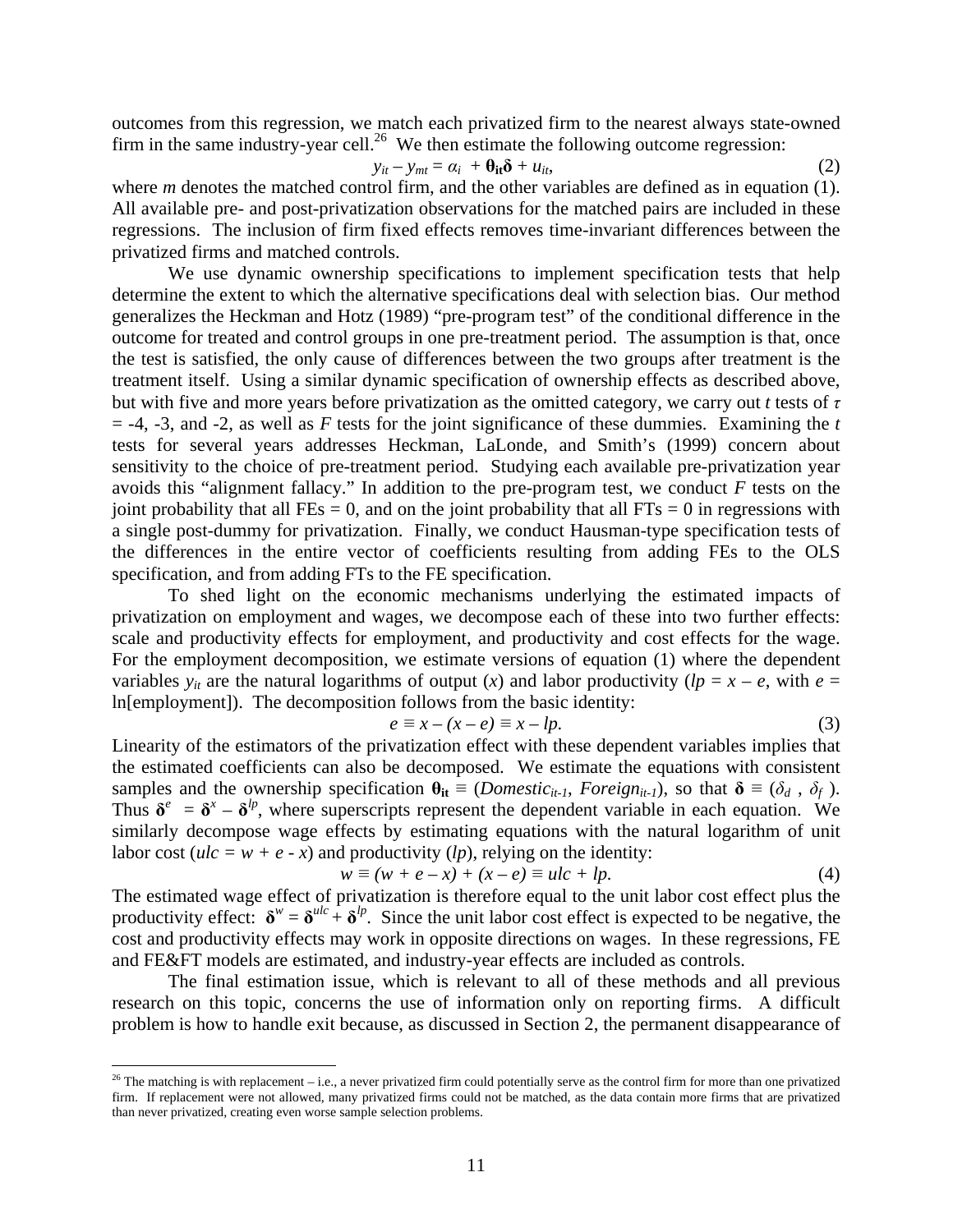outcomes from this regression, we match each privatized firm to the nearest always state-owned firm in the same industry-year cell.[26] We then estimate the following outcome regression:

$$y_{it} - y_{mt} = \alpha_i + \boldsymbol{\theta}_{\mathbf{it}}\boldsymbol{\delta} + u_{it}, \tag{2}$$

where *m* denotes the matched control firm, and the other variables are defined as in equation (1). All available pre- and post-privatization observations for the matched pairs are included in these regressions. The inclusion of firm fixed effects removes time-invariant differences between the privatized firms and matched controls.

We use dynamic ownership specifications to implement specification tests that help determine the extent to which the alternative specifications deal with selection bias. Our method generalizes the Heckman and Hotz (1989) "pre-program test" of the conditional difference in the outcome for treated and control groups in one pre-treatment period. The assumption is that, once the test is satisfied, the only cause of differences between the two groups after treatment is the treatment itself. Using a similar dynamic specification of ownership effects as described above, but with five and more years before privatization as the omitted category, we carry out *t* tests of $\tau = -4$, -3, and -2, as well as *F* tests for the joint significance of these dummies. Examining the *t* tests for several years addresses Heckman, LaLonde, and Smith's (1999) concern about sensitivity to the choice of pre-treatment period. Studying each available pre-privatization year avoids this "alignment fallacy." In addition to the pre-program test, we conduct *F* tests on the joint probability that all FEs = 0, and on the joint probability that all FTs = 0 in regressions with a single post-dummy for privatization. Finally, we conduct Hausman-type specification tests of the differences in the entire vector of coefficients resulting from adding FEs to the OLS specification, and from adding FTs to the FE specification.

To shed light on the economic mechanisms underlying the estimated impacts of privatization on employment and wages, we decompose each of these into two further effects: scale and productivity effects for employment, and productivity and cost effects for the wage. For the employment decomposition, we estimate versions of equation (1) where the dependent variables $y_{it}$ are the natural logarithms of output ($x$) and labor productivity ($lp = x - e$, with $e =$ ln[employment]). The decomposition follows from the basic identity:

$$e \equiv x - (x - e) \equiv x - lp. \tag{3}$$

Linearity of the estimators of the privatization effect with these dependent variables implies that the estimated coefficients can also be decomposed. We estimate the equations with consistent samples and the ownership specification $\boldsymbol{\theta}_{\mathbf{it}} \equiv (Domestic_{it-1}, Foreign_{it-1})$, so that $\boldsymbol{\delta} \equiv (\delta_d\ ,\ \delta_f\ )$. Thus $\boldsymbol{\delta}^e = \boldsymbol{\delta}^x - \boldsymbol{\delta}^{lp}$, where superscripts represent the dependent variable in each equation. We similarly decompose wage effects by estimating equations with the natural logarithm of unit labor cost ($ulc = w + e - x$) and productivity ($lp$), relying on the identity:

$$w \equiv (w + e - x) + (x - e) \equiv ulc + lp. \tag{4}$$

The estimated wage effect of privatization is therefore equal to the unit labor cost effect plus the productivity effect: $\boldsymbol{\delta}^w = \boldsymbol{\delta}^{ulc} + \boldsymbol{\delta}^{lp}$. Since the unit labor cost effect is expected to be negative, the cost and productivity effects may work in opposite directions on wages. In these regressions, FE and FE&FT models are estimated, and industry-year effects are included as controls.

The final estimation issue, which is relevant to all of these methods and all previous research on this topic, concerns the use of information only on reporting firms. A difficult problem is how to handle exit because, as discussed in Section 2, the permanent disappearance of

[26] The matching is with replacement – i.e., a never privatized firm could potentially serve as the control firm for more than one privatized firm. If replacement were not allowed, many privatized firms could not be matched, as the data contain more firms that are privatized than never privatized, creating even worse sample selection problems.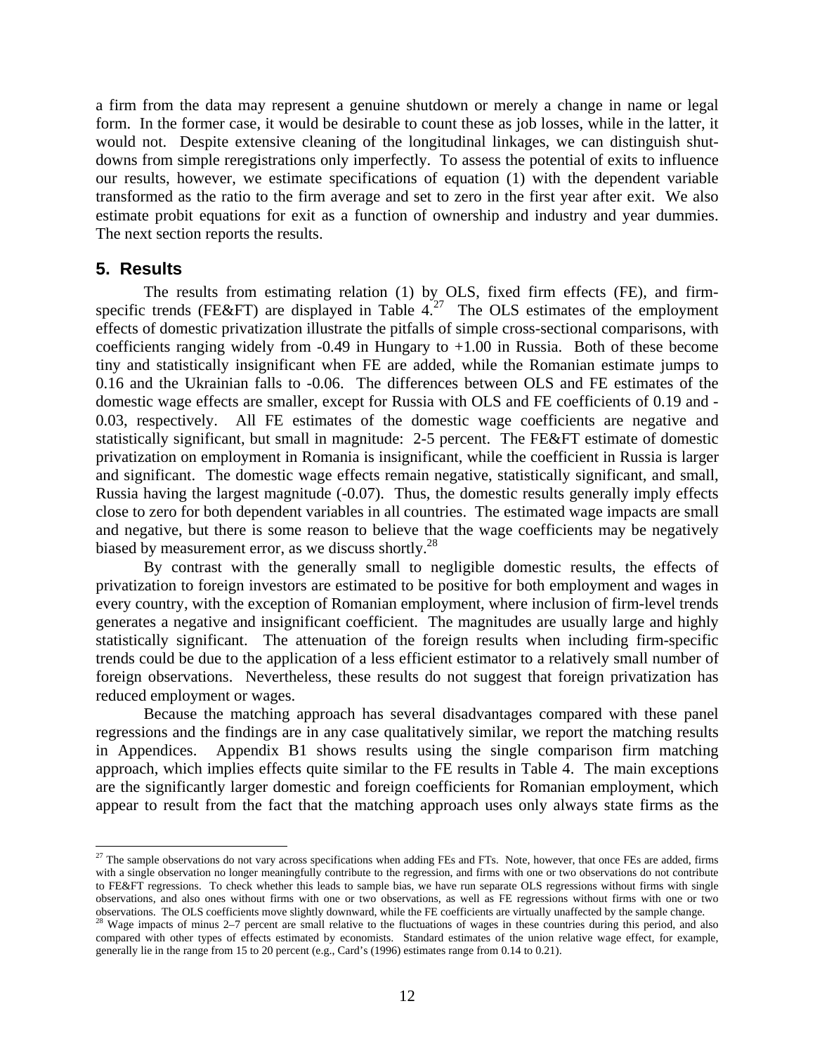a firm from the data may represent a genuine shutdown or merely a change in name or legal form. In the former case, it would be desirable to count these as job losses, while in the latter, it would not. Despite extensive cleaning of the longitudinal linkages, we can distinguish shutdowns from simple reregistrations only imperfectly. To assess the potential of exits to influence our results, however, we estimate specifications of equation (1) with the dependent variable transformed as the ratio to the firm average and set to zero in the first year after exit. We also estimate probit equations for exit as a function of ownership and industry and year dummies. The next section reports the results.

## 5. Results

The results from estimating relation (1) by OLS, fixed firm effects (FE), and firm-specific trends (FE&FT) are displayed in Table 4.[27] The OLS estimates of the employment effects of domestic privatization illustrate the pitfalls of simple cross-sectional comparisons, with coefficients ranging widely from -0.49 in Hungary to +1.00 in Russia. Both of these become tiny and statistically insignificant when FE are added, while the Romanian estimate jumps to 0.16 and the Ukrainian falls to -0.06. The differences between OLS and FE estimates of the domestic wage effects are smaller, except for Russia with OLS and FE coefficients of 0.19 and -0.03, respectively. All FE estimates of the domestic wage coefficients are negative and statistically significant, but small in magnitude: 2-5 percent. The FE&FT estimate of domestic privatization on employment in Romania is insignificant, while the coefficient in Russia is larger and significant. The domestic wage effects remain negative, statistically significant, and small, Russia having the largest magnitude (-0.07). Thus, the domestic results generally imply effects close to zero for both dependent variables in all countries. The estimated wage impacts are small and negative, but there is some reason to believe that the wage coefficients may be negatively biased by measurement error, as we discuss shortly.[28]

By contrast with the generally small to negligible domestic results, the effects of privatization to foreign investors are estimated to be positive for both employment and wages in every country, with the exception of Romanian employment, where inclusion of firm-level trends generates a negative and insignificant coefficient. The magnitudes are usually large and highly statistically significant. The attenuation of the foreign results when including firm-specific trends could be due to the application of a less efficient estimator to a relatively small number of foreign observations. Nevertheless, these results do not suggest that foreign privatization has reduced employment or wages.

Because the matching approach has several disadvantages compared with these panel regressions and the findings are in any case qualitatively similar, we report the matching results in Appendices. Appendix B1 shows results using the single comparison firm matching approach, which implies effects quite similar to the FE results in Table 4. The main exceptions are the significantly larger domestic and foreign coefficients for Romanian employment, which appear to result from the fact that the matching approach uses only always state firms as the

---

[27] The sample observations do not vary across specifications when adding FEs and FTs. Note, however, that once FEs are added, firms with a single observation no longer meaningfully contribute to the regression, and firms with one or two observations do not contribute to FE&FT regressions. To check whether this leads to sample bias, we have run separate OLS regressions without firms with single observations, and also ones without firms with one or two observations, as well as FE regressions without firms with one or two observations. The OLS coefficients move slightly downward, while the FE coefficients are virtually unaffected by the sample change.

[28] Wage impacts of minus 2–7 percent are small relative to the fluctuations of wages in these countries during this period, and also compared with other types of effects estimated by economists. Standard estimates of the union relative wage effect, for example, generally lie in the range from 15 to 20 percent (e.g., Card's (1996) estimates range from 0.14 to 0.21).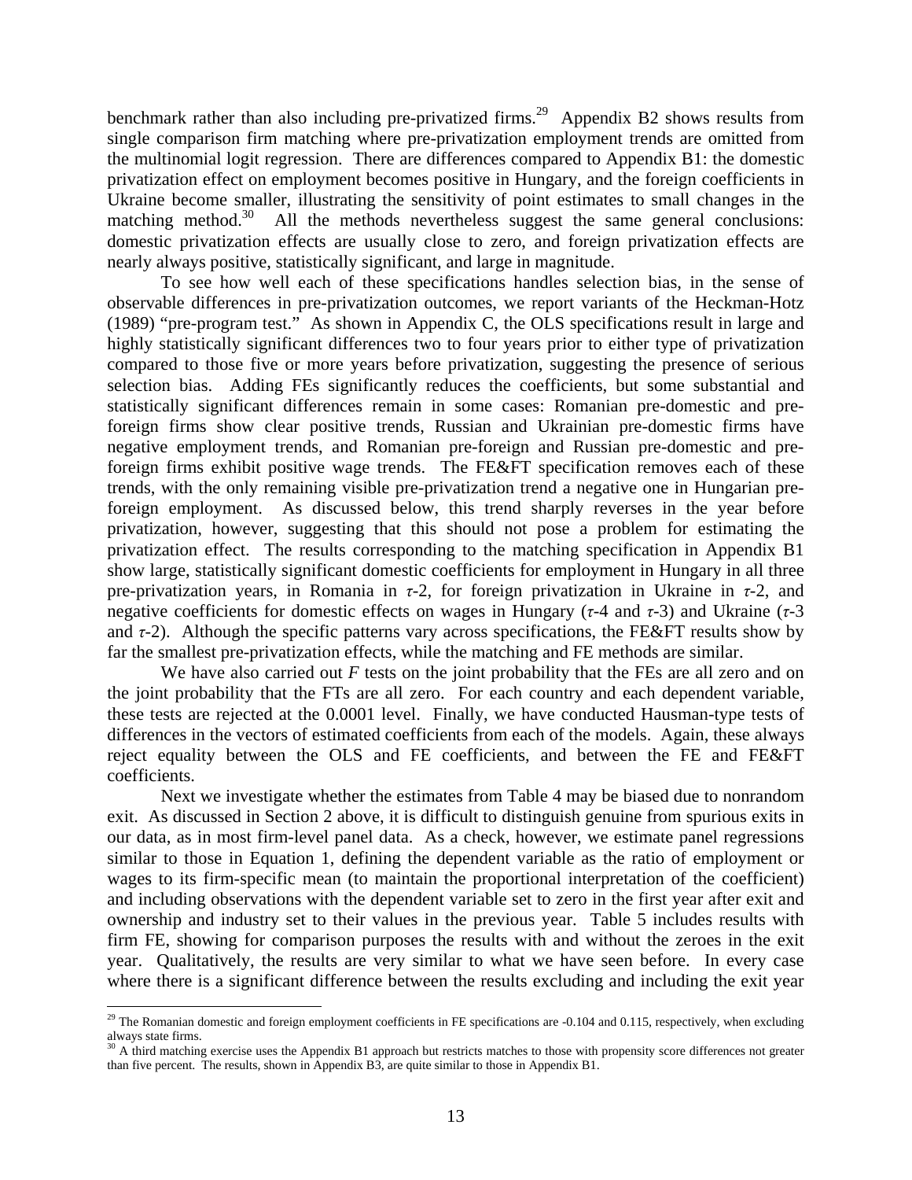benchmark rather than also including pre-privatized firms.[29] Appendix B2 shows results from single comparison firm matching where pre-privatization employment trends are omitted from the multinomial logit regression. There are differences compared to Appendix B1: the domestic privatization effect on employment becomes positive in Hungary, and the foreign coefficients in Ukraine become smaller, illustrating the sensitivity of point estimates to small changes in the matching method.[30] All the methods nevertheless suggest the same general conclusions: domestic privatization effects are usually close to zero, and foreign privatization effects are nearly always positive, statistically significant, and large in magnitude.

To see how well each of these specifications handles selection bias, in the sense of observable differences in pre-privatization outcomes, we report variants of the Heckman-Hotz (1989) "pre-program test." As shown in Appendix C, the OLS specifications result in large and highly statistically significant differences two to four years prior to either type of privatization compared to those five or more years before privatization, suggesting the presence of serious selection bias. Adding FEs significantly reduces the coefficients, but some substantial and statistically significant differences remain in some cases: Romanian pre-domestic and pre-foreign firms show clear positive trends, Russian and Ukrainian pre-domestic firms have negative employment trends, and Romanian pre-foreign and Russian pre-domestic and pre-foreign firms exhibit positive wage trends. The FE&FT specification removes each of these trends, with the only remaining visible pre-privatization trend a negative one in Hungarian pre-foreign employment. As discussed below, this trend sharply reverses in the year before privatization, however, suggesting that this should not pose a problem for estimating the privatization effect. The results corresponding to the matching specification in Appendix B1 show large, statistically significant domestic coefficients for employment in Hungary in all three pre-privatization years, in Romania in $\tau$-2, for foreign privatization in Ukraine in $\tau$-2, and negative coefficients for domestic effects on wages in Hungary ($\tau$-4 and $\tau$-3) and Ukraine ($\tau$-3 and $\tau$-2). Although the specific patterns vary across specifications, the FE&FT results show by far the smallest pre-privatization effects, while the matching and FE methods are similar.

We have also carried out *F* tests on the joint probability that the FEs are all zero and on the joint probability that the FTs are all zero. For each country and each dependent variable, these tests are rejected at the 0.0001 level. Finally, we have conducted Hausman-type tests of differences in the vectors of estimated coefficients from each of the models. Again, these always reject equality between the OLS and FE coefficients, and between the FE and FE&FT coefficients.

Next we investigate whether the estimates from Table 4 may be biased due to nonrandom exit. As discussed in Section 2 above, it is difficult to distinguish genuine from spurious exits in our data, as in most firm-level panel data. As a check, however, we estimate panel regressions similar to those in Equation 1, defining the dependent variable as the ratio of employment or wages to its firm-specific mean (to maintain the proportional interpretation of the coefficient) and including observations with the dependent variable set to zero in the first year after exit and ownership and industry set to their values in the previous year. Table 5 includes results with firm FE, showing for comparison purposes the results with and without the zeroes in the exit year. Qualitatively, the results are very similar to what we have seen before. In every case where there is a significant difference between the results excluding and including the exit year

[29] The Romanian domestic and foreign employment coefficients in FE specifications are -0.104 and 0.115, respectively, when excluding always state firms.

[30] A third matching exercise uses the Appendix B1 approach but restricts matches to those with propensity score differences not greater than five percent. The results, shown in Appendix B3, are quite similar to those in Appendix B1.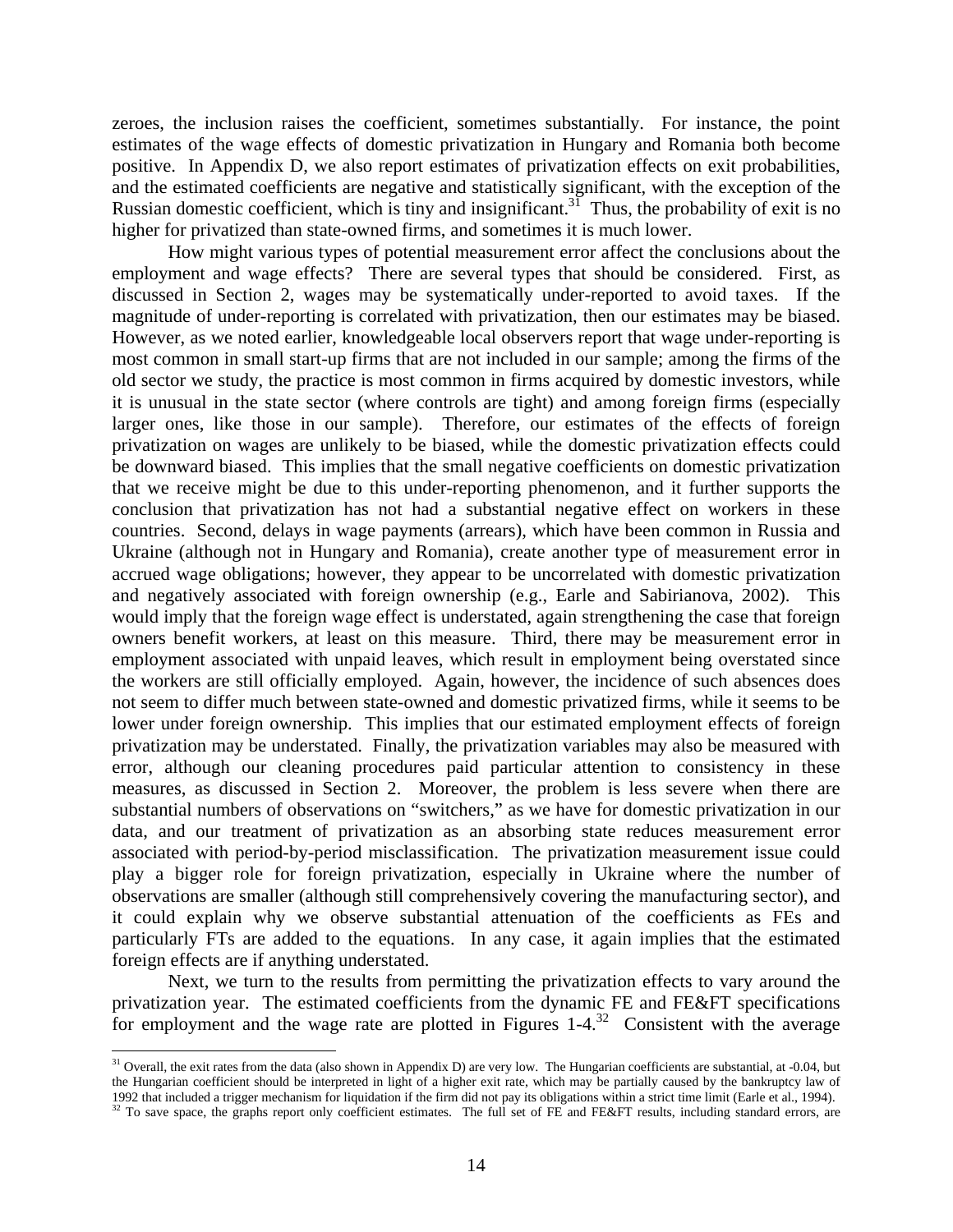zeroes, the inclusion raises the coefficient, sometimes substantially. For instance, the point estimates of the wage effects of domestic privatization in Hungary and Romania both become positive. In Appendix D, we also report estimates of privatization effects on exit probabilities, and the estimated coefficients are negative and statistically significant, with the exception of the Russian domestic coefficient, which is tiny and insignificant.[31] Thus, the probability of exit is no higher for privatized than state-owned firms, and sometimes it is much lower.

How might various types of potential measurement error affect the conclusions about the employment and wage effects? There are several types that should be considered. First, as discussed in Section 2, wages may be systematically under-reported to avoid taxes. If the magnitude of under-reporting is correlated with privatization, then our estimates may be biased. However, as we noted earlier, knowledgeable local observers report that wage under-reporting is most common in small start-up firms that are not included in our sample; among the firms of the old sector we study, the practice is most common in firms acquired by domestic investors, while it is unusual in the state sector (where controls are tight) and among foreign firms (especially larger ones, like those in our sample). Therefore, our estimates of the effects of foreign privatization on wages are unlikely to be biased, while the domestic privatization effects could be downward biased. This implies that the small negative coefficients on domestic privatization that we receive might be due to this under-reporting phenomenon, and it further supports the conclusion that privatization has not had a substantial negative effect on workers in these countries. Second, delays in wage payments (arrears), which have been common in Russia and Ukraine (although not in Hungary and Romania), create another type of measurement error in accrued wage obligations; however, they appear to be uncorrelated with domestic privatization and negatively associated with foreign ownership (e.g., Earle and Sabirianova, 2002). This would imply that the foreign wage effect is understated, again strengthening the case that foreign owners benefit workers, at least on this measure. Third, there may be measurement error in employment associated with unpaid leaves, which result in employment being overstated since the workers are still officially employed. Again, however, the incidence of such absences does not seem to differ much between state-owned and domestic privatized firms, while it seems to be lower under foreign ownership. This implies that our estimated employment effects of foreign privatization may be understated. Finally, the privatization variables may also be measured with error, although our cleaning procedures paid particular attention to consistency in these measures, as discussed in Section 2. Moreover, the problem is less severe when there are substantial numbers of observations on "switchers," as we have for domestic privatization in our data, and our treatment of privatization as an absorbing state reduces measurement error associated with period-by-period misclassification. The privatization measurement issue could play a bigger role for foreign privatization, especially in Ukraine where the number of observations are smaller (although still comprehensively covering the manufacturing sector), and it could explain why we observe substantial attenuation of the coefficients as FEs and particularly FTs are added to the equations. In any case, it again implies that the estimated foreign effects are if anything understated.

Next, we turn to the results from permitting the privatization effects to vary around the privatization year. The estimated coefficients from the dynamic FE and FE&FT specifications for employment and the wage rate are plotted in Figures 1-4.[32] Consistent with the average

---

[31] Overall, the exit rates from the data (also shown in Appendix D) are very low. The Hungarian coefficients are substantial, at -0.04, but the Hungarian coefficient should be interpreted in light of a higher exit rate, which may be partially caused by the bankruptcy law of 1992 that included a trigger mechanism for liquidation if the firm did not pay its obligations within a strict time limit (Earle et al., 1994).

[32] To save space, the graphs report only coefficient estimates. The full set of FE and FE&FT results, including standard errors, are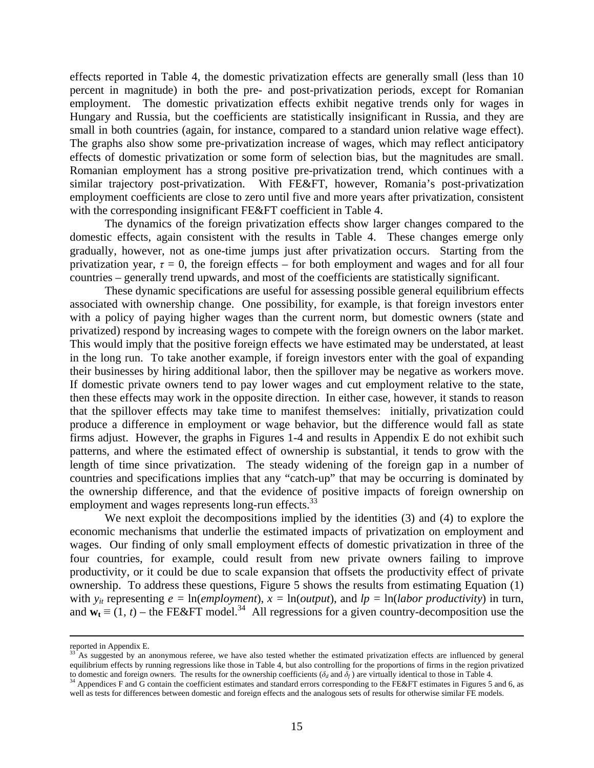effects reported in Table 4, the domestic privatization effects are generally small (less than 10 percent in magnitude) in both the pre- and post-privatization periods, except for Romanian employment. The domestic privatization effects exhibit negative trends only for wages in Hungary and Russia, but the coefficients are statistically insignificant in Russia, and they are small in both countries (again, for instance, compared to a standard union relative wage effect). The graphs also show some pre-privatization increase of wages, which may reflect anticipatory effects of domestic privatization or some form of selection bias, but the magnitudes are small. Romanian employment has a strong positive pre-privatization trend, which continues with a similar trajectory post-privatization. With FE&FT, however, Romania's post-privatization employment coefficients are close to zero until five and more years after privatization, consistent with the corresponding insignificant FE&FT coefficient in Table 4.

The dynamics of the foreign privatization effects show larger changes compared to the domestic effects, again consistent with the results in Table 4. These changes emerge only gradually, however, not as one-time jumps just after privatization occurs. Starting from the privatization year, $\tau = 0$, the foreign effects – for both employment and wages and for all four countries – generally trend upwards, and most of the coefficients are statistically significant.

These dynamic specifications are useful for assessing possible general equilibrium effects associated with ownership change. One possibility, for example, is that foreign investors enter with a policy of paying higher wages than the current norm, but domestic owners (state and privatized) respond by increasing wages to compete with the foreign owners on the labor market. This would imply that the positive foreign effects we have estimated may be understated, at least in the long run. To take another example, if foreign investors enter with the goal of expanding their businesses by hiring additional labor, then the spillover may be negative as workers move. If domestic private owners tend to pay lower wages and cut employment relative to the state, then these effects may work in the opposite direction. In either case, however, it stands to reason that the spillover effects may take time to manifest themselves: initially, privatization could produce a difference in employment or wage behavior, but the difference would fall as state firms adjust. However, the graphs in Figures 1-4 and results in Appendix E do not exhibit such patterns, and where the estimated effect of ownership is substantial, it tends to grow with the length of time since privatization. The steady widening of the foreign gap in a number of countries and specifications implies that any "catch-up" that may be occurring is dominated by the ownership difference, and that the evidence of positive impacts of foreign ownership on employment and wages represents long-run effects.[33]

We next exploit the decompositions implied by the identities (3) and (4) to explore the economic mechanisms that underlie the estimated impacts of privatization on employment and wages. Our finding of only small employment effects of domestic privatization in three of the four countries, for example, could result from new private owners failing to improve productivity, or it could be due to scale expansion that offsets the productivity effect of private ownership. To address these questions, Figure 5 shows the results from estimating Equation (1) with $y_{it}$ representing $e$ = ln(*employment*), $x$ = ln(*output*), and $lp$ = ln(*labor productivity*) in turn, and $\mathbf{w_t} \equiv (1, t)$ – the FE&FT model.[34] All regressions for a given country-decomposition use the

---

reported in Appendix E.

[33] As suggested by an anonymous referee, we have also tested whether the estimated privatization effects are influenced by general equilibrium effects by running regressions like those in Table 4, but also controlling for the proportions of firms in the region privatized to domestic and foreign owners. The results for the ownership coefficients ($\delta_d$ and $\delta_f$) are virtually identical to those in Table 4.

[34] Appendices F and G contain the coefficient estimates and standard errors corresponding to the FE&FT estimates in Figures 5 and 6, as well as tests for differences between domestic and foreign effects and the analogous sets of results for otherwise similar FE models.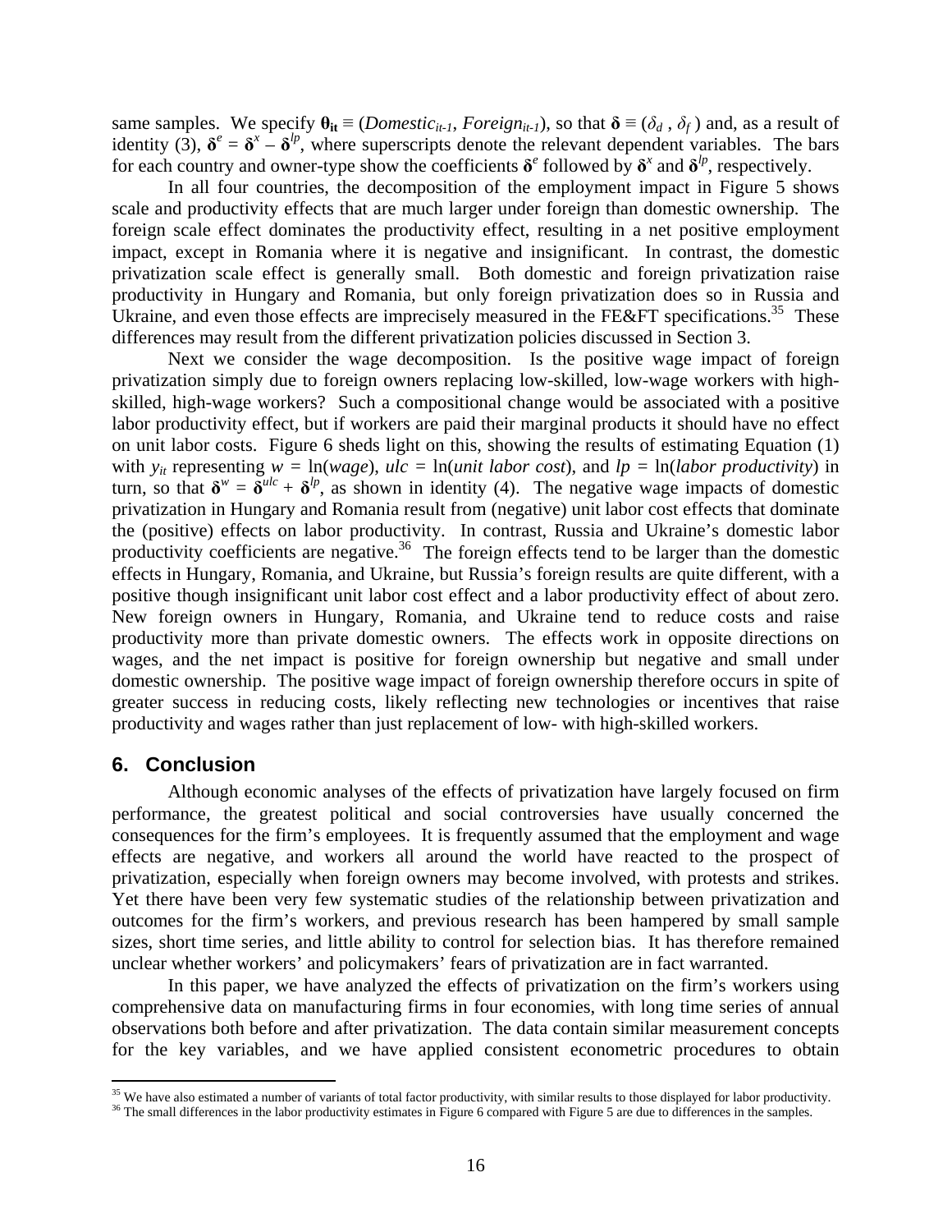same samples. We specify $\boldsymbol{\theta}_{\mathbf{it}} \equiv (Domestic_{it-1}, Foreign_{it-1})$, so that $\boldsymbol{\delta} \equiv (\delta_d , \delta_f )$ and, as a result of identity (3), $\boldsymbol{\delta}^e = \boldsymbol{\delta}^x - \boldsymbol{\delta}^{lp}$, where superscripts denote the relevant dependent variables. The bars for each country and owner-type show the coefficients $\boldsymbol{\delta}^e$ followed by $\boldsymbol{\delta}^x$ and $\boldsymbol{\delta}^{lp}$, respectively.

In all four countries, the decomposition of the employment impact in Figure 5 shows scale and productivity effects that are much larger under foreign than domestic ownership. The foreign scale effect dominates the productivity effect, resulting in a net positive employment impact, except in Romania where it is negative and insignificant. In contrast, the domestic privatization scale effect is generally small. Both domestic and foreign privatization raise productivity in Hungary and Romania, but only foreign privatization does so in Russia and Ukraine, and even those effects are imprecisely measured in the FE&FT specifications.[35] These differences may result from the different privatization policies discussed in Section 3.

Next we consider the wage decomposition. Is the positive wage impact of foreign privatization simply due to foreign owners replacing low-skilled, low-wage workers with high-skilled, high-wage workers? Such a compositional change would be associated with a positive labor productivity effect, but if workers are paid their marginal products it should have no effect on unit labor costs. Figure 6 sheds light on this, showing the results of estimating Equation (1) with $y_{it}$ representing $w$ = ln(*wage*), $ulc$ = ln(*unit labor cost*), and $lp$ = ln(*labor productivity*) in turn, so that $\boldsymbol{\delta}^w = \boldsymbol{\delta}^{ulc} + \boldsymbol{\delta}^{lp}$, as shown in identity (4). The negative wage impacts of domestic privatization in Hungary and Romania result from (negative) unit labor cost effects that dominate the (positive) effects on labor productivity. In contrast, Russia and Ukraine's domestic labor productivity coefficients are negative.[36] The foreign effects tend to be larger than the domestic effects in Hungary, Romania, and Ukraine, but Russia's foreign results are quite different, with a positive though insignificant unit labor cost effect and a labor productivity effect of about zero. New foreign owners in Hungary, Romania, and Ukraine tend to reduce costs and raise productivity more than private domestic owners. The effects work in opposite directions on wages, and the net impact is positive for foreign ownership but negative and small under domestic ownership. The positive wage impact of foreign ownership therefore occurs in spite of greater success in reducing costs, likely reflecting new technologies or incentives that raise productivity and wages rather than just replacement of low- with high-skilled workers.

## 6. Conclusion

Although economic analyses of the effects of privatization have largely focused on firm performance, the greatest political and social controversies have usually concerned the consequences for the firm's employees. It is frequently assumed that the employment and wage effects are negative, and workers all around the world have reacted to the prospect of privatization, especially when foreign owners may become involved, with protests and strikes. Yet there have been very few systematic studies of the relationship between privatization and outcomes for the firm's workers, and previous research has been hampered by small sample sizes, short time series, and little ability to control for selection bias. It has therefore remained unclear whether workers' and policymakers' fears of privatization are in fact warranted.

In this paper, we have analyzed the effects of privatization on the firm's workers using comprehensive data on manufacturing firms in four economies, with long time series of annual observations both before and after privatization. The data contain similar measurement concepts for the key variables, and we have applied consistent econometric procedures to obtain

[35] We have also estimated a number of variants of total factor productivity, with similar results to those displayed for labor productivity.

[36] The small differences in the labor productivity estimates in Figure 6 compared with Figure 5 are due to differences in the samples.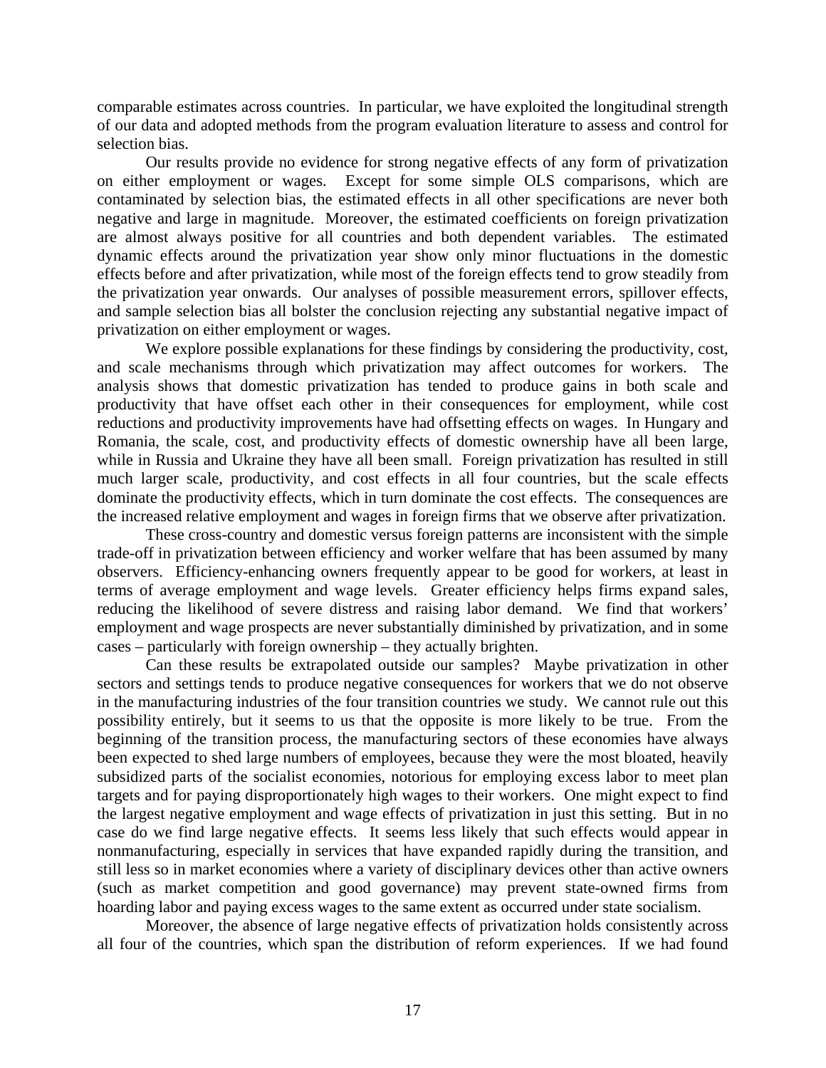comparable estimates across countries. In particular, we have exploited the longitudinal strength of our data and adopted methods from the program evaluation literature to assess and control for selection bias.

Our results provide no evidence for strong negative effects of any form of privatization on either employment or wages. Except for some simple OLS comparisons, which are contaminated by selection bias, the estimated effects in all other specifications are never both negative and large in magnitude. Moreover, the estimated coefficients on foreign privatization are almost always positive for all countries and both dependent variables. The estimated dynamic effects around the privatization year show only minor fluctuations in the domestic effects before and after privatization, while most of the foreign effects tend to grow steadily from the privatization year onwards. Our analyses of possible measurement errors, spillover effects, and sample selection bias all bolster the conclusion rejecting any substantial negative impact of privatization on either employment or wages.

We explore possible explanations for these findings by considering the productivity, cost, and scale mechanisms through which privatization may affect outcomes for workers. The analysis shows that domestic privatization has tended to produce gains in both scale and productivity that have offset each other in their consequences for employment, while cost reductions and productivity improvements have had offsetting effects on wages. In Hungary and Romania, the scale, cost, and productivity effects of domestic ownership have all been large, while in Russia and Ukraine they have all been small. Foreign privatization has resulted in still much larger scale, productivity, and cost effects in all four countries, but the scale effects dominate the productivity effects, which in turn dominate the cost effects. The consequences are the increased relative employment and wages in foreign firms that we observe after privatization.

These cross-country and domestic versus foreign patterns are inconsistent with the simple trade-off in privatization between efficiency and worker welfare that has been assumed by many observers. Efficiency-enhancing owners frequently appear to be good for workers, at least in terms of average employment and wage levels. Greater efficiency helps firms expand sales, reducing the likelihood of severe distress and raising labor demand. We find that workers' employment and wage prospects are never substantially diminished by privatization, and in some cases – particularly with foreign ownership – they actually brighten.

Can these results be extrapolated outside our samples? Maybe privatization in other sectors and settings tends to produce negative consequences for workers that we do not observe in the manufacturing industries of the four transition countries we study. We cannot rule out this possibility entirely, but it seems to us that the opposite is more likely to be true. From the beginning of the transition process, the manufacturing sectors of these economies have always been expected to shed large numbers of employees, because they were the most bloated, heavily subsidized parts of the socialist economies, notorious for employing excess labor to meet plan targets and for paying disproportionately high wages to their workers. One might expect to find the largest negative employment and wage effects of privatization in just this setting. But in no case do we find large negative effects. It seems less likely that such effects would appear in nonmanufacturing, especially in services that have expanded rapidly during the transition, and still less so in market economies where a variety of disciplinary devices other than active owners (such as market competition and good governance) may prevent state-owned firms from hoarding labor and paying excess wages to the same extent as occurred under state socialism.

Moreover, the absence of large negative effects of privatization holds consistently across all four of the countries, which span the distribution of reform experiences. If we had found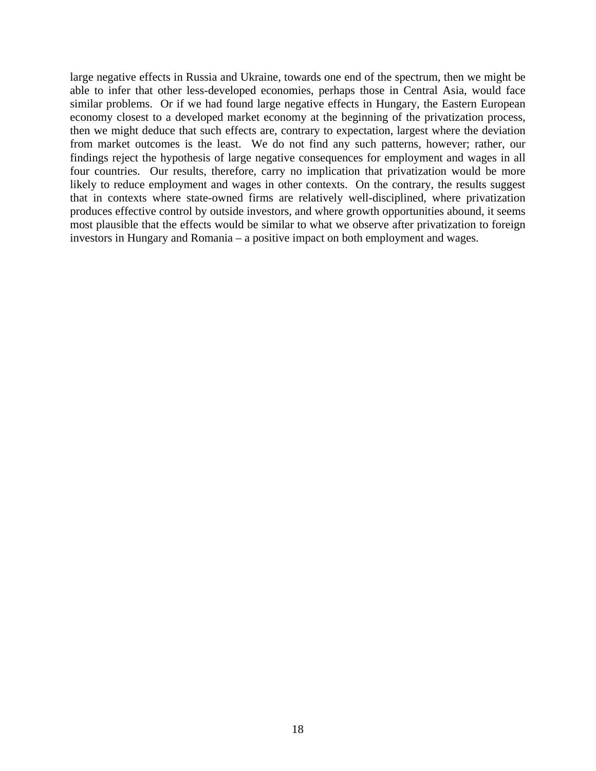large negative effects in Russia and Ukraine, towards one end of the spectrum, then we might be able to infer that other less-developed economies, perhaps those in Central Asia, would face similar problems. Or if we had found large negative effects in Hungary, the Eastern European economy closest to a developed market economy at the beginning of the privatization process, then we might deduce that such effects are, contrary to expectation, largest where the deviation from market outcomes is the least. We do not find any such patterns, however; rather, our findings reject the hypothesis of large negative consequences for employment and wages in all four countries. Our results, therefore, carry no implication that privatization would be more likely to reduce employment and wages in other contexts. On the contrary, the results suggest that in contexts where state-owned firms are relatively well-disciplined, where privatization produces effective control by outside investors, and where growth opportunities abound, it seems most plausible that the effects would be similar to what we observe after privatization to foreign investors in Hungary and Romania – a positive impact on both employment and wages.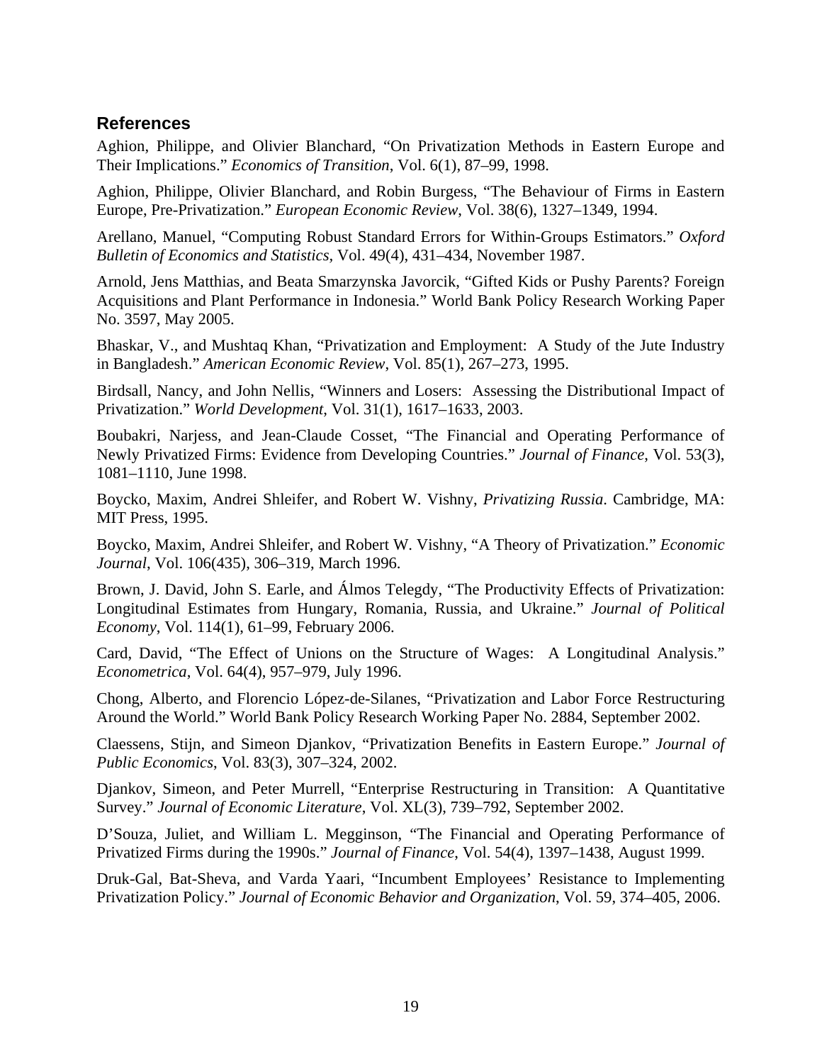## References

Aghion, Philippe, and Olivier Blanchard, "On Privatization Methods in Eastern Europe and Their Implications." *Economics of Transition*, Vol. 6(1), 87–99, 1998.

Aghion, Philippe, Olivier Blanchard, and Robin Burgess, "The Behaviour of Firms in Eastern Europe, Pre-Privatization." *European Economic Review*, Vol. 38(6), 1327–1349, 1994.

Arellano, Manuel, "Computing Robust Standard Errors for Within-Groups Estimators." *Oxford Bulletin of Economics and Statistics*, Vol. 49(4), 431–434, November 1987.

Arnold, Jens Matthias, and Beata Smarzynska Javorcik, "Gifted Kids or Pushy Parents? Foreign Acquisitions and Plant Performance in Indonesia." World Bank Policy Research Working Paper No. 3597, May 2005.

Bhaskar, V., and Mushtaq Khan, "Privatization and Employment: A Study of the Jute Industry in Bangladesh." *American Economic Review*, Vol. 85(1), 267–273, 1995.

Birdsall, Nancy, and John Nellis, "Winners and Losers: Assessing the Distributional Impact of Privatization." *World Development*, Vol. 31(1), 1617–1633, 2003.

Boubakri, Narjess, and Jean-Claude Cosset, "The Financial and Operating Performance of Newly Privatized Firms: Evidence from Developing Countries." *Journal of Finance*, Vol. 53(3), 1081–1110, June 1998.

Boycko, Maxim, Andrei Shleifer, and Robert W. Vishny, *Privatizing Russia*. Cambridge, MA: MIT Press, 1995.

Boycko, Maxim, Andrei Shleifer, and Robert W. Vishny, "A Theory of Privatization." *Economic Journal*, Vol. 106(435), 306–319, March 1996.

Brown, J. David, John S. Earle, and Álmos Telegdy, "The Productivity Effects of Privatization: Longitudinal Estimates from Hungary, Romania, Russia, and Ukraine." *Journal of Political Economy*, Vol. 114(1), 61–99, February 2006.

Card, David, "The Effect of Unions on the Structure of Wages: A Longitudinal Analysis." *Econometrica*, Vol. 64(4), 957–979, July 1996.

Chong, Alberto, and Florencio López-de-Silanes, "Privatization and Labor Force Restructuring Around the World." World Bank Policy Research Working Paper No. 2884, September 2002.

Claessens, Stijn, and Simeon Djankov, "Privatization Benefits in Eastern Europe." *Journal of Public Economics*, Vol. 83(3), 307–324, 2002.

Djankov, Simeon, and Peter Murrell, "Enterprise Restructuring in Transition: A Quantitative Survey." *Journal of Economic Literature*, Vol. XL(3), 739–792, September 2002.

D'Souza, Juliet, and William L. Megginson, "The Financial and Operating Performance of Privatized Firms during the 1990s." *Journal of Finance*, Vol. 54(4), 1397–1438, August 1999.

Druk-Gal, Bat-Sheva, and Varda Yaari, "Incumbent Employees' Resistance to Implementing Privatization Policy." *Journal of Economic Behavior and Organization*, Vol. 59, 374–405, 2006.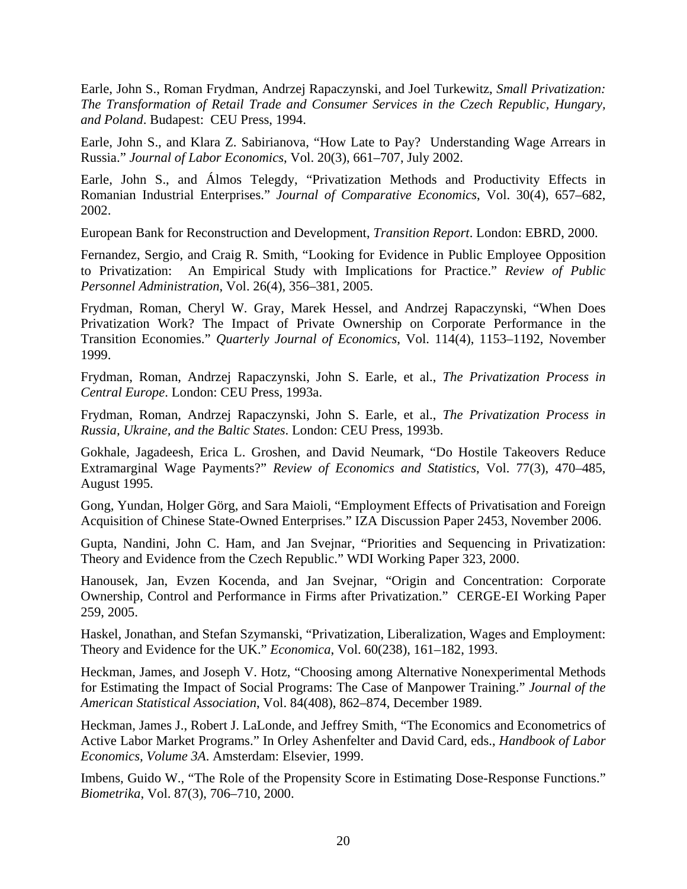Earle, John S., Roman Frydman, Andrzej Rapaczynski, and Joel Turkewitz, *Small Privatization: The Transformation of Retail Trade and Consumer Services in the Czech Republic, Hungary, and Poland*. Budapest: CEU Press, 1994.

Earle, John S., and Klara Z. Sabirianova, "How Late to Pay? Understanding Wage Arrears in Russia." *Journal of Labor Economics*, Vol. 20(3), 661–707, July 2002.

Earle, John S., and Álmos Telegdy, "Privatization Methods and Productivity Effects in Romanian Industrial Enterprises." *Journal of Comparative Economics*, Vol. 30(4), 657–682, 2002.

European Bank for Reconstruction and Development, *Transition Report*. London: EBRD, 2000.

Fernandez, Sergio, and Craig R. Smith, "Looking for Evidence in Public Employee Opposition to Privatization: An Empirical Study with Implications for Practice." *Review of Public Personnel Administration*, Vol. 26(4), 356–381, 2005.

Frydman, Roman, Cheryl W. Gray, Marek Hessel, and Andrzej Rapaczynski, "When Does Privatization Work? The Impact of Private Ownership on Corporate Performance in the Transition Economies." *Quarterly Journal of Economics*, Vol. 114(4), 1153–1192, November 1999.

Frydman, Roman, Andrzej Rapaczynski, John S. Earle, et al., *The Privatization Process in Central Europe*. London: CEU Press, 1993a.

Frydman, Roman, Andrzej Rapaczynski, John S. Earle, et al., *The Privatization Process in Russia, Ukraine, and the Baltic States*. London: CEU Press, 1993b.

Gokhale, Jagadeesh, Erica L. Groshen, and David Neumark, "Do Hostile Takeovers Reduce Extramarginal Wage Payments?" *Review of Economics and Statistics*, Vol. 77(3), 470–485, August 1995.

Gong, Yundan, Holger Görg, and Sara Maioli, "Employment Effects of Privatisation and Foreign Acquisition of Chinese State-Owned Enterprises." IZA Discussion Paper 2453, November 2006.

Gupta, Nandini, John C. Ham, and Jan Svejnar, "Priorities and Sequencing in Privatization: Theory and Evidence from the Czech Republic." WDI Working Paper 323, 2000.

Hanousek, Jan, Evzen Kocenda, and Jan Svejnar, "Origin and Concentration: Corporate Ownership, Control and Performance in Firms after Privatization." CERGE-EI Working Paper 259, 2005.

Haskel, Jonathan, and Stefan Szymanski, "Privatization, Liberalization, Wages and Employment: Theory and Evidence for the UK." *Economica*, Vol. 60(238), 161–182, 1993.

Heckman, James, and Joseph V. Hotz, "Choosing among Alternative Nonexperimental Methods for Estimating the Impact of Social Programs: The Case of Manpower Training." *Journal of the American Statistical Association*, Vol. 84(408), 862–874, December 1989.

Heckman, James J., Robert J. LaLonde, and Jeffrey Smith, "The Economics and Econometrics of Active Labor Market Programs." In Orley Ashenfelter and David Card, eds., *Handbook of Labor Economics, Volume 3A*. Amsterdam: Elsevier, 1999.

Imbens, Guido W., "The Role of the Propensity Score in Estimating Dose-Response Functions." *Biometrika*, Vol. 87(3), 706–710, 2000.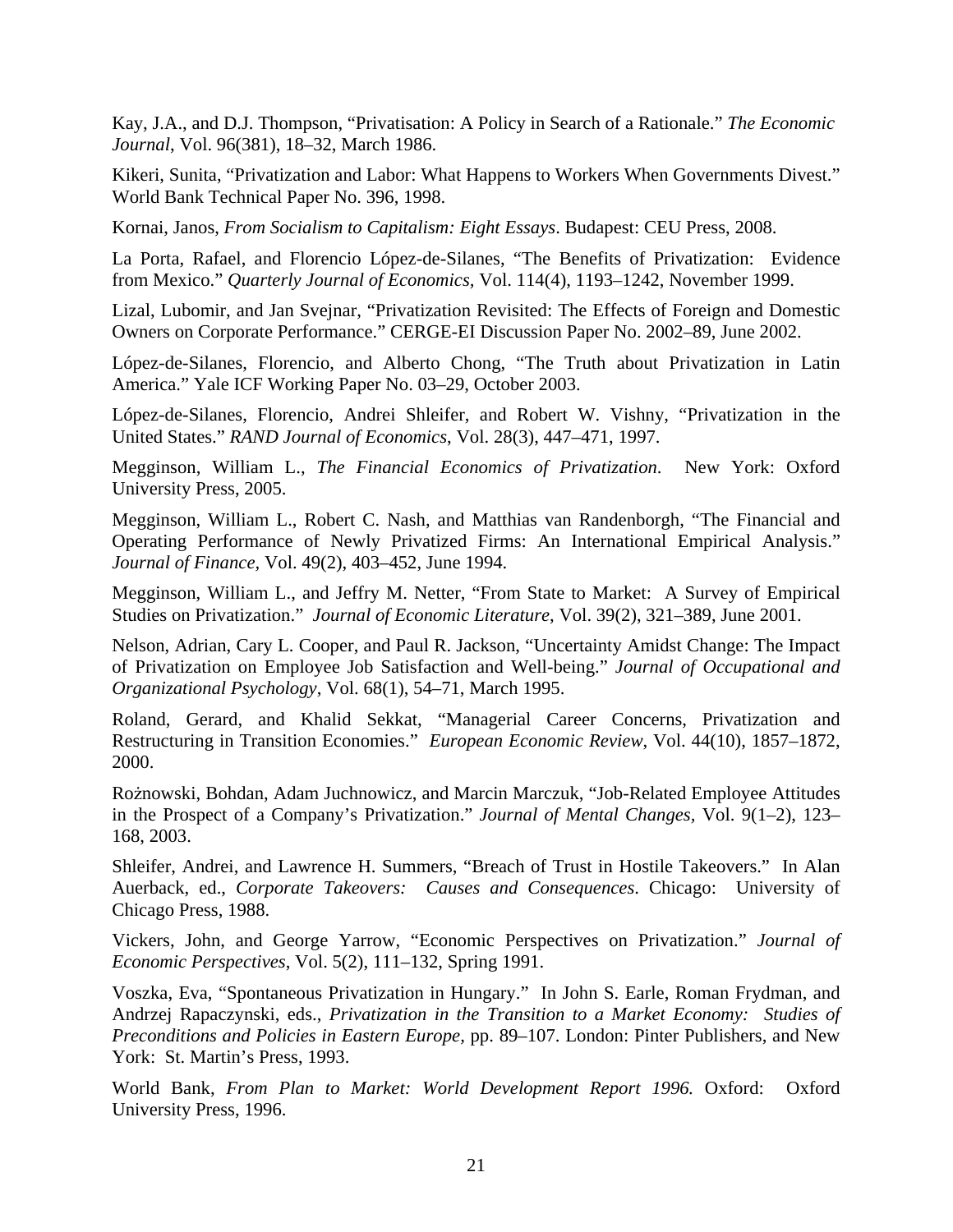Kay, J.A., and D.J. Thompson, "Privatisation: A Policy in Search of a Rationale." *The Economic Journal*, Vol. 96(381), 18–32, March 1986.

Kikeri, Sunita, "Privatization and Labor: What Happens to Workers When Governments Divest." World Bank Technical Paper No. 396, 1998.

Kornai, Janos, *From Socialism to Capitalism: Eight Essays*. Budapest: CEU Press, 2008.

La Porta, Rafael, and Florencio López-de-Silanes, "The Benefits of Privatization: Evidence from Mexico." *Quarterly Journal of Economics*, Vol. 114(4), 1193–1242, November 1999.

Lizal, Lubomir, and Jan Svejnar, "Privatization Revisited: The Effects of Foreign and Domestic Owners on Corporate Performance." CERGE-EI Discussion Paper No. 2002–89, June 2002.

López-de-Silanes, Florencio, and Alberto Chong, "The Truth about Privatization in Latin America." Yale ICF Working Paper No. 03–29, October 2003.

López-de-Silanes, Florencio, Andrei Shleifer, and Robert W. Vishny, "Privatization in the United States." *RAND Journal of Economics*, Vol. 28(3), 447–471, 1997.

Megginson, William L., *The Financial Economics of Privatization*. New York: Oxford University Press, 2005.

Megginson, William L., Robert C. Nash, and Matthias van Randenborgh, "The Financial and Operating Performance of Newly Privatized Firms: An International Empirical Analysis." *Journal of Finance*, Vol. 49(2), 403–452, June 1994.

Megginson, William L., and Jeffry M. Netter, "From State to Market: A Survey of Empirical Studies on Privatization." *Journal of Economic Literature*, Vol. 39(2), 321–389, June 2001.

Nelson, Adrian, Cary L. Cooper, and Paul R. Jackson, "Uncertainty Amidst Change: The Impact of Privatization on Employee Job Satisfaction and Well-being." *Journal of Occupational and Organizational Psychology*, Vol. 68(1), 54–71, March 1995.

Roland, Gerard, and Khalid Sekkat, "Managerial Career Concerns, Privatization and Restructuring in Transition Economies." *European Economic Review*, Vol. 44(10), 1857–1872, 2000.

Rożnowski, Bohdan, Adam Juchnowicz, and Marcin Marczuk, "Job-Related Employee Attitudes in the Prospect of a Company's Privatization." *Journal of Mental Changes*, Vol. 9(1–2), 123–168, 2003.

Shleifer, Andrei, and Lawrence H. Summers, "Breach of Trust in Hostile Takeovers." In Alan Auerback, ed., *Corporate Takeovers: Causes and Consequences*. Chicago: University of Chicago Press, 1988.

Vickers, John, and George Yarrow, "Economic Perspectives on Privatization." *Journal of Economic Perspectives*, Vol. 5(2), 111–132, Spring 1991.

Voszka, Eva, "Spontaneous Privatization in Hungary." In John S. Earle, Roman Frydman, and Andrzej Rapaczynski, eds., *Privatization in the Transition to a Market Economy: Studies of Preconditions and Policies in Eastern Europe*, pp. 89–107. London: Pinter Publishers, and New York: St. Martin's Press, 1993.

World Bank, *From Plan to Market: World Development Report 1996.* Oxford: Oxford University Press, 1996.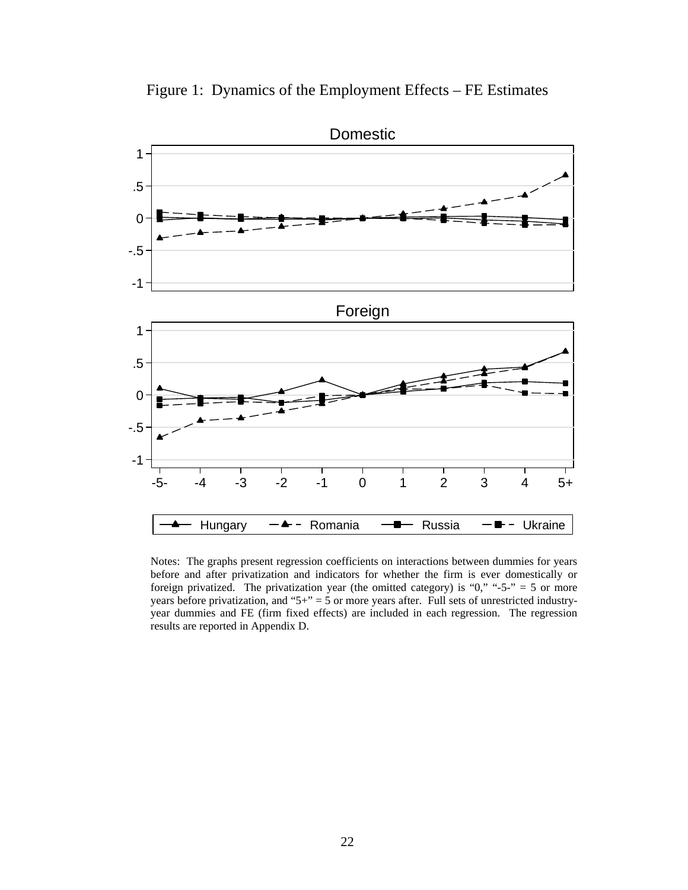Figure 1: Dynamics of the Employment Effects – FE Estimates

Notes: The graphs present regression coefficients on interactions between dummies for years before and after privatization and indicators for whether the firm is ever domestically or foreign privatized. The privatization year (the omitted category) is "0," "-5-" = 5 or more years before privatization, and "5+" = 5 or more years after. Full sets of unrestricted industry-year dummies and FE (firm fixed effects) are included in each regression. The regression results are reported in Appendix D.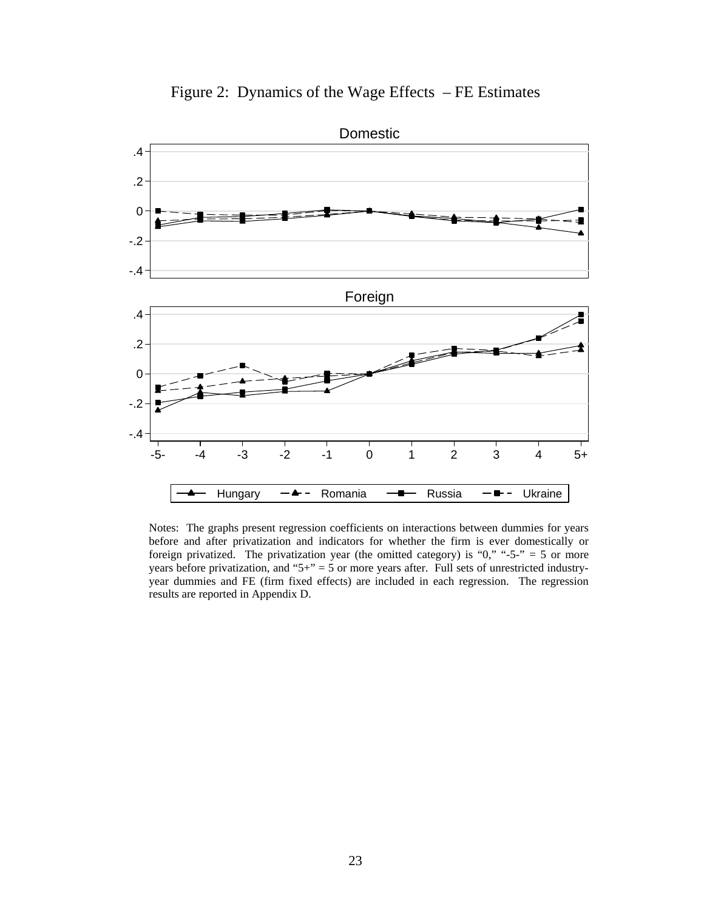Figure 2: Dynamics of the Wage Effects – FE Estimates

Notes: The graphs present regression coefficients on interactions between dummies for years before and after privatization and indicators for whether the firm is ever domestically or foreign privatized. The privatization year (the omitted category) is "0," "-5-" = 5 or more years before privatization, and "5+" = 5 or more years after. Full sets of unrestricted industry-year dummies and FE (firm fixed effects) are included in each regression. The regression results are reported in Appendix D.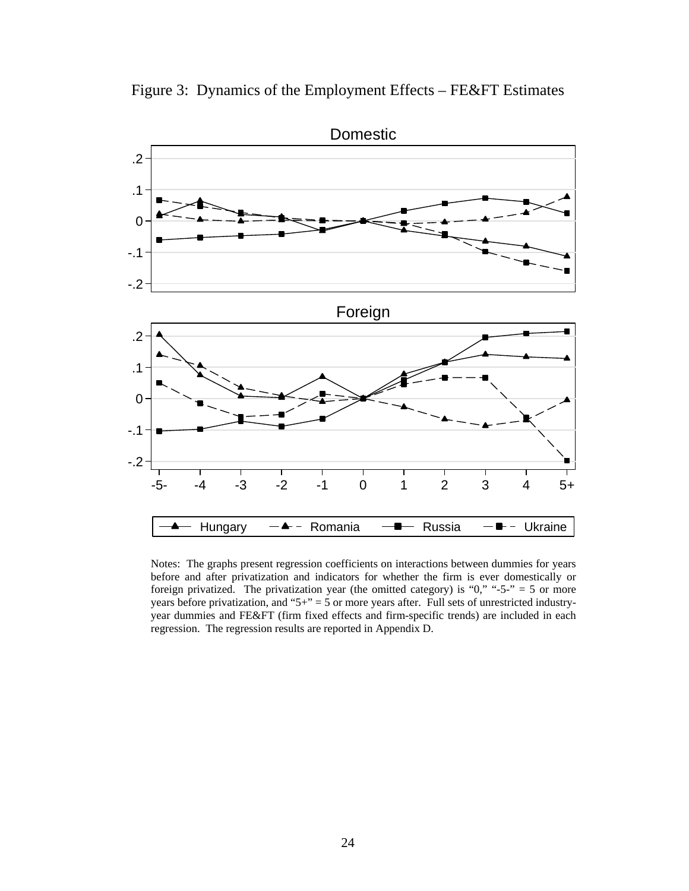Figure 3: Dynamics of the Employment Effects – FE&FT Estimates

Notes: The graphs present regression coefficients on interactions between dummies for years before and after privatization and indicators for whether the firm is ever domestically or foreign privatized. The privatization year (the omitted category) is "0," "-5-" = 5 or more years before privatization, and "5+" = 5 or more years after. Full sets of unrestricted industry-year dummies and FE&FT (firm fixed effects and firm-specific trends) are included in each regression. The regression results are reported in Appendix D.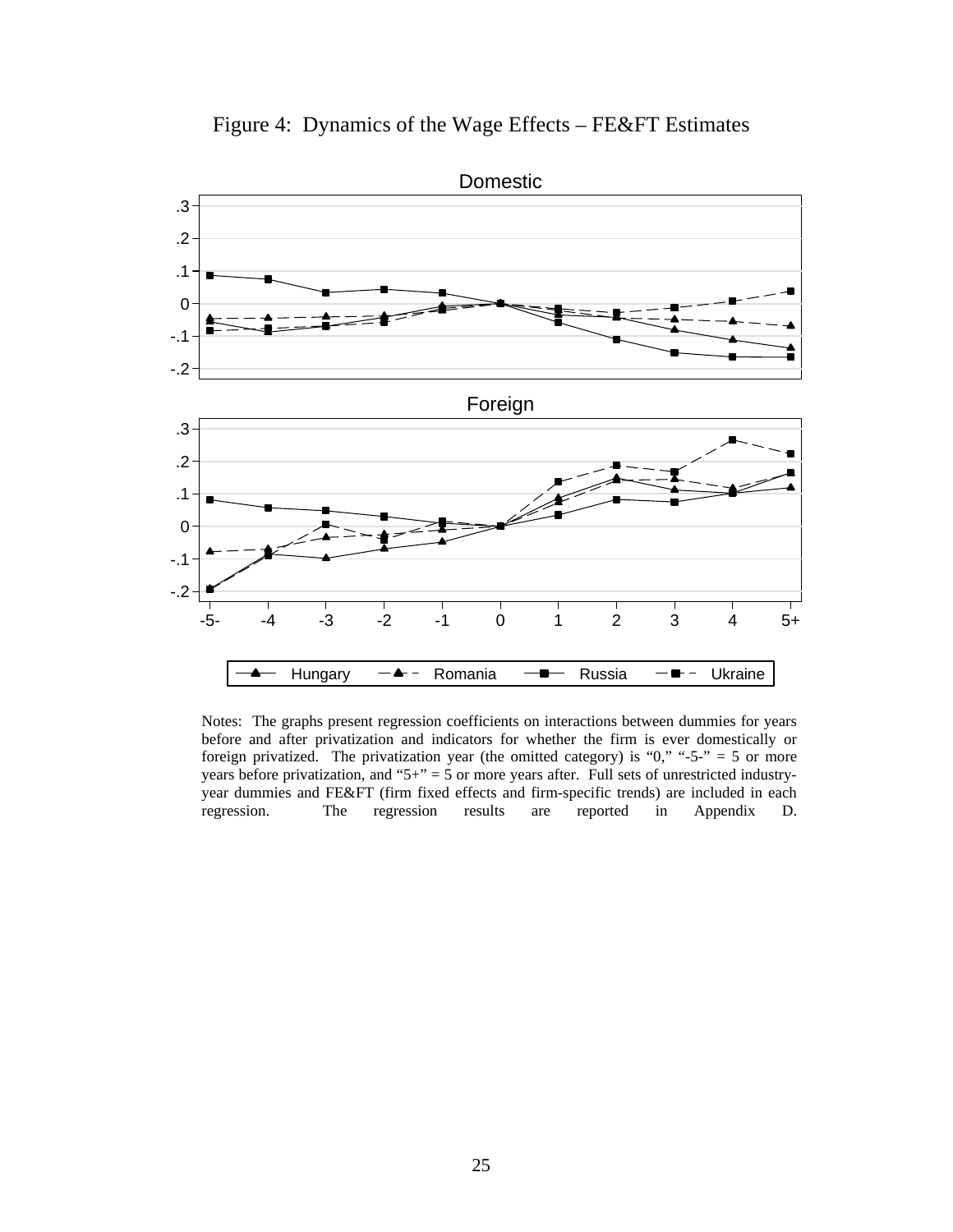Figure 4: Dynamics of the Wage Effects – FE&FT Estimates

Notes: The graphs present regression coefficients on interactions between dummies for years before and after privatization and indicators for whether the firm is ever domestically or foreign privatized. The privatization year (the omitted category) is "0," "-5-" = 5 or more years before privatization, and "5+" = 5 or more years after. Full sets of unrestricted industry-year dummies and FE&FT (firm fixed effects and firm-specific trends) are included in each regression. The regression results are reported in Appendix D.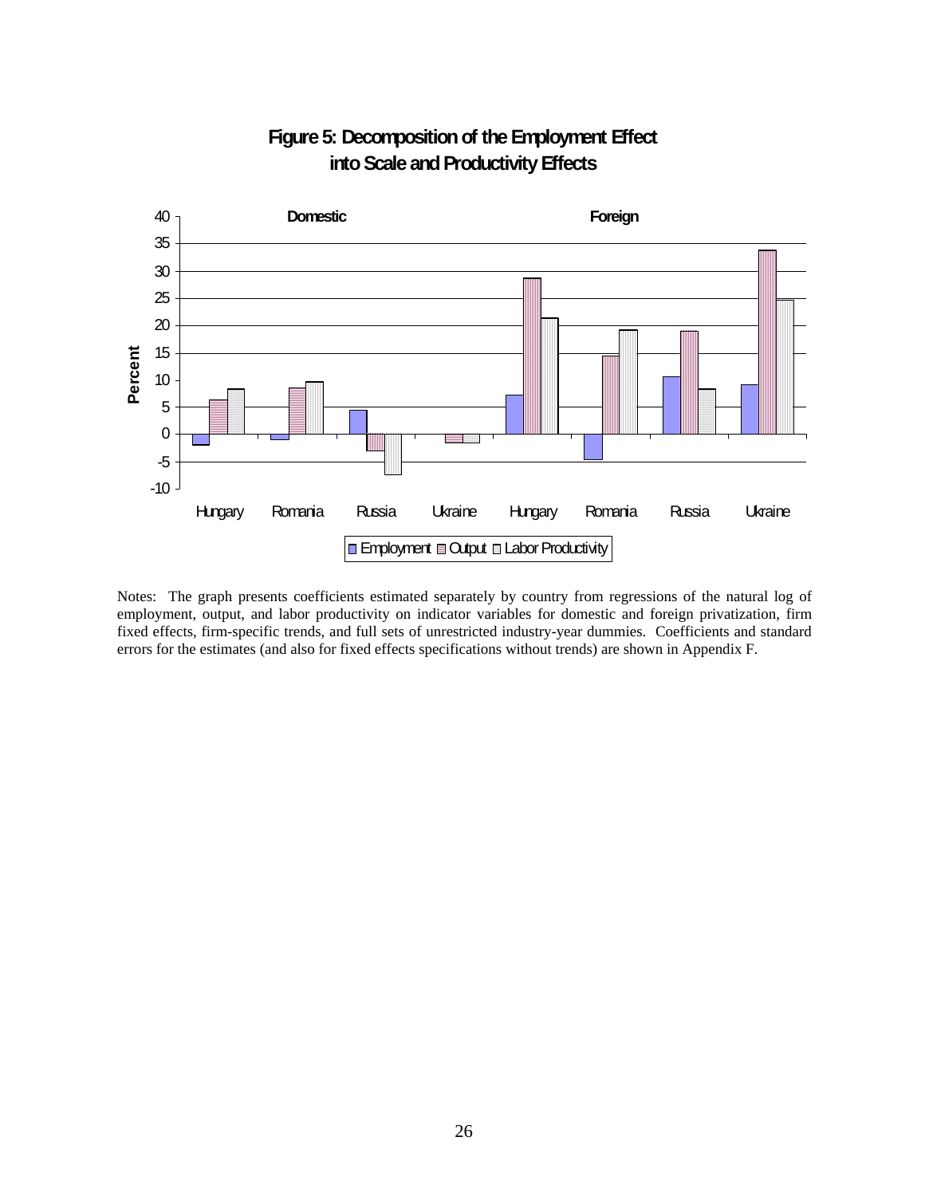**Figure 5: Decomposition of the Employment Effect into Scale and Productivity Effects**

Notes: The graph presents coefficients estimated separately by country from regressions of the natural log of employment, output, and labor productivity on indicator variables for domestic and foreign privatization, firm fixed effects, firm-specific trends, and full sets of unrestricted industry-year dummies. Coefficients and standard errors for the estimates (and also for fixed effects specifications without trends) are shown in Appendix F.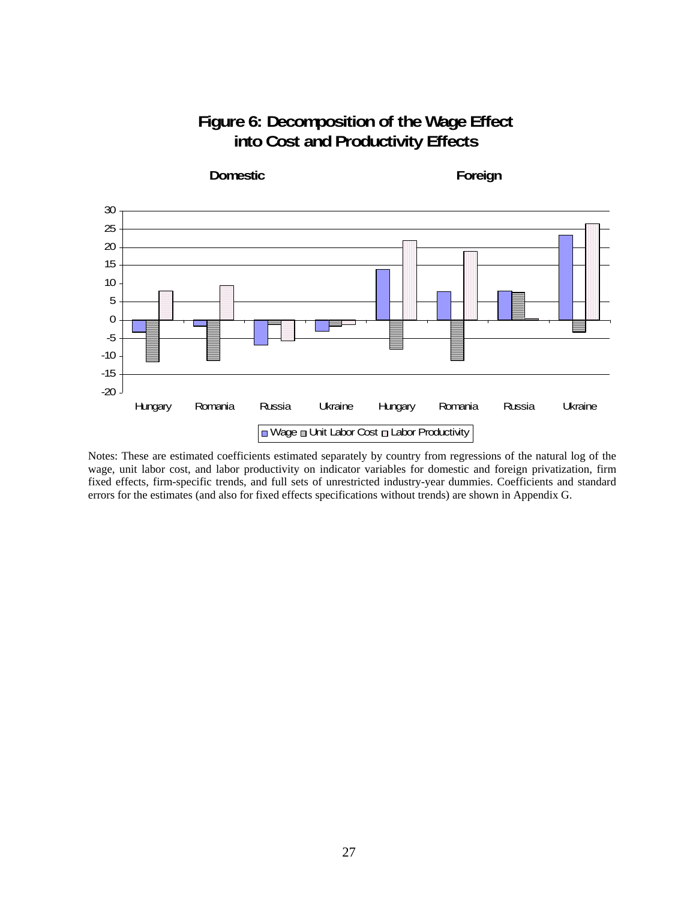# Figure 6: Decomposition of the Wage Effect into Cost and Productivity Effects

Notes: These are estimated coefficients estimated separately by country from regressions of the natural log of the wage, unit labor cost, and labor productivity on indicator variables for domestic and foreign privatization, firm fixed effects, firm-specific trends, and full sets of unrestricted industry-year dummies. Coefficients and standard errors for the estimates (and also for fixed effects specifications without trends) are shown in Appendix G.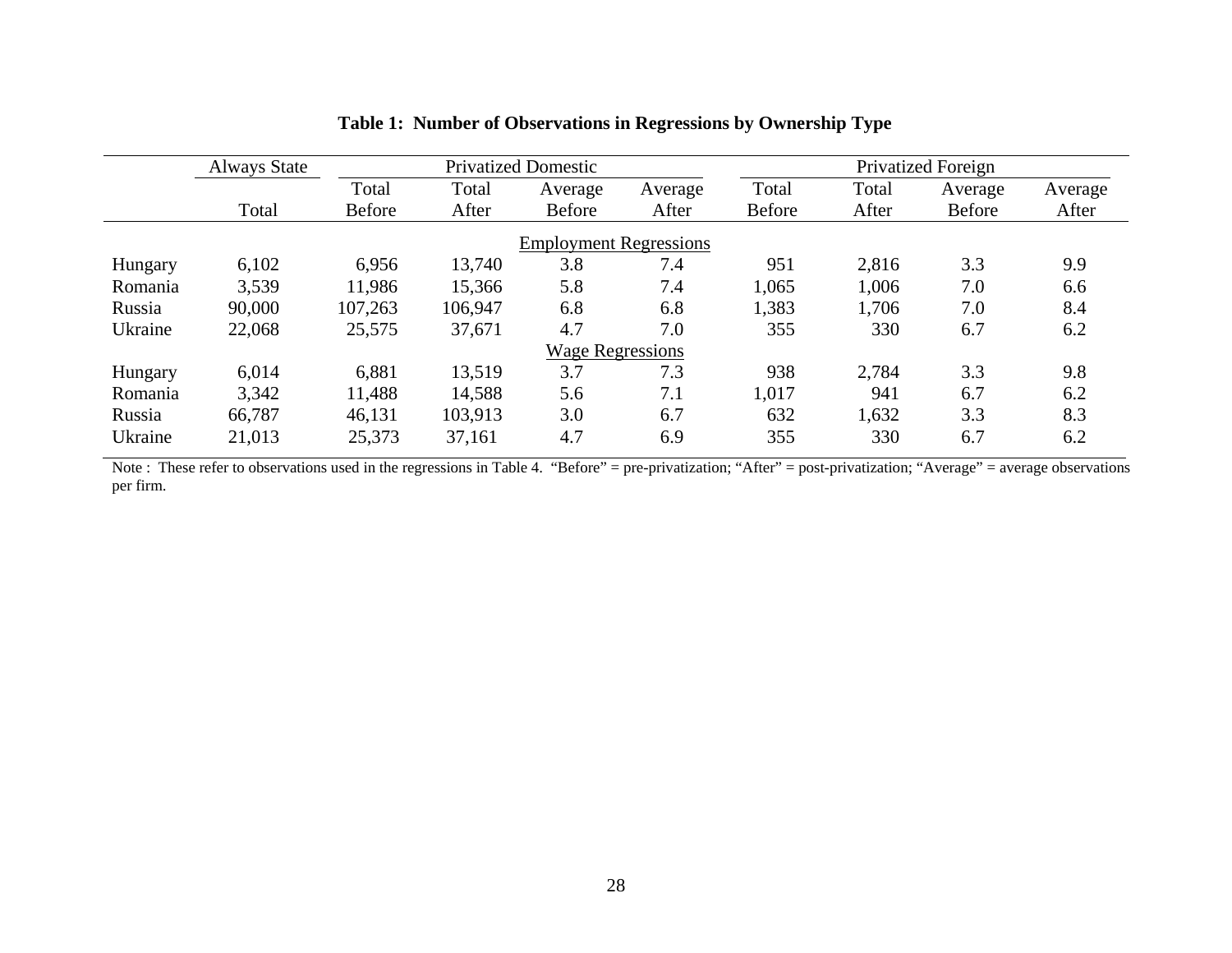**Table 1: Number of Observations in Regressions by Ownership Type**

| | Always State | Privatized Domestic | | | | Privatized Foreign | | | |
|---|---|---|---|---|---|---|---|---|---|
| | Total | Total Before | Total After | Average Before | Average After | Total Before | Total After | Average Before | Average After |
| | | | | Employment Regressions | | | | | |
| Hungary | 6,102 | 6,956 | 13,740 | 3.8 | 7.4 | 951 | 2,816 | 3.3 | 9.9 |
| Romania | 3,539 | 11,986 | 15,366 | 5.8 | 7.4 | 1,065 | 1,006 | 7.0 | 6.6 |
| Russia | 90,000 | 107,263 | 106,947 | 6.8 | 6.8 | 1,383 | 1,706 | 7.0 | 8.4 |
| Ukraine | 22,068 | 25,575 | 37,671 | 4.7 | 7.0 | 355 | 330 | 6.7 | 6.2 |
| | | | | Wage Regressions | | | | | |
| Hungary | 6,014 | 6,881 | 13,519 | 3.7 | 7.3 | 938 | 2,784 | 3.3 | 9.8 |
| Romania | 3,342 | 11,488 | 14,588 | 5.6 | 7.1 | 1,017 | 941 | 6.7 | 6.2 |
| Russia | 66,787 | 46,131 | 103,913 | 3.0 | 6.7 | 632 | 1,632 | 3.3 | 8.3 |
| Ukraine | 21,013 | 25,373 | 37,161 | 4.7 | 6.9 | 355 | 330 | 6.7 | 6.2 |

Note : These refer to observations used in the regressions in Table 4. "Before" = pre-privatization; "After" = post-privatization; "Average" = average observations per firm.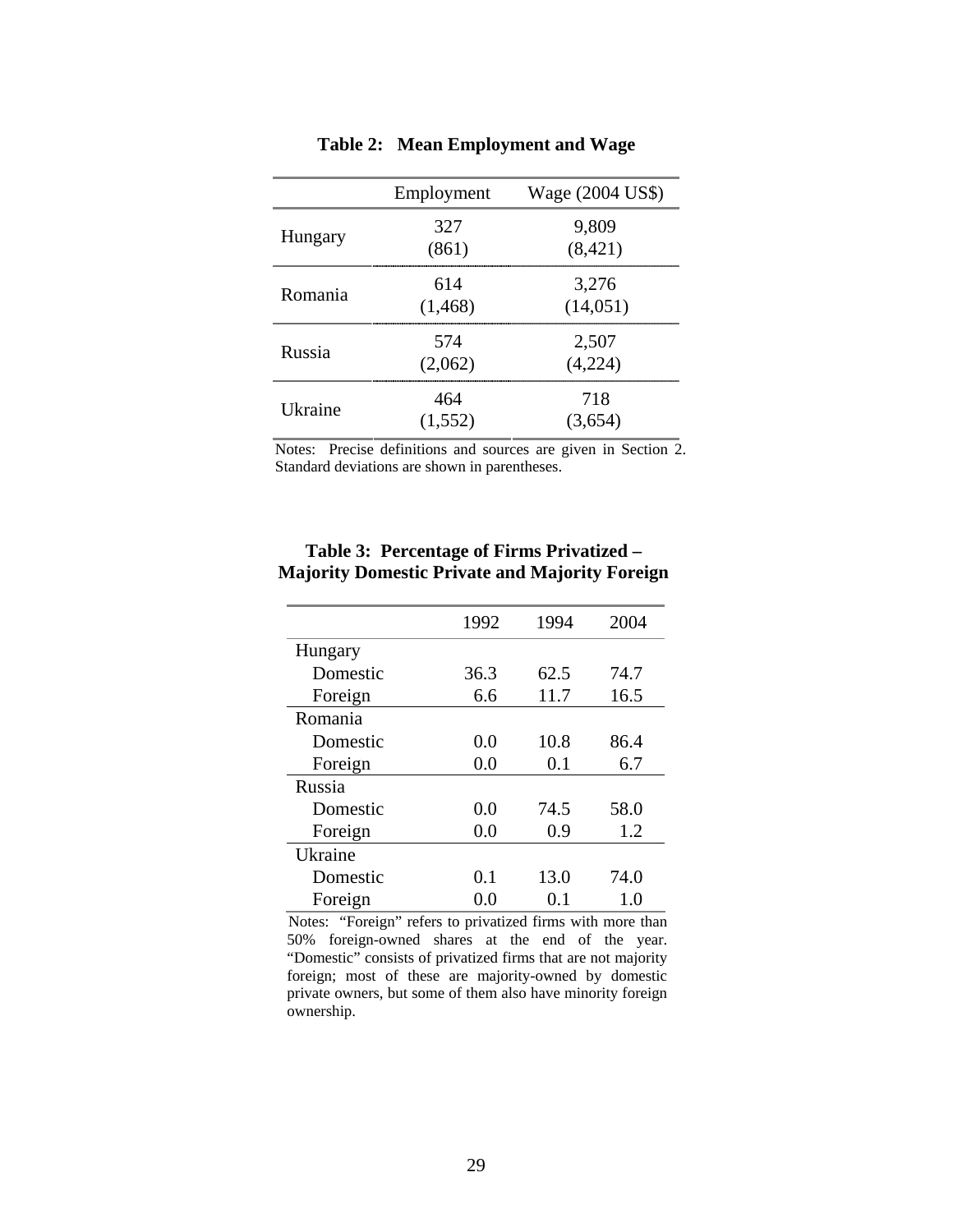**Table 2: Mean Employment and Wage**

| | Employment | Wage (2004 US$) |
|---|---|---|
| Hungary | 327<br>(861) | 9,809<br>(8,421) |
| Romania | 614<br>(1,468) | 3,276<br>(14,051) |
| Russia | 574<br>(2,062) | 2,507<br>(4,224) |
| Ukraine | 464<br>(1,552) | 718<br>(3,654) |

Notes: Precise definitions and sources are given in Section 2. Standard deviations are shown in parentheses.

**Table 3: Percentage of Firms Privatized – Majority Domestic Private and Majority Foreign**

| | 1992 | 1994 | 2004 |
|---|---|---|---|
| Hungary | | | |
| Domestic | 36.3 | 62.5 | 74.7 |
| Foreign | 6.6 | 11.7 | 16.5 |
| Romania | | | |
| Domestic | 0.0 | 10.8 | 86.4 |
| Foreign | 0.0 | 0.1 | 6.7 |
| Russia | | | |
| Domestic | 0.0 | 74.5 | 58.0 |
| Foreign | 0.0 | 0.9 | 1.2 |
| Ukraine | | | |
| Domestic | 0.1 | 13.0 | 74.0 |
| Foreign | 0.0 | 0.1 | 1.0 |

Notes: "Foreign" refers to privatized firms with more than 50% foreign-owned shares at the end of the year. "Domestic" consists of privatized firms that are not majority foreign; most of these are majority-owned by domestic private owners, but some of them also have minority foreign ownership.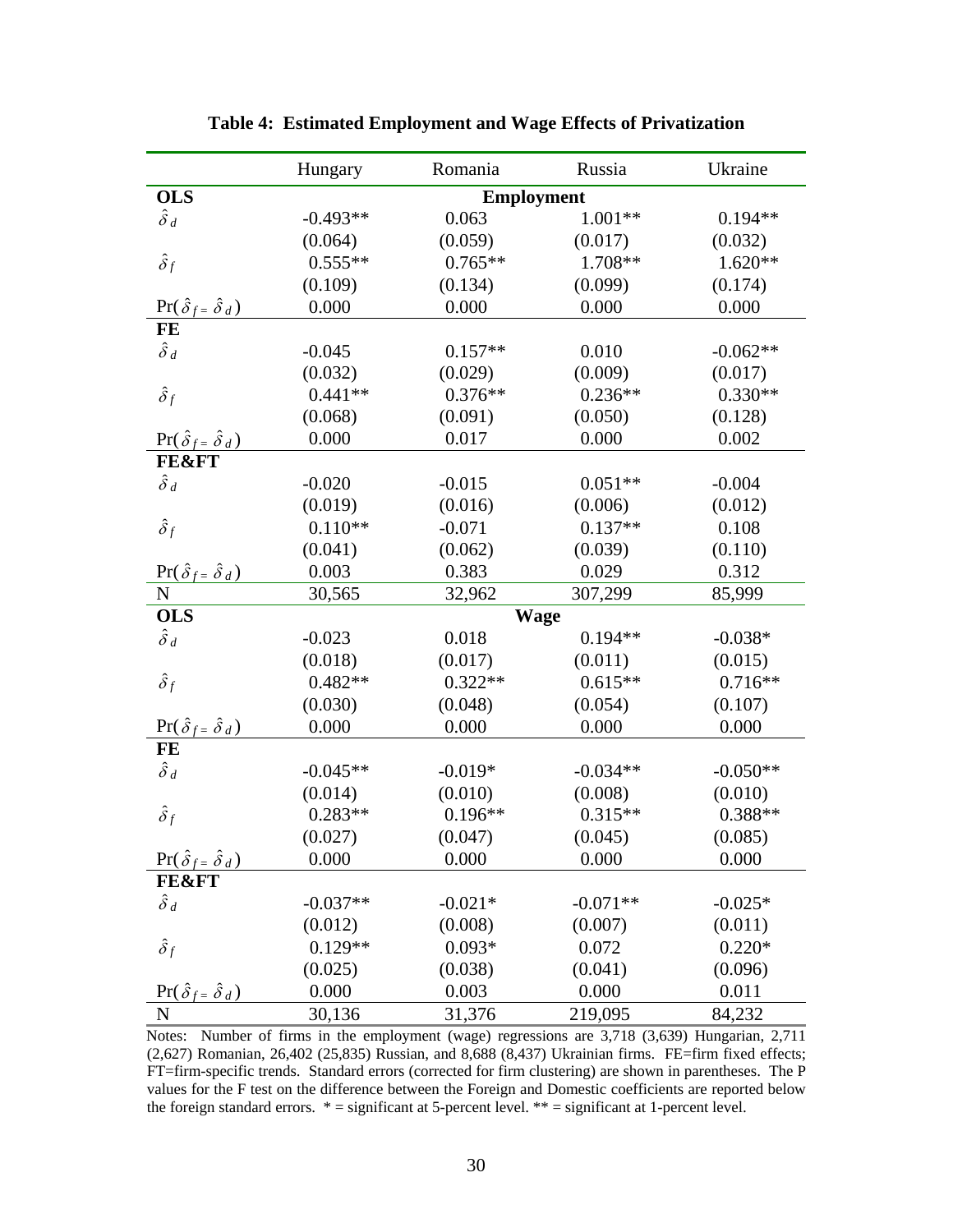**Table 4: Estimated Employment and Wage Effects of Privatization**

| | Hungary | Romania | Russia | Ukraine |
|---|---|---|---|---|
| **OLS** | | **Employment** | | |
| $\hat{\delta}_d$ | -0.493** | 0.063 | 1.001** | 0.194** |
| | (0.064) | (0.059) | (0.017) | (0.032) |
| $\hat{\delta}_f$ | 0.555** | 0.765** | 1.708** | 1.620** |
| | (0.109) | (0.134) | (0.099) | (0.174) |
| $\Pr(\hat{\delta}_f = \hat{\delta}_d)$ | 0.000 | 0.000 | 0.000 | 0.000 |
| **FE** | | | | |
| $\hat{\delta}_d$ | -0.045 | 0.157** | 0.010 | -0.062** |
| | (0.032) | (0.029) | (0.009) | (0.017) |
| $\hat{\delta}_f$ | 0.441** | 0.376** | 0.236** | 0.330** |
| | (0.068) | (0.091) | (0.050) | (0.128) |
| $\Pr(\hat{\delta}_f = \hat{\delta}_d)$ | 0.000 | 0.017 | 0.000 | 0.002 |
| **FE&FT** | | | | |
| $\hat{\delta}_d$ | -0.020 | -0.015 | 0.051** | -0.004 |
| | (0.019) | (0.016) | (0.006) | (0.012) |
| $\hat{\delta}_f$ | 0.110** | -0.071 | 0.137** | 0.108 |
| | (0.041) | (0.062) | (0.039) | (0.110) |
| $\Pr(\hat{\delta}_f = \hat{\delta}_d)$ | 0.003 | 0.383 | 0.029 | 0.312 |
| N | 30,565 | 32,962 | 307,299 | 85,999 |
| **OLS** | | **Wage** | | |
| $\hat{\delta}_d$ | -0.023 | 0.018 | 0.194** | -0.038* |
| | (0.018) | (0.017) | (0.011) | (0.015) |
| $\hat{\delta}_f$ | 0.482** | 0.322** | 0.615** | 0.716** |
| | (0.030) | (0.048) | (0.054) | (0.107) |
| $\Pr(\hat{\delta}_f = \hat{\delta}_d)$ | 0.000 | 0.000 | 0.000 | 0.000 |
| **FE** | | | | |
| $\hat{\delta}_d$ | -0.045** | -0.019* | -0.034** | -0.050** |
| | (0.014) | (0.010) | (0.008) | (0.010) |
| $\hat{\delta}_f$ | 0.283** | 0.196** | 0.315** | 0.388** |
| | (0.027) | (0.047) | (0.045) | (0.085) |
| $\Pr(\hat{\delta}_f = \hat{\delta}_d)$ | 0.000 | 0.000 | 0.000 | 0.000 |
| **FE&FT** | | | | |
| $\hat{\delta}_d$ | -0.037** | -0.021* | -0.071** | -0.025* |
| | (0.012) | (0.008) | (0.007) | (0.011) |
| $\hat{\delta}_f$ | 0.129** | 0.093* | 0.072 | 0.220* |
| | (0.025) | (0.038) | (0.041) | (0.096) |
| $\Pr(\hat{\delta}_f = \hat{\delta}_d)$ | 0.000 | 0.003 | 0.000 | 0.011 |
| N | 30,136 | 31,376 | 219,095 | 84,232 |

Notes: Number of firms in the employment (wage) regressions are 3,718 (3,639) Hungarian, 2,711 (2,627) Romanian, 26,402 (25,835) Russian, and 8,688 (8,437) Ukrainian firms. FE=firm fixed effects; FT=firm-specific trends. Standard errors (corrected for firm clustering) are shown in parentheses. The P values for the F test on the difference between the Foreign and Domestic coefficients are reported below the foreign standard errors. * = significant at 5-percent level. ** = significant at 1-percent level.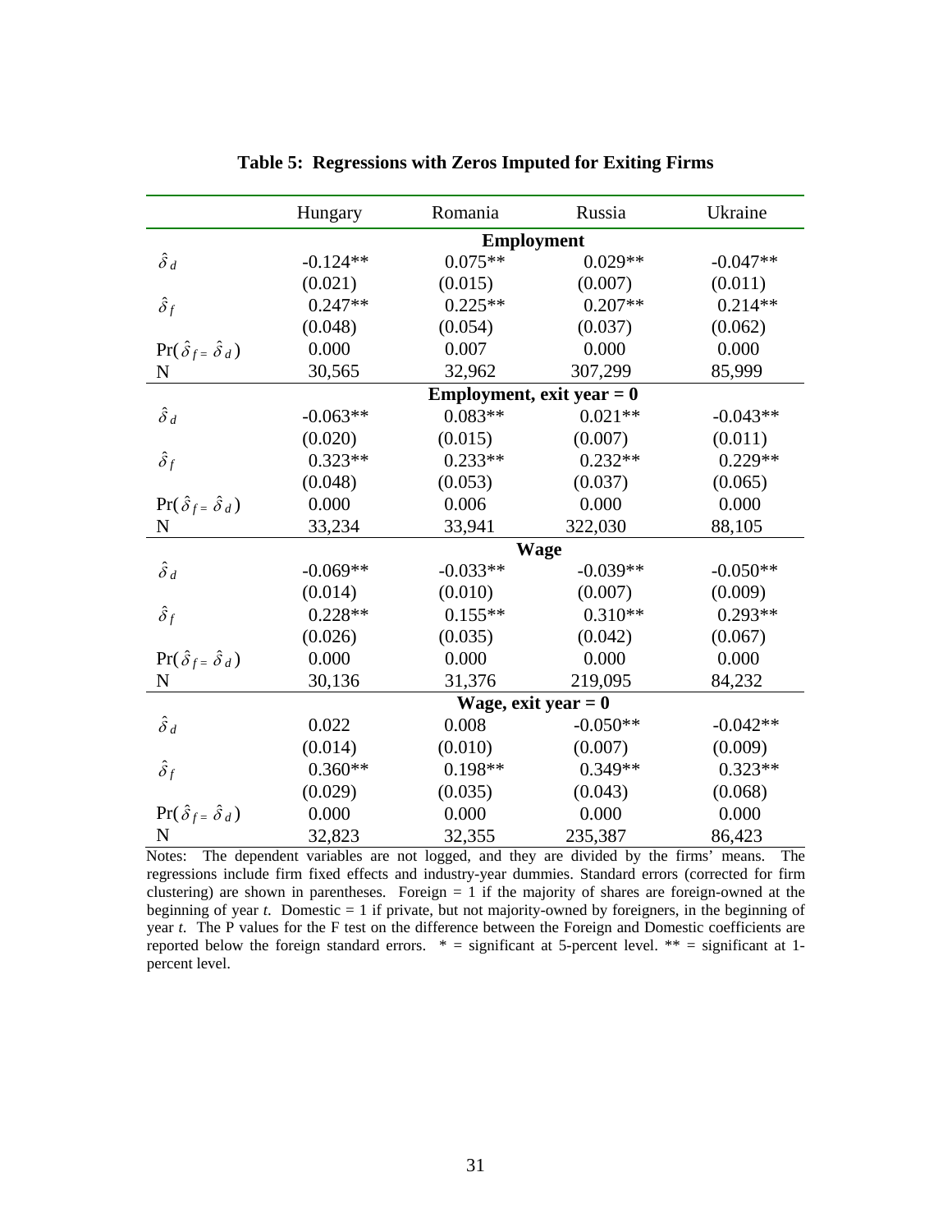**Table 5: Regressions with Zeros Imputed for Exiting Firms**

| | Hungary | Romania | Russia | Ukraine |
|---|---|---|---|---|
| | | **Employment** | | |
| $\hat{\delta}_d$ | -0.124** | 0.075** | 0.029** | -0.047** |
| | (0.021) | (0.015) | (0.007) | (0.011) |
| $\hat{\delta}_f$ | 0.247** | 0.225** | 0.207** | 0.214** |
| | (0.048) | (0.054) | (0.037) | (0.062) |
| $\Pr(\hat{\delta}_f = \hat{\delta}_d)$ | 0.000 | 0.007 | 0.000 | 0.000 |
| N | 30,565 | 32,962 | 307,299 | 85,999 |
| | | **Employment, exit year = 0** | | |
| $\hat{\delta}_d$ | -0.063** | 0.083** | 0.021** | -0.043** |
| | (0.020) | (0.015) | (0.007) | (0.011) |
| $\hat{\delta}_f$ | 0.323** | 0.233** | 0.232** | 0.229** |
| | (0.048) | (0.053) | (0.037) | (0.065) |
| $\Pr(\hat{\delta}_f = \hat{\delta}_d)$ | 0.000 | 0.006 | 0.000 | 0.000 |
| N | 33,234 | 33,941 | 322,030 | 88,105 |
| | | **Wage** | | |
| $\hat{\delta}_d$ | -0.069** | -0.033** | -0.039** | -0.050** |
| | (0.014) | (0.010) | (0.007) | (0.009) |
| $\hat{\delta}_f$ | 0.228** | 0.155** | 0.310** | 0.293** |
| | (0.026) | (0.035) | (0.042) | (0.067) |
| $\Pr(\hat{\delta}_f = \hat{\delta}_d)$ | 0.000 | 0.000 | 0.000 | 0.000 |
| N | 30,136 | 31,376 | 219,095 | 84,232 |
| | | **Wage, exit year = 0** | | |
| $\hat{\delta}_d$ | 0.022 | 0.008 | -0.050** | -0.042** |
| | (0.014) | (0.010) | (0.007) | (0.009) |
| $\hat{\delta}_f$ | 0.360** | 0.198** | 0.349** | 0.323** |
| | (0.029) | (0.035) | (0.043) | (0.068) |
| $\Pr(\hat{\delta}_f = \hat{\delta}_d)$ | 0.000 | 0.000 | 0.000 | 0.000 |
| N | 32,823 | 32,355 | 235,387 | 86,423 |

Notes: The dependent variables are not logged, and they are divided by the firms' means. The regressions include firm fixed effects and industry-year dummies. Standard errors (corrected for firm clustering) are shown in parentheses. Foreign = 1 if the majority of shares are foreign-owned at the beginning of year *t*. Domestic = 1 if private, but not majority-owned by foreigners, in the beginning of year *t*. The P values for the F test on the difference between the Foreign and Domestic coefficients are reported below the foreign standard errors. * = significant at 5-percent level. ** = significant at 1-percent level.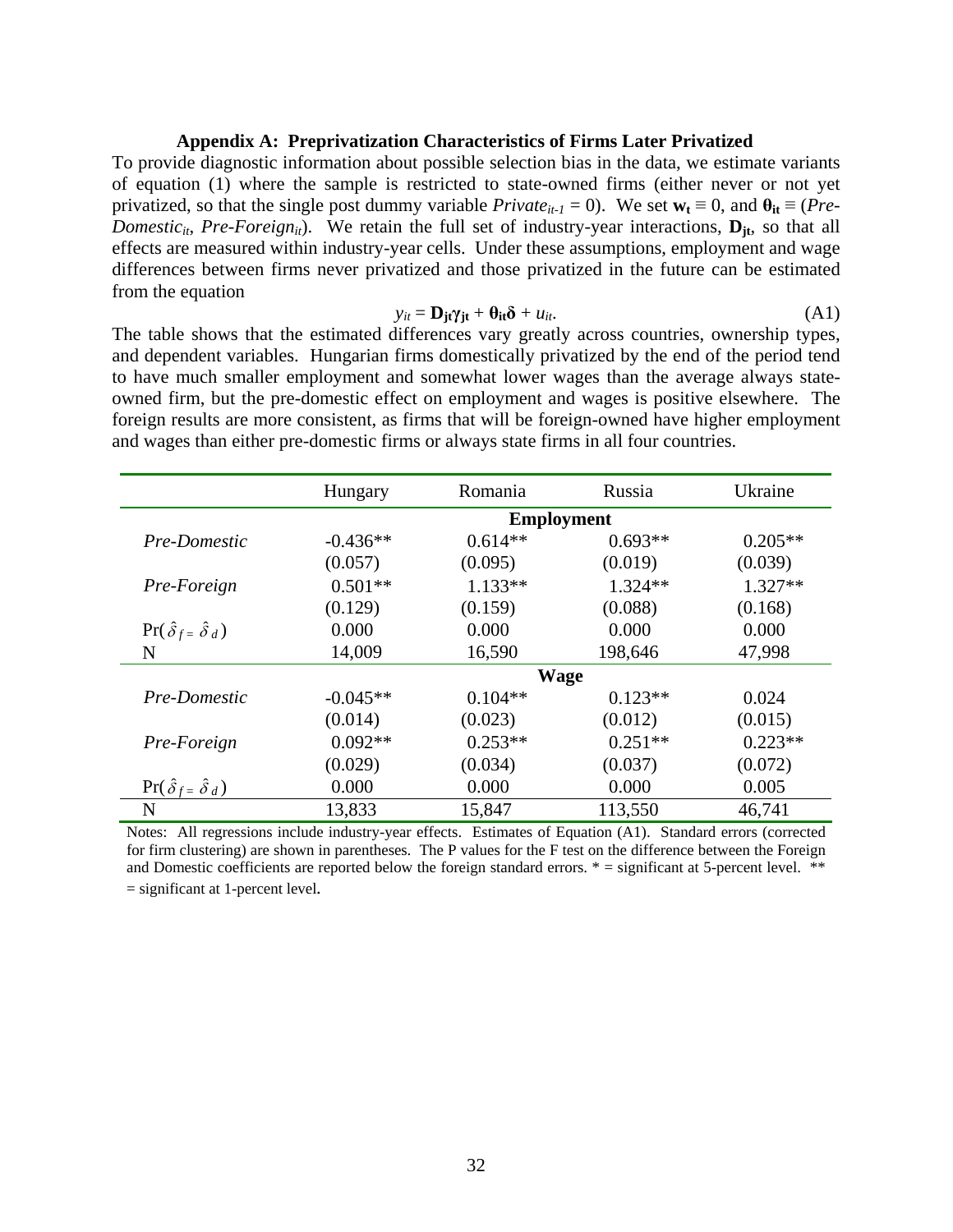### Appendix A: Preprivatization Characteristics of Firms Later Privatized

To provide diagnostic information about possible selection bias in the data, we estimate variants of equation (1) where the sample is restricted to state-owned firms (either never or not yet privatized, so that the single post dummy variable $Private_{it-1} = 0$). We set $\mathbf{w_t} \equiv 0$, and $\boldsymbol{\theta}_{\mathbf{it}} \equiv (Pre\text{-}Domestic_{it}, Pre\text{-}Foreign_{it})$. We retain the full set of industry-year interactions, $\mathbf{D_{jt}}$, so that all effects are measured within industry-year cells. Under these assumptions, employment and wage differences between firms never privatized and those privatized in the future can be estimated from the equation

$$y_{it} = \mathbf{D_{jt}}\boldsymbol{\gamma}_{\mathbf{jt}} + \boldsymbol{\theta}_{\mathbf{it}}\boldsymbol{\delta} + u_{it}. \tag{A1}$$

The table shows that the estimated differences vary greatly across countries, ownership types, and dependent variables. Hungarian firms domestically privatized by the end of the period tend to have much smaller employment and somewhat lower wages than the average always state-owned firm, but the pre-domestic effect on employment and wages is positive elsewhere. The foreign results are more consistent, as firms that will be foreign-owned have higher employment and wages than either pre-domestic firms or always state firms in all four countries.

| | Hungary | Romania | Russia | Ukraine |
|---|---|---|---|---|
| | | **Employment** | | |
| *Pre-Domestic* | -0.436** | 0.614** | 0.693** | 0.205** |
| | (0.057) | (0.095) | (0.019) | (0.039) |
| *Pre-Foreign* | 0.501** | 1.133** | 1.324** | 1.327** |
| | (0.129) | (0.159) | (0.088) | (0.168) |
| $\Pr(\hat{\delta}_f = \hat{\delta}_d)$ | 0.000 | 0.000 | 0.000 | 0.000 |
| N | 14,009 | 16,590 | 198,646 | 47,998 |
| | | **Wage** | | |
| *Pre-Domestic* | -0.045** | 0.104** | 0.123** | 0.024 |
| | (0.014) | (0.023) | (0.012) | (0.015) |
| *Pre-Foreign* | 0.092** | 0.253** | 0.251** | 0.223** |
| | (0.029) | (0.034) | (0.037) | (0.072) |
| $\Pr(\hat{\delta}_f = \hat{\delta}_d)$ | 0.000 | 0.000 | 0.000 | 0.005 |
| N | 13,833 | 15,847 | 113,550 | 46,741 |

Notes: All regressions include industry-year effects. Estimates of Equation (A1). Standard errors (corrected for firm clustering) are shown in parentheses. The P values for the F test on the difference between the Foreign and Domestic coefficients are reported below the foreign standard errors. * = significant at 5-percent level. ** = significant at 1-percent level.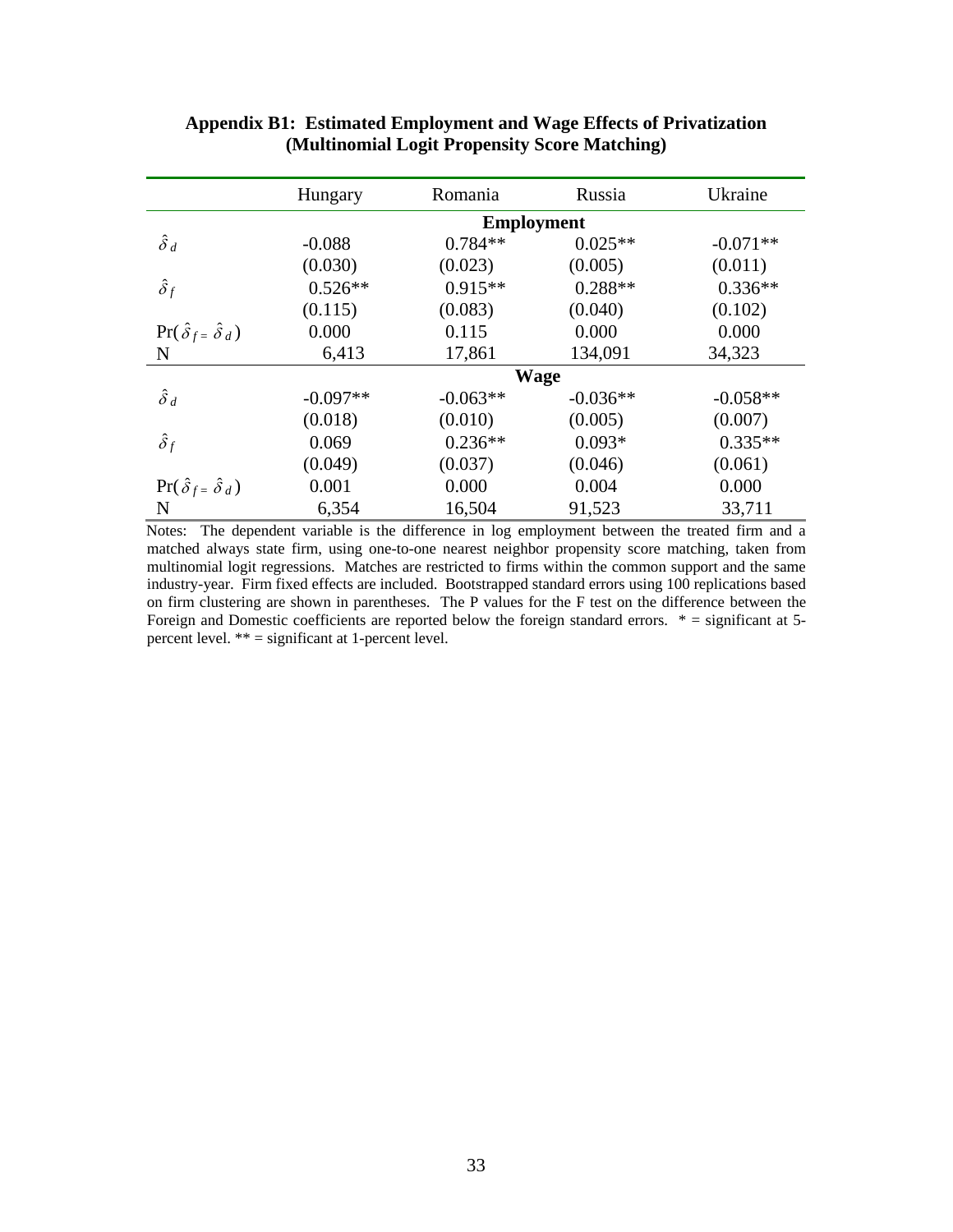**Appendix B1: Estimated Employment and Wage Effects of Privatization (Multinomial Logit Propensity Score Matching)**

| | Hungary | Romania | Russia | Ukraine |
|---|---|---|---|---|
| | | **Employment** | | |
| $\hat{\delta}_d$ | -0.088 | 0.784** | 0.025** | -0.071** |
| | (0.030) | (0.023) | (0.005) | (0.011) |
| $\hat{\delta}_f$ | 0.526** | 0.915** | 0.288** | 0.336** |
| | (0.115) | (0.083) | (0.040) | (0.102) |
| $\Pr(\hat{\delta}_f = \hat{\delta}_d)$ | 0.000 | 0.115 | 0.000 | 0.000 |
| N | 6,413 | 17,861 | 134,091 | 34,323 |
| | | **Wage** | | |
| $\hat{\delta}_d$ | -0.097** | -0.063** | -0.036** | -0.058** |
| | (0.018) | (0.010) | (0.005) | (0.007) |
| $\hat{\delta}_f$ | 0.069 | 0.236** | 0.093* | 0.335** |
| | (0.049) | (0.037) | (0.046) | (0.061) |
| $\Pr(\hat{\delta}_f = \hat{\delta}_d)$ | 0.001 | 0.000 | 0.004 | 0.000 |
| N | 6,354 | 16,504 | 91,523 | 33,711 |

Notes: The dependent variable is the difference in log employment between the treated firm and a matched always state firm, using one-to-one nearest neighbor propensity score matching, taken from multinomial logit regressions. Matches are restricted to firms within the common support and the same industry-year. Firm fixed effects are included. Bootstrapped standard errors using 100 replications based on firm clustering are shown in parentheses. The P values for the F test on the difference between the Foreign and Domestic coefficients are reported below the foreign standard errors. * = significant at 5-percent level. ** = significant at 1-percent level.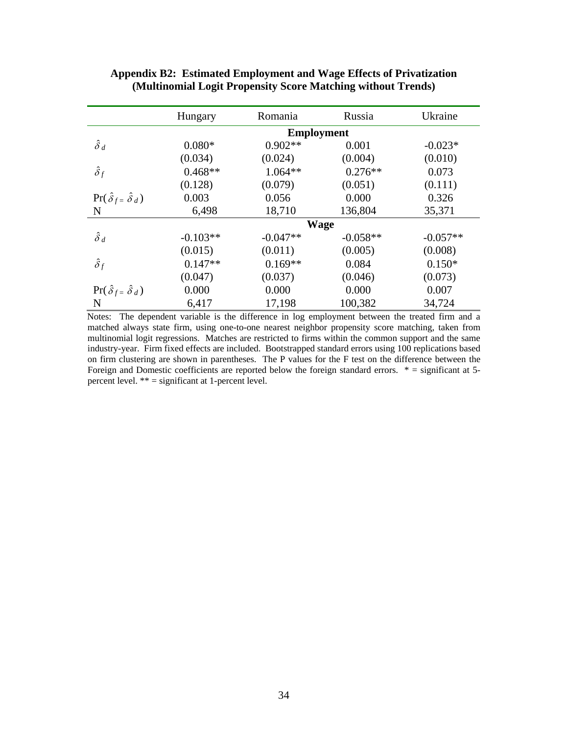**Appendix B2: Estimated Employment and Wage Effects of Privatization (Multinomial Logit Propensity Score Matching without Trends)**

| | Hungary | Romania | Russia | Ukraine |
|---|---|---|---|---|
| | | **Employment** | | |
| $\hat{\delta}_d$ | 0.080* | 0.902** | 0.001 | -0.023* |
| | (0.034) | (0.024) | (0.004) | (0.010) |
| $\hat{\delta}_f$ | 0.468** | 1.064** | 0.276** | 0.073 |
| | (0.128) | (0.079) | (0.051) | (0.111) |
| $\Pr(\hat{\delta}_f = \hat{\delta}_d)$ | 0.003 | 0.056 | 0.000 | 0.326 |
| N | 6,498 | 18,710 | 136,804 | 35,371 |
| | | **Wage** | | |
| $\hat{\delta}_d$ | -0.103** | -0.047** | -0.058** | -0.057** |
| | (0.015) | (0.011) | (0.005) | (0.008) |
| $\hat{\delta}_f$ | 0.147** | 0.169** | 0.084 | 0.150* |
| | (0.047) | (0.037) | (0.046) | (0.073) |
| $\Pr(\hat{\delta}_f = \hat{\delta}_d)$ | 0.000 | 0.000 | 0.000 | 0.007 |
| N | 6,417 | 17,198 | 100,382 | 34,724 |

Notes: The dependent variable is the difference in log employment between the treated firm and a matched always state firm, using one-to-one nearest neighbor propensity score matching, taken from multinomial logit regressions. Matches are restricted to firms within the common support and the same industry-year. Firm fixed effects are included. Bootstrapped standard errors using 100 replications based on firm clustering are shown in parentheses. The P values for the F test on the difference between the Foreign and Domestic coefficients are reported below the foreign standard errors. * = significant at 5-percent level. ** = significant at 1-percent level.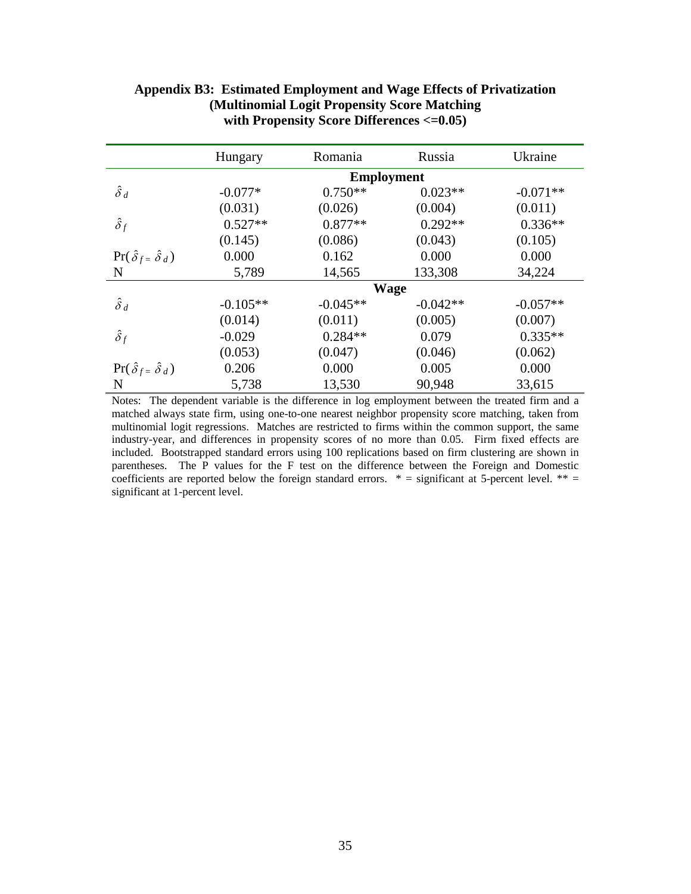**Appendix B3: Estimated Employment and Wage Effects of Privatization (Multinomial Logit Propensity Score Matching with Propensity Score Differences <=0.05)**

| | Hungary | Romania | Russia | Ukraine |
|---|---|---|---|---|
| | | **Employment** | | |
| $\hat{\delta}_d$ | -0.077* | 0.750** | 0.023** | -0.071** |
| | (0.031) | (0.026) | (0.004) | (0.011) |
| $\hat{\delta}_f$ | 0.527** | 0.877** | 0.292** | 0.336** |
| | (0.145) | (0.086) | (0.043) | (0.105) |
| $\Pr(\hat{\delta}_f = \hat{\delta}_d)$ | 0.000 | 0.162 | 0.000 | 0.000 |
| N | 5,789 | 14,565 | 133,308 | 34,224 |
| | | **Wage** | | |
| $\hat{\delta}_d$ | -0.105** | -0.045** | -0.042** | -0.057** |
| | (0.014) | (0.011) | (0.005) | (0.007) |
| $\hat{\delta}_f$ | -0.029 | 0.284** | 0.079 | 0.335** |
| | (0.053) | (0.047) | (0.046) | (0.062) |
| $\Pr(\hat{\delta}_f = \hat{\delta}_d)$ | 0.206 | 0.000 | 0.005 | 0.000 |
| N | 5,738 | 13,530 | 90,948 | 33,615 |

Notes: The dependent variable is the difference in log employment between the treated firm and a matched always state firm, using one-to-one nearest neighbor propensity score matching, taken from multinomial logit regressions. Matches are restricted to firms within the common support, the same industry-year, and differences in propensity scores of no more than 0.05. Firm fixed effects are included. Bootstrapped standard errors using 100 replications based on firm clustering are shown in parentheses. The P values for the F test on the difference between the Foreign and Domestic coefficients are reported below the foreign standard errors. * = significant at 5-percent level. ** = significant at 1-percent level.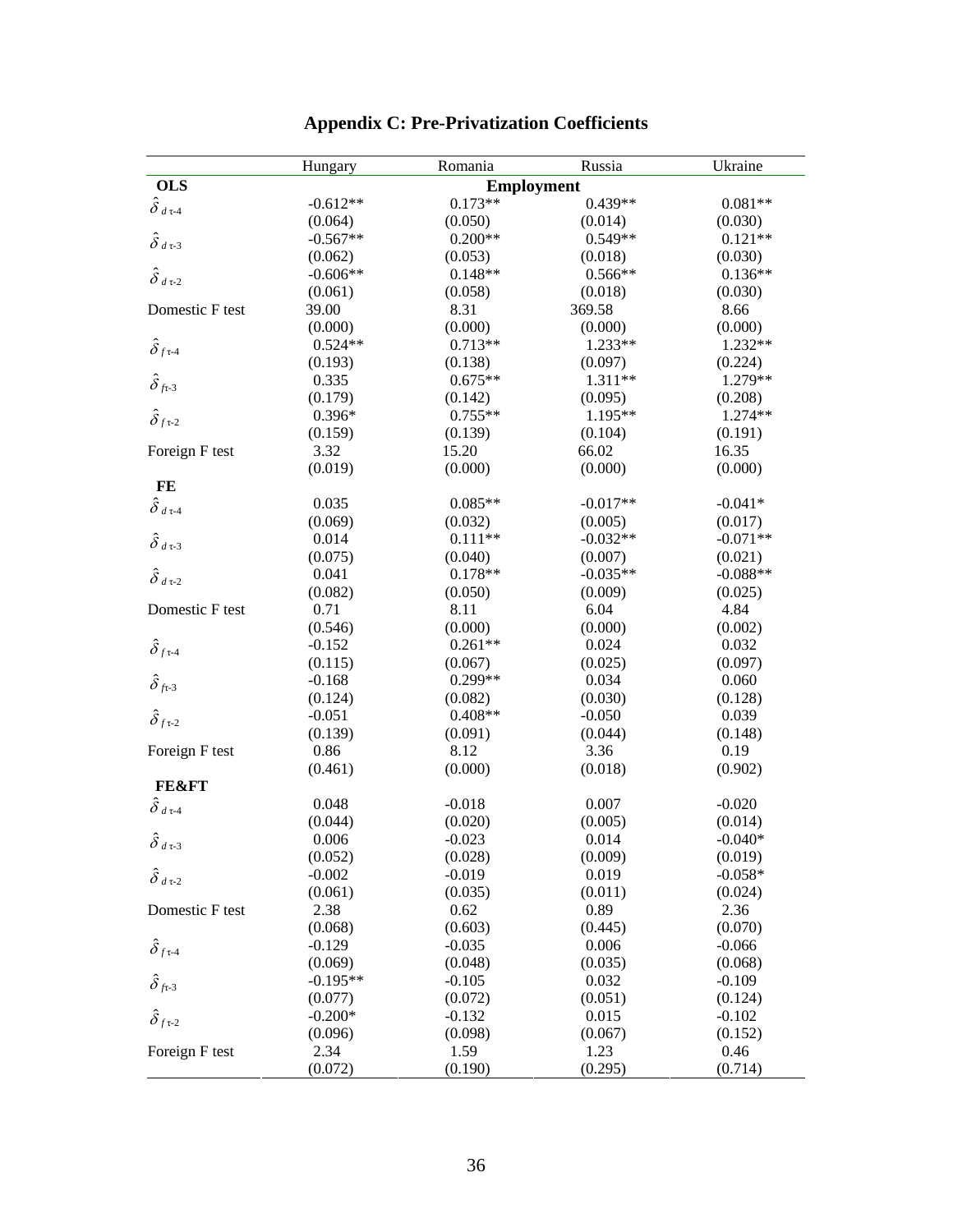## Appendix C: Pre-Privatization Coefficients

| | Hungary | Romania | Russia | Ukraine |
|---|---|---|---|---|
| **OLS** | | **Employment** | | |
| $\hat{\delta}_{d\,\tau\text{-}4}$ | -0.612** | 0.173** | 0.439** | 0.081** |
| | (0.064) | (0.050) | (0.014) | (0.030) |
| $\hat{\delta}_{d\,\tau\text{-}3}$ | -0.567** | 0.200** | 0.549** | 0.121** |
| | (0.062) | (0.053) | (0.018) | (0.030) |
| $\hat{\delta}_{d\,\tau\text{-}2}$ | -0.606** | 0.148** | 0.566** | 0.136** |
| | (0.061) | (0.058) | (0.018) | (0.030) |
| Domestic F test | 39.00 | 8.31 | 369.58 | 8.66 |
| | (0.000) | (0.000) | (0.000) | (0.000) |
| $\hat{\delta}_{f\,\tau\text{-}4}$ | 0.524** | 0.713** | 1.233** | 1.232** |
| | (0.193) | (0.138) | (0.097) | (0.224) |
| $\hat{\delta}_{f\tau\text{-}3}$ | 0.335 | 0.675** | 1.311** | 1.279** |
| | (0.179) | (0.142) | (0.095) | (0.208) |
| $\hat{\delta}_{f\,\tau\text{-}2}$ | 0.396* | 0.755** | 1.195** | 1.274** |
| | (0.159) | (0.139) | (0.104) | (0.191) |
| Foreign F test | 3.32 | 15.20 | 66.02 | 16.35 |
| | (0.019) | (0.000) | (0.000) | (0.000) |
| **FE** | | | | |
| $\hat{\delta}_{d\,\tau\text{-}4}$ | 0.035 | 0.085** | -0.017** | -0.041* |
| | (0.069) | (0.032) | (0.005) | (0.017) |
| $\hat{\delta}_{d\,\tau\text{-}3}$ | 0.014 | 0.111** | -0.032** | -0.071** |
| | (0.075) | (0.040) | (0.007) | (0.021) |
| $\hat{\delta}_{d\,\tau\text{-}2}$ | 0.041 | 0.178** | -0.035** | -0.088** |
| | (0.082) | (0.050) | (0.009) | (0.025) |
| Domestic F test | 0.71 | 8.11 | 6.04 | 4.84 |
| | (0.546) | (0.000) | (0.000) | (0.002) |
| $\hat{\delta}_{f\,\tau\text{-}4}$ | -0.152 | 0.261** | 0.024 | 0.032 |
| | (0.115) | (0.067) | (0.025) | (0.097) |
| $\hat{\delta}_{f\tau\text{-}3}$ | -0.168 | 0.299** | 0.034 | 0.060 |
| | (0.124) | (0.082) | (0.030) | (0.128) |
| $\hat{\delta}_{f\,\tau\text{-}2}$ | -0.051 | 0.408** | -0.050 | 0.039 |
| | (0.139) | (0.091) | (0.044) | (0.148) |
| Foreign F test | 0.86 | 8.12 | 3.36 | 0.19 |
| | (0.461) | (0.000) | (0.018) | (0.902) |
| **FE&FT** | | | | |
| $\hat{\delta}_{d\,\tau\text{-}4}$ | 0.048 | -0.018 | 0.007 | -0.020 |
| | (0.044) | (0.020) | (0.005) | (0.014) |
| $\hat{\delta}_{d\,\tau\text{-}3}$ | 0.006 | -0.023 | 0.014 | -0.040* |
| | (0.052) | (0.028) | (0.009) | (0.019) |
| $\hat{\delta}_{d\,\tau\text{-}2}$ | -0.002 | -0.019 | 0.019 | -0.058* |
| | (0.061) | (0.035) | (0.011) | (0.024) |
| Domestic F test | 2.38 | 0.62 | 0.89 | 2.36 |
| | (0.068) | (0.603) | (0.445) | (0.070) |
| $\hat{\delta}_{f\,\tau\text{-}4}$ | -0.129 | -0.035 | 0.006 | -0.066 |
| | (0.069) | (0.048) | (0.035) | (0.068) |
| $\hat{\delta}_{f\tau\text{-}3}$ | -0.195** | -0.105 | 0.032 | -0.109 |
| | (0.077) | (0.072) | (0.051) | (0.124) |
| $\hat{\delta}_{f\,\tau\text{-}2}$ | -0.200* | -0.132 | 0.015 | -0.102 |
| | (0.096) | (0.098) | (0.067) | (0.152) |
| Foreign F test | 2.34 | 1.59 | 1.23 | 0.46 |
| | (0.072) | (0.190) | (0.295) | (0.714) |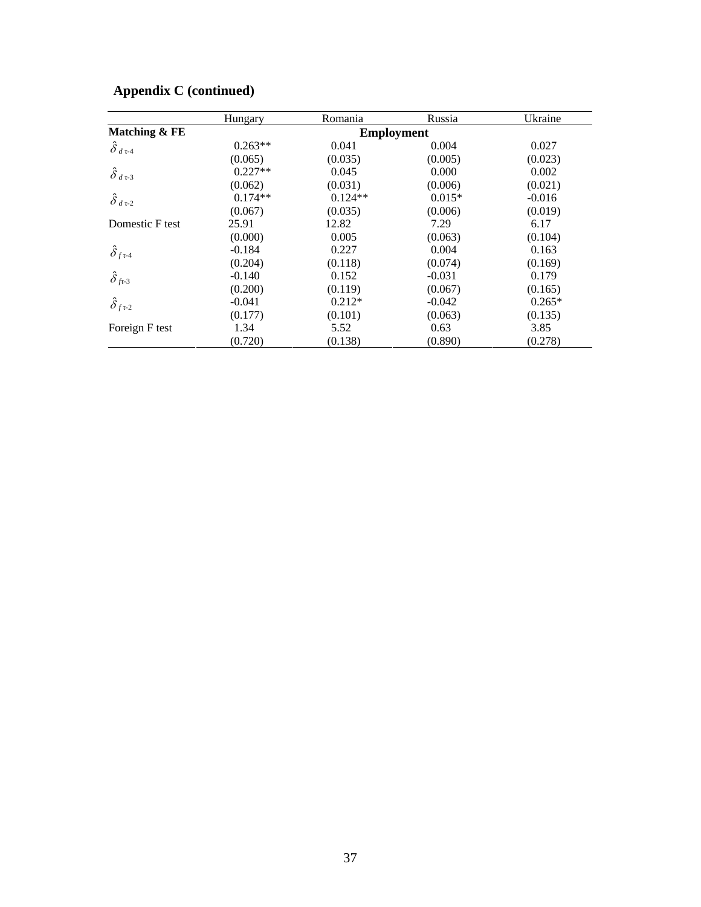## Appendix C (continued)

| | Hungary | Romania | Russia | Ukraine |
|---|---|---|---|---|
| **Matching & FE** | | **Employment** | | |
| $\hat{\delta}_{d\,\tau\text{-}4}$ | 0.263** | 0.041 | 0.004 | 0.027 |
| | (0.065) | (0.035) | (0.005) | (0.023) |
| $\hat{\delta}_{d\,\tau\text{-}3}$ | 0.227** | 0.045 | 0.000 | 0.002 |
| | (0.062) | (0.031) | (0.006) | (0.021) |
| $\hat{\delta}_{d\,\tau\text{-}2}$ | 0.174** | 0.124** | 0.015* | -0.016 |
| | (0.067) | (0.035) | (0.006) | (0.019) |
| Domestic F test | 25.91 | 12.82 | 7.29 | 6.17 |
| | (0.000) | 0.005 | (0.063) | (0.104) |
| $\hat{\delta}_{f\,\tau\text{-}4}$ | -0.184 | 0.227 | 0.004 | 0.163 |
| | (0.204) | (0.118) | (0.074) | (0.169) |
| $\hat{\delta}_{f\text{t-}3}$ | -0.140 | 0.152 | -0.031 | 0.179 |
| | (0.200) | (0.119) | (0.067) | (0.165) |
| $\hat{\delta}_{f\,\tau\text{-}2}$ | -0.041 | 0.212* | -0.042 | 0.265* |
| | (0.177) | (0.101) | (0.063) | (0.135) |
| Foreign F test | 1.34 | 5.52 | 0.63 | 3.85 |
| | (0.720) | (0.138) | (0.890) | (0.278) |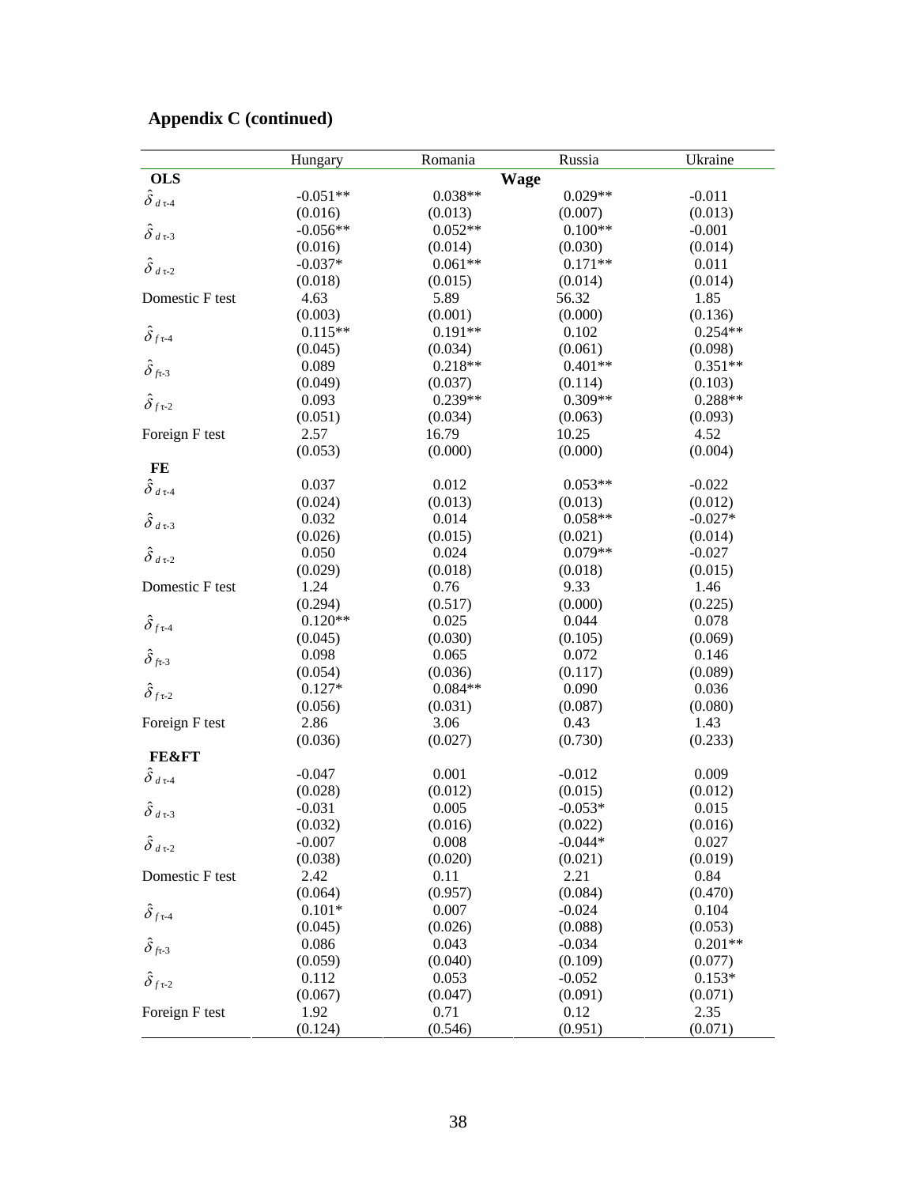## Appendix C (continued)

| | Hungary | Romania | Russia | Ukraine |
|---|---|---|---|---|
| **OLS** | | **Wage** | | |
| $\hat{\delta}_{d\,\tau\text{-}4}$ | -0.051** | 0.038** | 0.029** | -0.011 |
| | (0.016) | (0.013) | (0.007) | (0.013) |
| $\hat{\delta}_{d\,\tau\text{-}3}$ | -0.056** | 0.052** | 0.100** | -0.001 |
| | (0.016) | (0.014) | (0.030) | (0.014) |
| $\hat{\delta}_{d\,\tau\text{-}2}$ | -0.037* | 0.061** | 0.171** | 0.011 |
| | (0.018) | (0.015) | (0.014) | (0.014) |
| Domestic F test | 4.63 | 5.89 | 56.32 | 1.85 |
| | (0.003) | (0.001) | (0.000) | (0.136) |
| $\hat{\delta}_{f\,\tau\text{-}4}$ | 0.115** | 0.191** | 0.102 | 0.254** |
| | (0.045) | (0.034) | (0.061) | (0.098) |
| $\hat{\delta}_{f\tau\text{-}3}$ | 0.089 | 0.218** | 0.401** | 0.351** |
| | (0.049) | (0.037) | (0.114) | (0.103) |
| $\hat{\delta}_{f\,\tau\text{-}2}$ | 0.093 | 0.239** | 0.309** | 0.288** |
| | (0.051) | (0.034) | (0.063) | (0.093) |
| Foreign F test | 2.57 | 16.79 | 10.25 | 4.52 |
| | (0.053) | (0.000) | (0.000) | (0.004) |
| **FE** | | | | |
| $\hat{\delta}_{d\,\tau\text{-}4}$ | 0.037 | 0.012 | 0.053** | -0.022 |
| | (0.024) | (0.013) | (0.013) | (0.012) |
| $\hat{\delta}_{d\,\tau\text{-}3}$ | 0.032 | 0.014 | 0.058** | -0.027* |
| | (0.026) | (0.015) | (0.021) | (0.014) |
| $\hat{\delta}_{d\,\tau\text{-}2}$ | 0.050 | 0.024 | 0.079** | -0.027 |
| | (0.029) | (0.018) | (0.018) | (0.015) |
| Domestic F test | 1.24 | 0.76 | 9.33 | 1.46 |
| | (0.294) | (0.517) | (0.000) | (0.225) |
| $\hat{\delta}_{f\,\tau\text{-}4}$ | 0.120** | 0.025 | 0.044 | 0.078 |
| | (0.045) | (0.030) | (0.105) | (0.069) |
| $\hat{\delta}_{f\tau\text{-}3}$ | 0.098 | 0.065 | 0.072 | 0.146 |
| | (0.054) | (0.036) | (0.117) | (0.089) |
| $\hat{\delta}_{f\,\tau\text{-}2}$ | 0.127* | 0.084** | 0.090 | 0.036 |
| | (0.056) | (0.031) | (0.087) | (0.080) |
| Foreign F test | 2.86 | 3.06 | 0.43 | 1.43 |
| | (0.036) | (0.027) | (0.730) | (0.233) |
| **FE&FT** | | | | |
| $\hat{\delta}_{d\,\tau\text{-}4}$ | -0.047 | 0.001 | -0.012 | 0.009 |
| | (0.028) | (0.012) | (0.015) | (0.012) |
| $\hat{\delta}_{d\,\tau\text{-}3}$ | -0.031 | 0.005 | -0.053* | 0.015 |
| | (0.032) | (0.016) | (0.022) | (0.016) |
| $\hat{\delta}_{d\,\tau\text{-}2}$ | -0.007 | 0.008 | -0.044* | 0.027 |
| | (0.038) | (0.020) | (0.021) | (0.019) |
| Domestic F test | 2.42 | 0.11 | 2.21 | 0.84 |
| | (0.064) | (0.957) | (0.084) | (0.470) |
| $\hat{\delta}_{f\,\tau\text{-}4}$ | 0.101* | 0.007 | -0.024 | 0.104 |
| | (0.045) | (0.026) | (0.088) | (0.053) |
| $\hat{\delta}_{f\tau\text{-}3}$ | 0.086 | 0.043 | -0.034 | 0.201** |
| | (0.059) | (0.040) | (0.109) | (0.077) |
| $\hat{\delta}_{f\,\tau\text{-}2}$ | 0.112 | 0.053 | -0.052 | 0.153* |
| | (0.067) | (0.047) | (0.091) | (0.071) |
| Foreign F test | 1.92 | 0.71 | 0.12 | 2.35 |
| | (0.124) | (0.546) | (0.951) | (0.071) |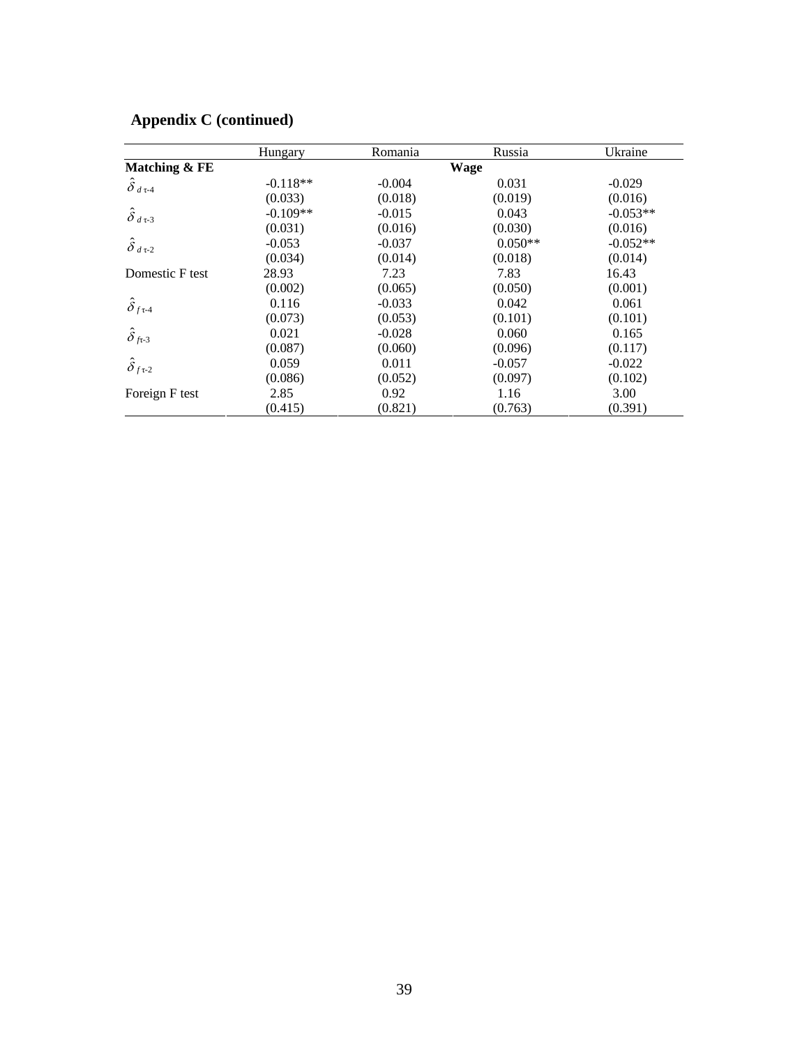## Appendix C (continued)

| | Hungary | Romania | Russia | Ukraine |
|---|---|---|---|---|
| **Matching & FE** | | | **Wage** | |
| $\hat{\delta}_{d\,\tau\text{-}4}$ | -0.118** | -0.004 | 0.031 | -0.029 |
| | (0.033) | (0.018) | (0.019) | (0.016) |
| $\hat{\delta}_{d\,\tau\text{-}3}$ | -0.109** | -0.015 | 0.043 | -0.053** |
| | (0.031) | (0.016) | (0.030) | (0.016) |
| $\hat{\delta}_{d\,\tau\text{-}2}$ | -0.053 | -0.037 | 0.050** | -0.052** |
| | (0.034) | (0.014) | (0.018) | (0.014) |
| Domestic F test | 28.93 | 7.23 | 7.83 | 16.43 |
| | (0.002) | (0.065) | (0.050) | (0.001) |
| $\hat{\delta}_{f\,\tau\text{-}4}$ | 0.116 | -0.033 | 0.042 | 0.061 |
| | (0.073) | (0.053) | (0.101) | (0.101) |
| $\hat{\delta}_{f\tau\text{-}3}$ | 0.021 | -0.028 | 0.060 | 0.165 |
| | (0.087) | (0.060) | (0.096) | (0.117) |
| $\hat{\delta}_{f\,\tau\text{-}2}$ | 0.059 | 0.011 | -0.057 | -0.022 |
| | (0.086) | (0.052) | (0.097) | (0.102) |
| Foreign F test | 2.85 | 0.92 | 1.16 | 3.00 |
| | (0.415) | (0.821) | (0.763) | (0.391) |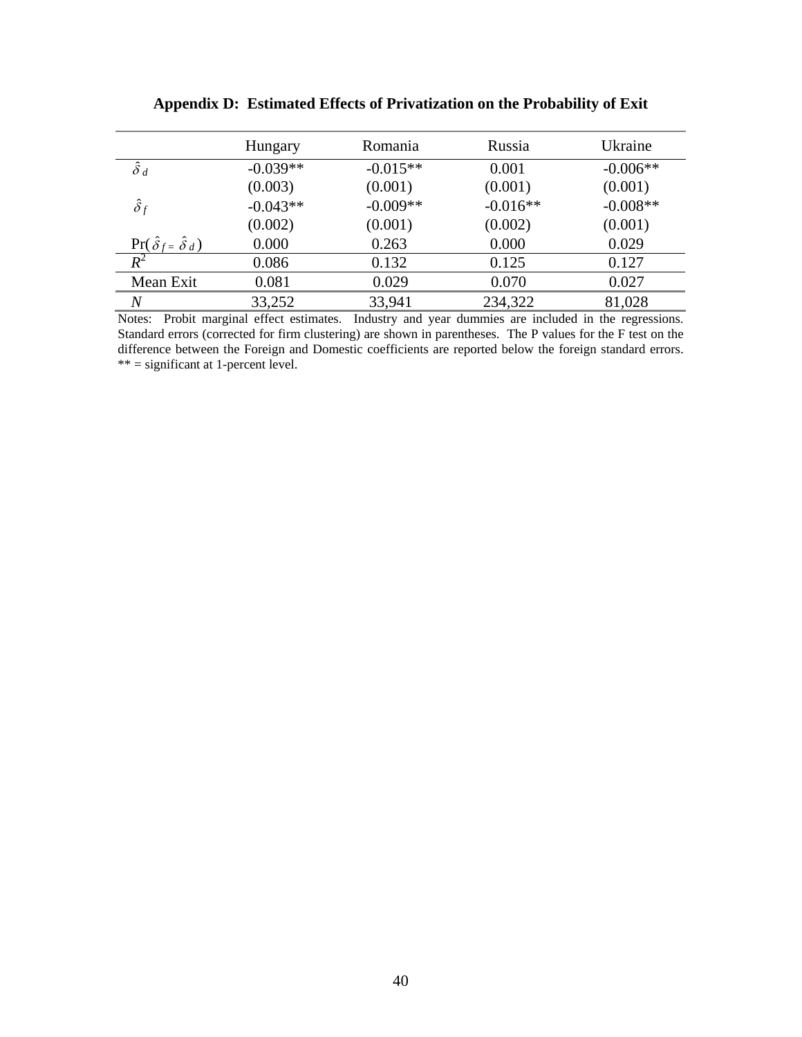**Appendix D: Estimated Effects of Privatization on the Probability of Exit**

| | Hungary | Romania | Russia | Ukraine |
|---|---|---|---|---|
| $\hat{\delta}_d$ | -0.039** | -0.015** | 0.001 | -0.006** |
| | (0.003) | (0.001) | (0.001) | (0.001) |
| $\hat{\delta}_f$ | -0.043** | -0.009** | -0.016** | -0.008** |
| | (0.002) | (0.001) | (0.002) | (0.001) |
| $\Pr(\hat{\delta}_f = \hat{\delta}_d)$ | 0.000 | 0.263 | 0.000 | 0.029 |
| $R^2$ | 0.086 | 0.132 | 0.125 | 0.127 |
| Mean Exit | 0.081 | 0.029 | 0.070 | 0.027 |
| *N* | 33,252 | 33,941 | 234,322 | 81,028 |

Notes: Probit marginal effect estimates. Industry and year dummies are included in the regressions. Standard errors (corrected for firm clustering) are shown in parentheses. The P values for the F test on the difference between the Foreign and Domestic coefficients are reported below the foreign standard errors. ** = significant at 1-percent level.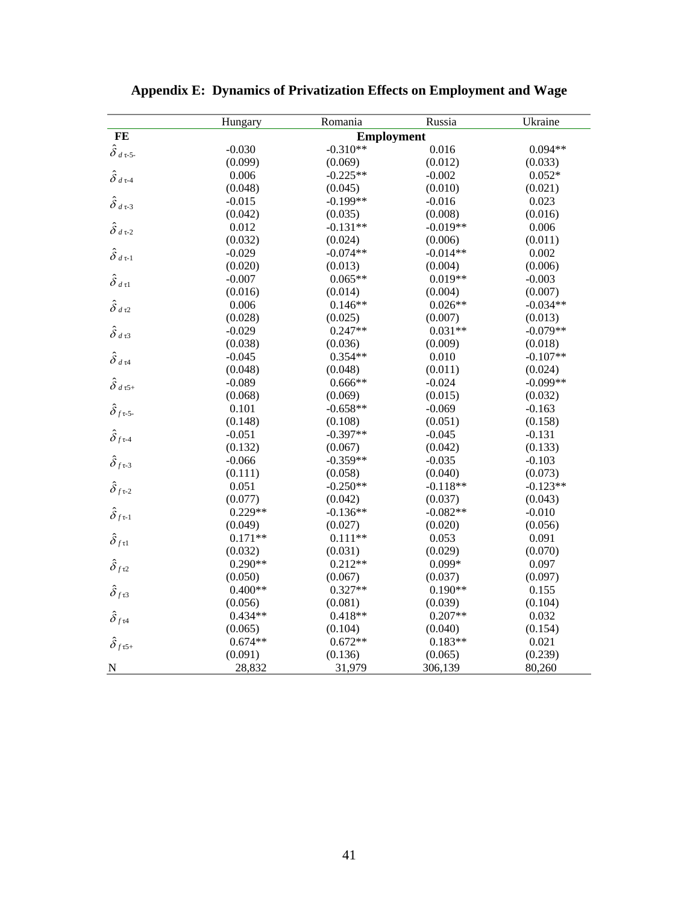## Appendix E: Dynamics of Privatization Effects on Employment and Wage

| | Hungary | Romania | Russia | Ukraine |
|---|---|---|---|---|
| **FE** | | **Employment** | | |
| $\hat{\delta}_{d\,\tau\text{-}5\text{-}}$ | -0.030 | -0.310** | 0.016 | 0.094** |
| | (0.099) | (0.069) | (0.012) | (0.033) |
| $\hat{\delta}_{d\,\tau\text{-}4}$ | 0.006 | -0.225** | -0.002 | 0.052* |
| | (0.048) | (0.045) | (0.010) | (0.021) |
| $\hat{\delta}_{d\,\tau\text{-}3}$ | -0.015 | -0.199** | -0.016 | 0.023 |
| | (0.042) | (0.035) | (0.008) | (0.016) |
| $\hat{\delta}_{d\,\tau\text{-}2}$ | 0.012 | -0.131** | -0.019** | 0.006 |
| | (0.032) | (0.024) | (0.006) | (0.011) |
| $\hat{\delta}_{d\,\tau\text{-}1}$ | -0.029 | -0.074** | -0.014** | 0.002 |
| | (0.020) | (0.013) | (0.004) | (0.006) |
| $\hat{\delta}_{d\,\tau 1}$ | -0.007 | 0.065** | 0.019** | -0.003 |
| | (0.016) | (0.014) | (0.004) | (0.007) |
| $\hat{\delta}_{d\,\tau 2}$ | 0.006 | 0.146** | 0.026** | -0.034** |
| | (0.028) | (0.025) | (0.007) | (0.013) |
| $\hat{\delta}_{d\,\tau 3}$ | -0.029 | 0.247** | 0.031** | -0.079** |
| | (0.038) | (0.036) | (0.009) | (0.018) |
| $\hat{\delta}_{d\,\tau 4}$ | -0.045 | 0.354** | 0.010 | -0.107** |
| | (0.048) | (0.048) | (0.011) | (0.024) |
| $\hat{\delta}_{d\,\tau 5+}$ | -0.089 | 0.666** | -0.024 | -0.099** |
| | (0.068) | (0.069) | (0.015) | (0.032) |
| $\hat{\delta}_{f\,\tau\text{-}5\text{-}}$ | 0.101 | -0.658** | -0.069 | -0.163 |
| | (0.148) | (0.108) | (0.051) | (0.158) |
| $\hat{\delta}_{f\,\tau\text{-}4}$ | -0.051 | -0.397** | -0.045 | -0.131 |
| | (0.132) | (0.067) | (0.042) | (0.133) |
| $\hat{\delta}_{f\,\tau\text{-}3}$ | -0.066 | -0.359** | -0.035 | -0.103 |
| | (0.111) | (0.058) | (0.040) | (0.073) |
| $\hat{\delta}_{f\,\tau\text{-}2}$ | 0.051 | -0.250** | -0.118** | -0.123** |
| | (0.077) | (0.042) | (0.037) | (0.043) |
| $\hat{\delta}_{f\,\tau\text{-}1}$ | 0.229** | -0.136** | -0.082** | -0.010 |
| | (0.049) | (0.027) | (0.020) | (0.056) |
| $\hat{\delta}_{f\,\tau 1}$ | 0.171** | 0.111** | 0.053 | 0.091 |
| | (0.032) | (0.031) | (0.029) | (0.070) |
| $\hat{\delta}_{f\,\tau 2}$ | 0.290** | 0.212** | 0.099* | 0.097 |
| | (0.050) | (0.067) | (0.037) | (0.097) |
| $\hat{\delta}_{f\,\tau 3}$ | 0.400** | 0.327** | 0.190** | 0.155 |
| | (0.056) | (0.081) | (0.039) | (0.104) |
| $\hat{\delta}_{f\,\tau 4}$ | 0.434** | 0.418** | 0.207** | 0.032 |
| | (0.065) | (0.104) | (0.040) | (0.154) |
| $\hat{\delta}_{f\,\tau 5+}$ | 0.674** | 0.672** | 0.183** | 0.021 |
| | (0.091) | (0.136) | (0.065) | (0.239) |
| N | 28,832 | 31,979 | 306,139 | 80,260 |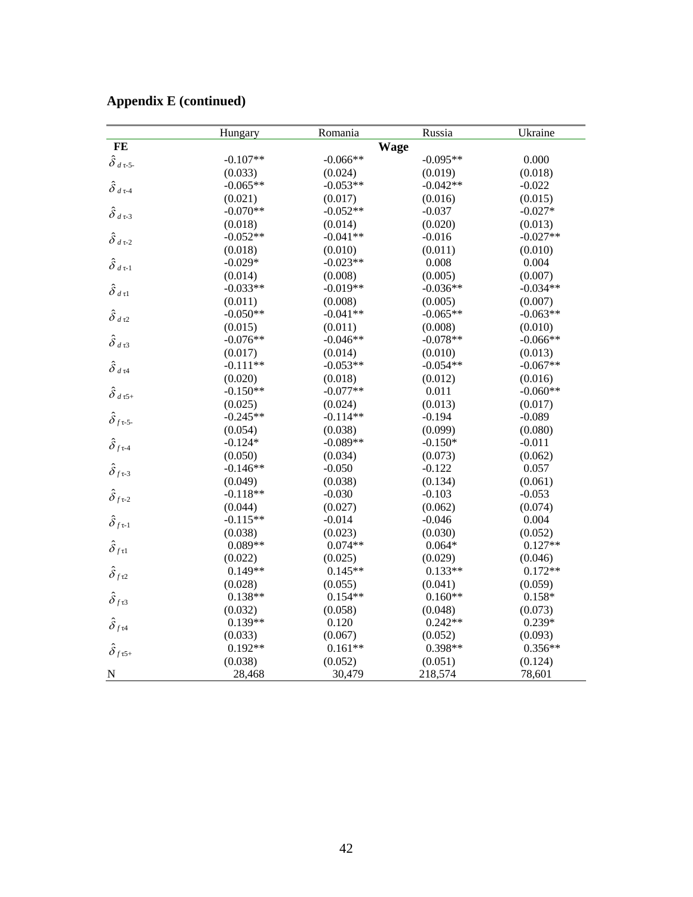## Appendix E (continued)

| | Hungary | Romania | Russia | Ukraine |
|---|---|---|---|---|
| **FE** | | **Wage** | | |
| $\hat{\delta}_{d\,\tau\text{-}5\text{-}}$ | -0.107** | -0.066** | -0.095** | 0.000 |
| | (0.033) | (0.024) | (0.019) | (0.018) |
| $\hat{\delta}_{d\,\tau\text{-}4}$ | -0.065** | -0.053** | -0.042** | -0.022 |
| | (0.021) | (0.017) | (0.016) | (0.015) |
| $\hat{\delta}_{d\,\tau\text{-}3}$ | -0.070** | -0.052** | -0.037 | -0.027* |
| | (0.018) | (0.014) | (0.020) | (0.013) |
| $\hat{\delta}_{d\,\tau\text{-}2}$ | -0.052** | -0.041** | -0.016 | -0.027** |
| | (0.018) | (0.010) | (0.011) | (0.010) |
| $\hat{\delta}_{d\,\tau\text{-}1}$ | -0.029* | -0.023** | 0.008 | 0.004 |
| | (0.014) | (0.008) | (0.005) | (0.007) |
| $\hat{\delta}_{d\,\tau 1}$ | -0.033** | -0.019** | -0.036** | -0.034** |
| | (0.011) | (0.008) | (0.005) | (0.007) |
| $\hat{\delta}_{d\,\tau 2}$ | -0.050** | -0.041** | -0.065** | -0.063** |
| | (0.015) | (0.011) | (0.008) | (0.010) |
| $\hat{\delta}_{d\,\tau 3}$ | -0.076** | -0.046** | -0.078** | -0.066** |
| | (0.017) | (0.014) | (0.010) | (0.013) |
| $\hat{\delta}_{d\,\tau 4}$ | -0.111** | -0.053** | -0.054** | -0.067** |
| | (0.020) | (0.018) | (0.012) | (0.016) |
| $\hat{\delta}_{d\,\tau 5+}$ | -0.150** | -0.077** | 0.011 | -0.060** |
| | (0.025) | (0.024) | (0.013) | (0.017) |
| $\hat{\delta}_{f\,\tau\text{-}5\text{-}}$ | -0.245** | -0.114** | -0.194 | -0.089 |
| | (0.054) | (0.038) | (0.099) | (0.080) |
| $\hat{\delta}_{f\,\tau\text{-}4}$ | -0.124* | -0.089** | -0.150* | -0.011 |
| | (0.050) | (0.034) | (0.073) | (0.062) |
| $\hat{\delta}_{f\,\tau\text{-}3}$ | -0.146** | -0.050 | -0.122 | 0.057 |
| | (0.049) | (0.038) | (0.134) | (0.061) |
| $\hat{\delta}_{f\,\tau\text{-}2}$ | -0.118** | -0.030 | -0.103 | -0.053 |
| | (0.044) | (0.027) | (0.062) | (0.074) |
| $\hat{\delta}_{f\,\tau\text{-}1}$ | -0.115** | -0.014 | -0.046 | 0.004 |
| | (0.038) | (0.023) | (0.030) | (0.052) |
| $\hat{\delta}_{f\,\tau 1}$ | 0.089** | 0.074** | 0.064* | 0.127** |
| | (0.022) | (0.025) | (0.029) | (0.046) |
| $\hat{\delta}_{f\,\tau 2}$ | 0.149** | 0.145** | 0.133** | 0.172** |
| | (0.028) | (0.055) | (0.041) | (0.059) |
| $\hat{\delta}_{f\,\tau 3}$ | 0.138** | 0.154** | 0.160** | 0.158* |
| | (0.032) | (0.058) | (0.048) | (0.073) |
| $\hat{\delta}_{f\,\tau 4}$ | 0.139** | 0.120 | 0.242** | 0.239* |
| | (0.033) | (0.067) | (0.052) | (0.093) |
| $\hat{\delta}_{f\,\tau 5+}$ | 0.192** | 0.161** | 0.398** | 0.356** |
| | (0.038) | (0.052) | (0.051) | (0.124) |
| N | 28,468 | 30,479 | 218,574 | 78,601 |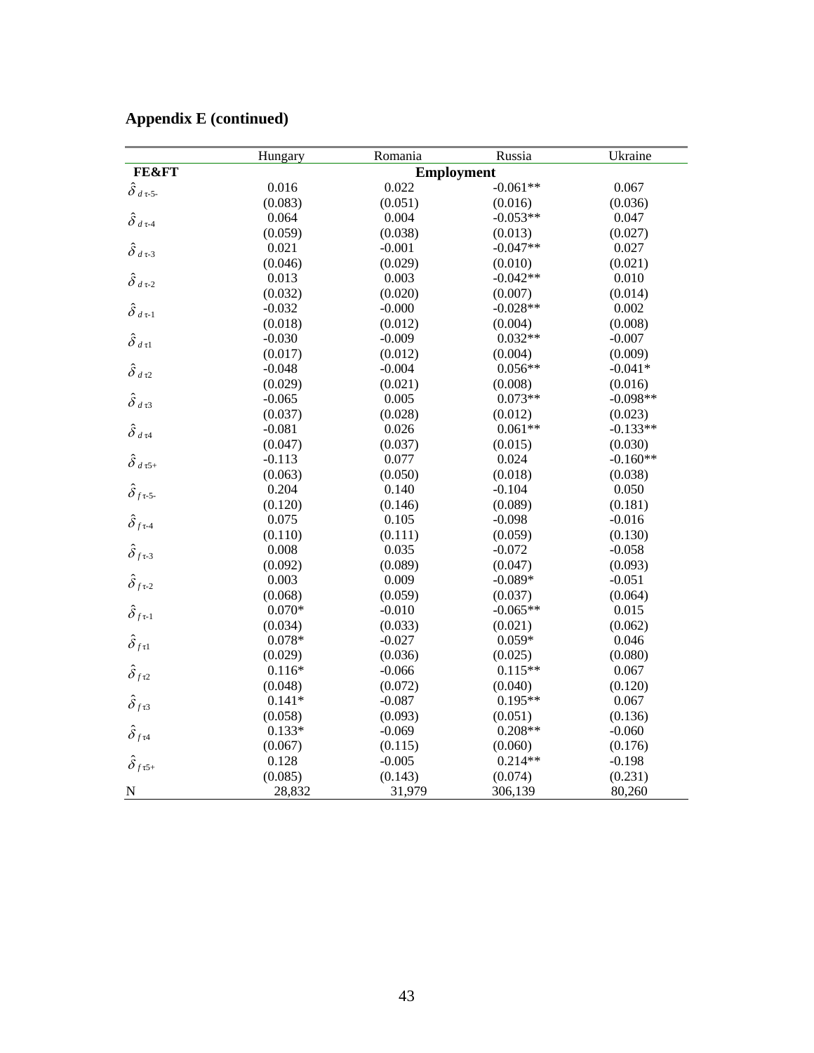## Appendix E (continued)

| | Hungary | Romania | Russia | Ukraine |
|---|---|---|---|---|
| **FE&FT** | | **Employment** | | |
| $\hat{\delta}_{d\,\tau\text{-}5\text{-}}$ | 0.016 | 0.022 | -0.061** | 0.067 |
| | (0.083) | (0.051) | (0.016) | (0.036) |
| $\hat{\delta}_{d\,\tau\text{-}4}$ | 0.064 | 0.004 | -0.053** | 0.047 |
| | (0.059) | (0.038) | (0.013) | (0.027) |
| $\hat{\delta}_{d\,\tau\text{-}3}$ | 0.021 | -0.001 | -0.047** | 0.027 |
| | (0.046) | (0.029) | (0.010) | (0.021) |
| $\hat{\delta}_{d\,\tau\text{-}2}$ | 0.013 | 0.003 | -0.042** | 0.010 |
| | (0.032) | (0.020) | (0.007) | (0.014) |
| $\hat{\delta}_{d\,\tau\text{-}1}$ | -0.032 | -0.000 | -0.028** | 0.002 |
| | (0.018) | (0.012) | (0.004) | (0.008) |
| $\hat{\delta}_{d\,\tau 1}$ | -0.030 | -0.009 | 0.032** | -0.007 |
| | (0.017) | (0.012) | (0.004) | (0.009) |
| $\hat{\delta}_{d\,\tau 2}$ | -0.048 | -0.004 | 0.056** | -0.041* |
| | (0.029) | (0.021) | (0.008) | (0.016) |
| $\hat{\delta}_{d\,\tau 3}$ | -0.065 | 0.005 | 0.073** | -0.098** |
| | (0.037) | (0.028) | (0.012) | (0.023) |
| $\hat{\delta}_{d\,\tau 4}$ | -0.081 | 0.026 | 0.061** | -0.133** |
| | (0.047) | (0.037) | (0.015) | (0.030) |
| $\hat{\delta}_{d\,\tau 5+}$ | -0.113 | 0.077 | 0.024 | -0.160** |
| | (0.063) | (0.050) | (0.018) | (0.038) |
| $\hat{\delta}_{f\,\tau\text{-}5\text{-}}$ | 0.204 | 0.140 | -0.104 | 0.050 |
| | (0.120) | (0.146) | (0.089) | (0.181) |
| $\hat{\delta}_{f\,\tau\text{-}4}$ | 0.075 | 0.105 | -0.098 | -0.016 |
| | (0.110) | (0.111) | (0.059) | (0.130) |
| $\hat{\delta}_{f\,\tau\text{-}3}$ | 0.008 | 0.035 | -0.072 | -0.058 |
| | (0.092) | (0.089) | (0.047) | (0.093) |
| $\hat{\delta}_{f\,\tau\text{-}2}$ | 0.003 | 0.009 | -0.089* | -0.051 |
| | (0.068) | (0.059) | (0.037) | (0.064) |
| $\hat{\delta}_{f\,\tau\text{-}1}$ | 0.070* | -0.010 | -0.065** | 0.015 |
| | (0.034) | (0.033) | (0.021) | (0.062) |
| $\hat{\delta}_{f\,\tau 1}$ | 0.078* | -0.027 | 0.059* | 0.046 |
| | (0.029) | (0.036) | (0.025) | (0.080) |
| $\hat{\delta}_{f\,\tau 2}$ | 0.116* | -0.066 | 0.115** | 0.067 |
| | (0.048) | (0.072) | (0.040) | (0.120) |
| $\hat{\delta}_{f\,\tau 3}$ | 0.141* | -0.087 | 0.195** | 0.067 |
| | (0.058) | (0.093) | (0.051) | (0.136) |
| $\hat{\delta}_{f\,\tau 4}$ | 0.133* | -0.069 | 0.208** | -0.060 |
| | (0.067) | (0.115) | (0.060) | (0.176) |
| $\hat{\delta}_{f\,\tau 5+}$ | 0.128 | -0.005 | 0.214** | -0.198 |
| | (0.085) | (0.143) | (0.074) | (0.231) |
| N | 28,832 | 31,979 | 306,139 | 80,260 |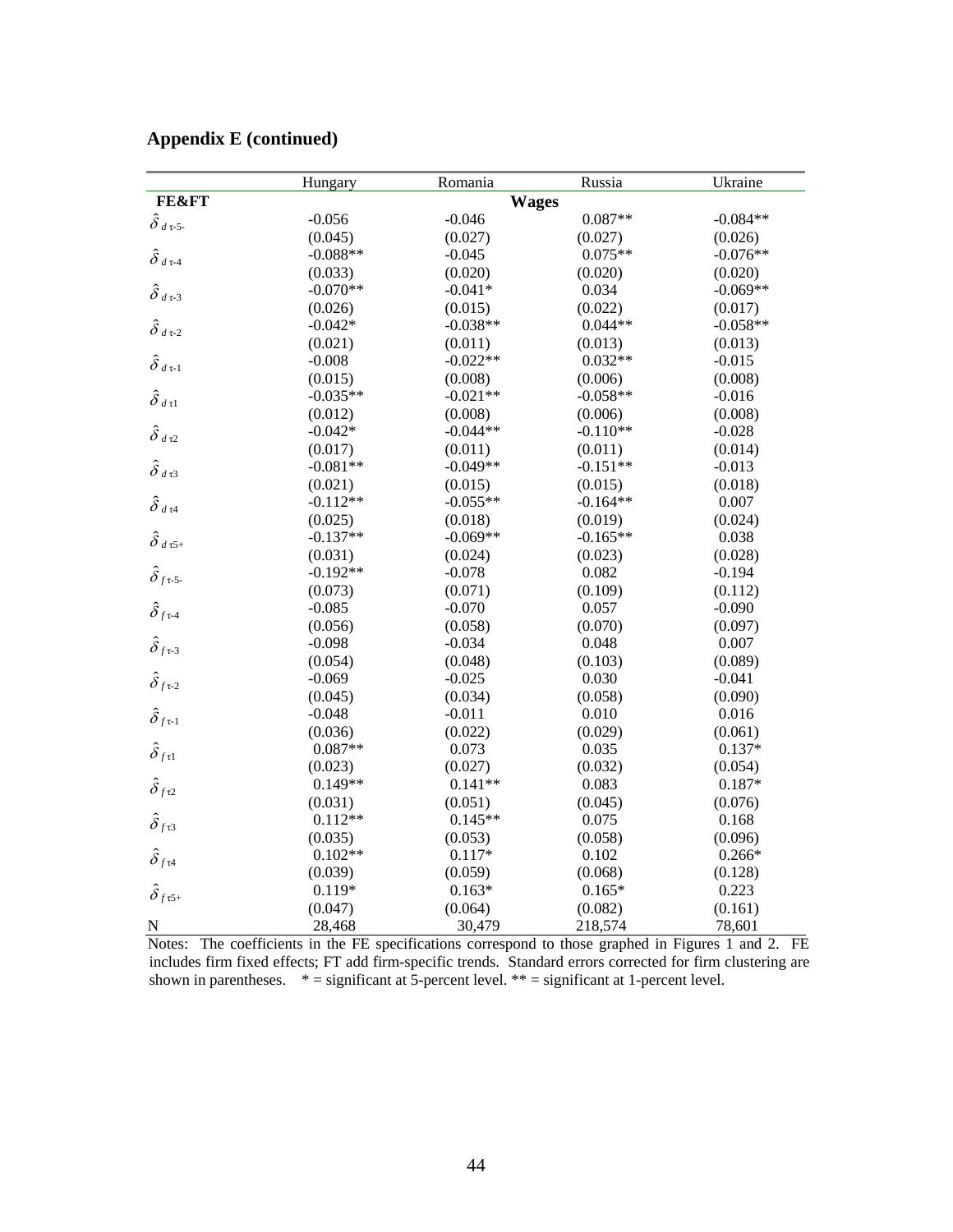## Appendix E (continued)

| | Hungary | Romania | Russia | Ukraine |
|---|---|---|---|---|
| **FE&FT** | | **Wages** | | |
| $\hat{\delta}_{d\,\tau\text{-}5\text{-}}$ | -0.056 | -0.046 | 0.087** | -0.084** |
| | (0.045) | (0.027) | (0.027) | (0.026) |
| $\hat{\delta}_{d\,\tau\text{-}4}$ | -0.088** | -0.045 | 0.075** | -0.076** |
| | (0.033) | (0.020) | (0.020) | (0.020) |
| $\hat{\delta}_{d\,\tau\text{-}3}$ | -0.070** | -0.041* | 0.034 | -0.069** |
| | (0.026) | (0.015) | (0.022) | (0.017) |
| $\hat{\delta}_{d\,\tau\text{-}2}$ | -0.042* | -0.038** | 0.044** | -0.058** |
| | (0.021) | (0.011) | (0.013) | (0.013) |
| $\hat{\delta}_{d\,\tau\text{-}1}$ | -0.008 | -0.022** | 0.032** | -0.015 |
| | (0.015) | (0.008) | (0.006) | (0.008) |
| $\hat{\delta}_{d\,\tau 1}$ | -0.035** | -0.021** | -0.058** | -0.016 |
| | (0.012) | (0.008) | (0.006) | (0.008) |
| $\hat{\delta}_{d\,\tau 2}$ | -0.042* | -0.044** | -0.110** | -0.028 |
| | (0.017) | (0.011) | (0.011) | (0.014) |
| $\hat{\delta}_{d\,\tau 3}$ | -0.081** | -0.049** | -0.151** | -0.013 |
| | (0.021) | (0.015) | (0.015) | (0.018) |
| $\hat{\delta}_{d\,\tau 4}$ | -0.112** | -0.055** | -0.164** | 0.007 |
| | (0.025) | (0.018) | (0.019) | (0.024) |
| $\hat{\delta}_{d\,\tau 5+}$ | -0.137** | -0.069** | -0.165** | 0.038 |
| | (0.031) | (0.024) | (0.023) | (0.028) |
| $\hat{\delta}_{f\,\tau\text{-}5\text{-}}$ | -0.192** | -0.078 | 0.082 | -0.194 |
| | (0.073) | (0.071) | (0.109) | (0.112) |
| $\hat{\delta}_{f\,\tau\text{-}4}$ | -0.085 | -0.070 | 0.057 | -0.090 |
| | (0.056) | (0.058) | (0.070) | (0.097) |
| $\hat{\delta}_{f\,\tau\text{-}3}$ | -0.098 | -0.034 | 0.048 | 0.007 |
| | (0.054) | (0.048) | (0.103) | (0.089) |
| $\hat{\delta}_{f\,\tau\text{-}2}$ | -0.069 | -0.025 | 0.030 | -0.041 |
| | (0.045) | (0.034) | (0.058) | (0.090) |
| $\hat{\delta}_{f\,\tau\text{-}1}$ | -0.048 | -0.011 | 0.010 | 0.016 |
| | (0.036) | (0.022) | (0.029) | (0.061) |
| $\hat{\delta}_{f\,\tau 1}$ | 0.087** | 0.073 | 0.035 | 0.137* |
| | (0.023) | (0.027) | (0.032) | (0.054) |
| $\hat{\delta}_{f\,\tau 2}$ | 0.149** | 0.141** | 0.083 | 0.187* |
| | (0.031) | (0.051) | (0.045) | (0.076) |
| $\hat{\delta}_{f\,\tau 3}$ | 0.112** | 0.145** | 0.075 | 0.168 |
| | (0.035) | (0.053) | (0.058) | (0.096) |
| $\hat{\delta}_{f\,\tau 4}$ | 0.102** | 0.117* | 0.102 | 0.266* |
| | (0.039) | (0.059) | (0.068) | (0.128) |
| $\hat{\delta}_{f\,\tau 5+}$ | 0.119* | 0.163* | 0.165* | 0.223 |
| | (0.047) | (0.064) | (0.082) | (0.161) |
| N | 28,468 | 30,479 | 218,574 | 78,601 |

Notes: The coefficients in the FE specifications correspond to those graphed in Figures 1 and 2. FE includes firm fixed effects; FT add firm-specific trends. Standard errors corrected for firm clustering are shown in parentheses. * = significant at 5-percent level. ** = significant at 1-percent level.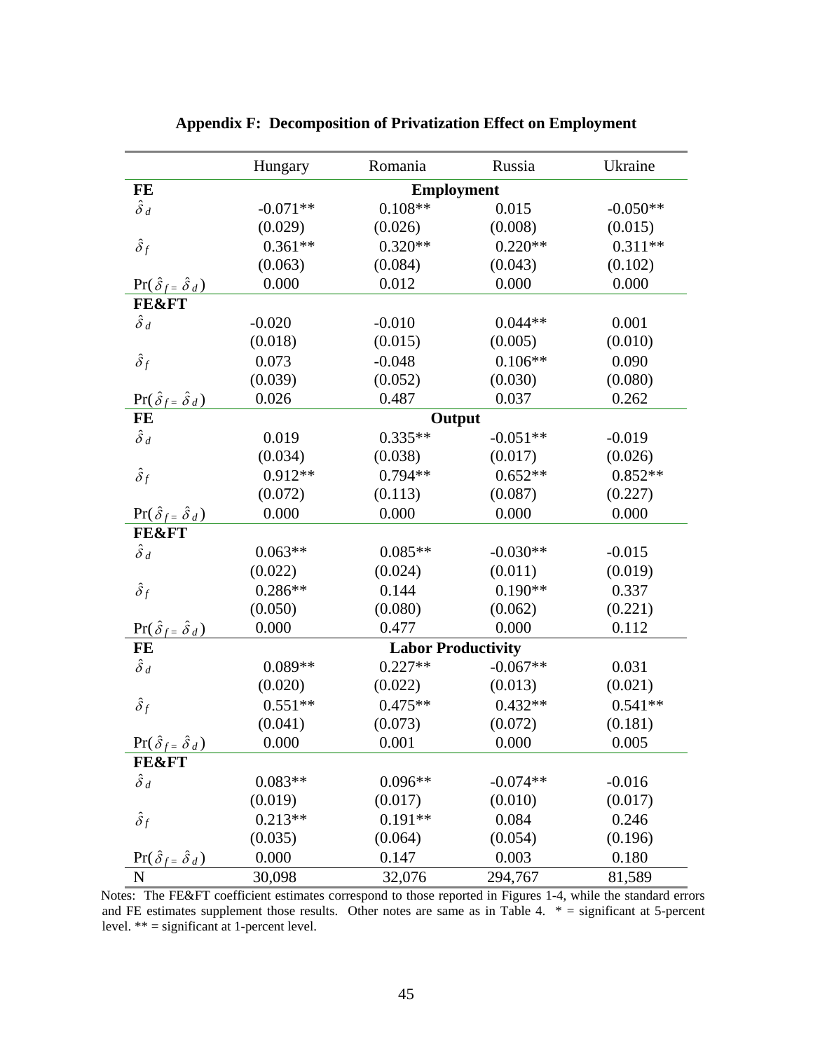## Appendix F: Decomposition of Privatization Effect on Employment

| | Hungary | Romania | Russia | Ukraine |
|---|---|---|---|---|
| **FE** | | **Employment** | | |
| $\hat{\delta}_d$ | -0.071** | 0.108** | 0.015 | -0.050** |
| | (0.029) | (0.026) | (0.008) | (0.015) |
| $\hat{\delta}_f$ | 0.361** | 0.320** | 0.220** | 0.311** |
| | (0.063) | (0.084) | (0.043) | (0.102) |
| $\Pr(\hat{\delta}_f = \hat{\delta}_d)$ | 0.000 | 0.012 | 0.000 | 0.000 |
| **FE&FT** | | | | |
| $\hat{\delta}_d$ | -0.020 | -0.010 | 0.044** | 0.001 |
| | (0.018) | (0.015) | (0.005) | (0.010) |
| $\hat{\delta}_f$ | 0.073 | -0.048 | 0.106** | 0.090 |
| | (0.039) | (0.052) | (0.030) | (0.080) |
| $\Pr(\hat{\delta}_f = \hat{\delta}_d)$ | 0.026 | 0.487 | 0.037 | 0.262 |
| **FE** | | **Output** | | |
| $\hat{\delta}_d$ | 0.019 | 0.335** | -0.051** | -0.019 |
| | (0.034) | (0.038) | (0.017) | (0.026) |
| $\hat{\delta}_f$ | 0.912** | 0.794** | 0.652** | 0.852** |
| | (0.072) | (0.113) | (0.087) | (0.227) |
| $\Pr(\hat{\delta}_f = \hat{\delta}_d)$ | 0.000 | 0.000 | 0.000 | 0.000 |
| **FE&FT** | | | | |
| $\hat{\delta}_d$ | 0.063** | 0.085** | -0.030** | -0.015 |
| | (0.022) | (0.024) | (0.011) | (0.019) |
| $\hat{\delta}_f$ | 0.286** | 0.144 | 0.190** | 0.337 |
| | (0.050) | (0.080) | (0.062) | (0.221) |
| $\Pr(\hat{\delta}_f = \hat{\delta}_d)$ | 0.000 | 0.477 | 0.000 | 0.112 |
| **FE** | | **Labor Productivity** | | |
| $\hat{\delta}_d$ | 0.089** | 0.227** | -0.067** | 0.031 |
| | (0.020) | (0.022) | (0.013) | (0.021) |
| $\hat{\delta}_f$ | 0.551** | 0.475** | 0.432** | 0.541** |
| | (0.041) | (0.073) | (0.072) | (0.181) |
| $\Pr(\hat{\delta}_f = \hat{\delta}_d)$ | 0.000 | 0.001 | 0.000 | 0.005 |
| **FE&FT** | | | | |
| $\hat{\delta}_d$ | 0.083** | 0.096** | -0.074** | -0.016 |
| | (0.019) | (0.017) | (0.010) | (0.017) |
| $\hat{\delta}_f$ | 0.213** | 0.191** | 0.084 | 0.246 |
| | (0.035) | (0.064) | (0.054) | (0.196) |
| $\Pr(\hat{\delta}_f = \hat{\delta}_d)$ | 0.000 | 0.147 | 0.003 | 0.180 |
| N | 30,098 | 32,076 | 294,767 | 81,589 |

Notes: The FE&FT coefficient estimates correspond to those reported in Figures 1-4, while the standard errors and FE estimates supplement those results. Other notes are same as in Table 4. * = significant at 5-percent level. ** = significant at 1-percent level.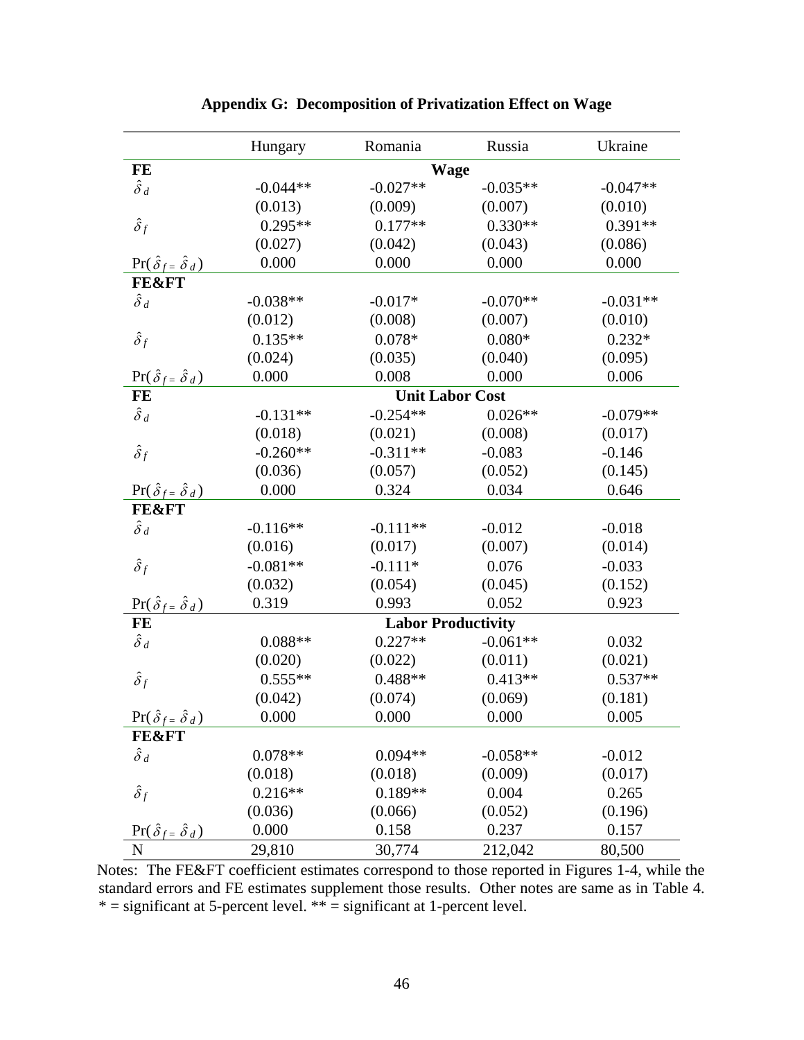## Appendix G: Decomposition of Privatization Effect on Wage

| | Hungary | Romania | Russia | Ukraine |
|---|---|---|---|---|
| **FE** | | **Wage** | | |
| $\hat{\delta}_d$ | -0.044** | -0.027** | -0.035** | -0.047** |
| | (0.013) | (0.009) | (0.007) | (0.010) |
| $\hat{\delta}_f$ | 0.295** | 0.177** | 0.330** | 0.391** |
| | (0.027) | (0.042) | (0.043) | (0.086) |
| $\Pr(\hat{\delta}_f = \hat{\delta}_d)$ | 0.000 | 0.000 | 0.000 | 0.000 |
| **FE&FT** | | | | |
| $\hat{\delta}_d$ | -0.038** | -0.017* | -0.070** | -0.031** |
| | (0.012) | (0.008) | (0.007) | (0.010) |
| $\hat{\delta}_f$ | 0.135** | 0.078* | 0.080* | 0.232* |
| | (0.024) | (0.035) | (0.040) | (0.095) |
| $\Pr(\hat{\delta}_f = \hat{\delta}_d)$ | 0.000 | 0.008 | 0.000 | 0.006 |
| **FE** | | **Unit Labor Cost** | | |
| $\hat{\delta}_d$ | -0.131** | -0.254** | 0.026** | -0.079** |
| | (0.018) | (0.021) | (0.008) | (0.017) |
| $\hat{\delta}_f$ | -0.260** | -0.311** | -0.083 | -0.146 |
| | (0.036) | (0.057) | (0.052) | (0.145) |
| $\Pr(\hat{\delta}_f = \hat{\delta}_d)$ | 0.000 | 0.324 | 0.034 | 0.646 |
| **FE&FT** | | | | |
| $\hat{\delta}_d$ | -0.116** | -0.111** | -0.012 | -0.018 |
| | (0.016) | (0.017) | (0.007) | (0.014) |
| $\hat{\delta}_f$ | -0.081** | -0.111* | 0.076 | -0.033 |
| | (0.032) | (0.054) | (0.045) | (0.152) |
| $\Pr(\hat{\delta}_f = \hat{\delta}_d)$ | 0.319 | 0.993 | 0.052 | 0.923 |
| **FE** | | **Labor Productivity** | | |
| $\hat{\delta}_d$ | 0.088** | 0.227** | -0.061** | 0.032 |
| | (0.020) | (0.022) | (0.011) | (0.021) |
| $\hat{\delta}_f$ | 0.555** | 0.488** | 0.413** | 0.537** |
| | (0.042) | (0.074) | (0.069) | (0.181) |
| $\Pr(\hat{\delta}_f = \hat{\delta}_d)$ | 0.000 | 0.000 | 0.000 | 0.005 |
| **FE&FT** | | | | |
| $\hat{\delta}_d$ | 0.078** | 0.094** | -0.058** | -0.012 |
| | (0.018) | (0.018) | (0.009) | (0.017) |
| $\hat{\delta}_f$ | 0.216** | 0.189** | 0.004 | 0.265 |
| | (0.036) | (0.066) | (0.052) | (0.196) |
| $\Pr(\hat{\delta}_f = \hat{\delta}_d)$ | 0.000 | 0.158 | 0.237 | 0.157 |
| N | 29,810 | 30,774 | 212,042 | 80,500 |

Notes: The FE&FT coefficient estimates correspond to those reported in Figures 1-4, while the standard errors and FE estimates supplement those results. Other notes are same as in Table 4. * = significant at 5-percent level. ** = significant at 1-percent level.